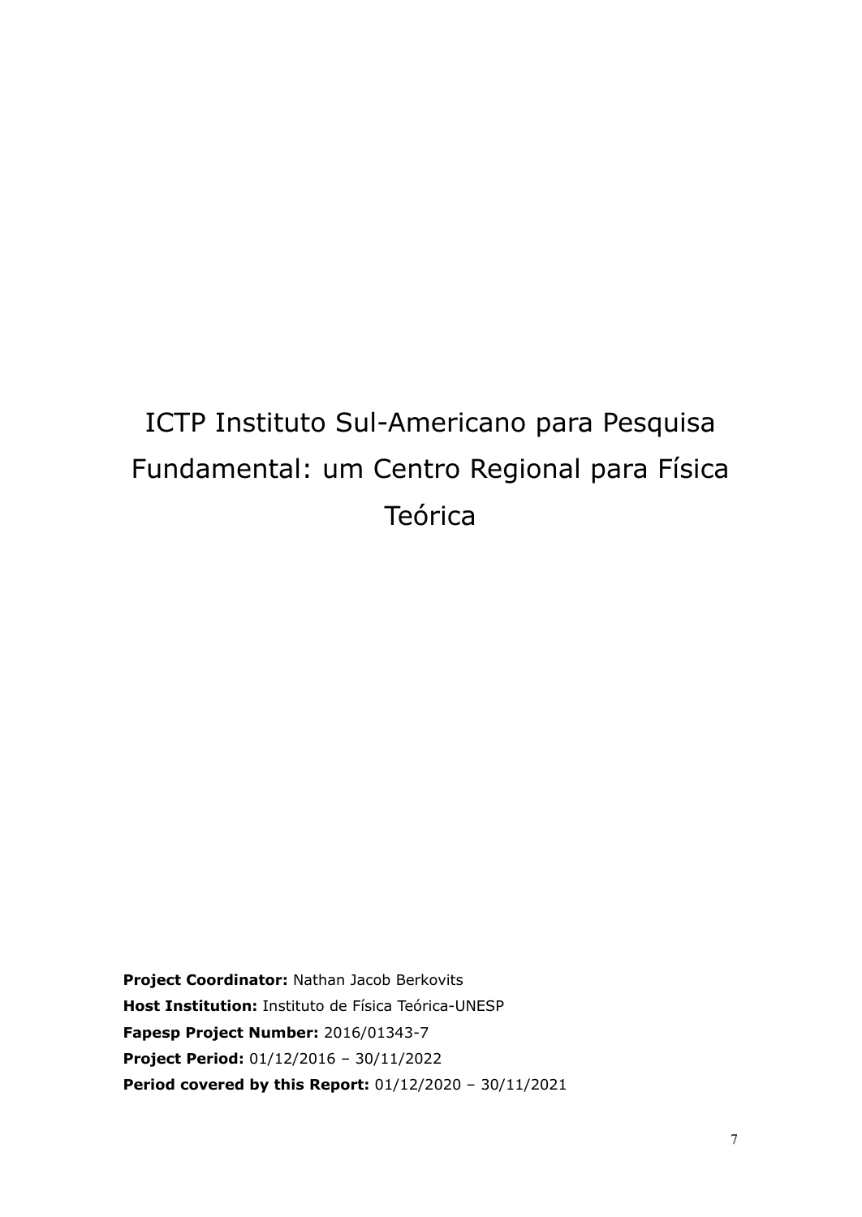# ICTP Instituto Sul-Americano para Pesquisa Fundamental: um Centro Regional para Física Teórica

**Project Coordinator:** Nathan Jacob Berkovits  
**Host Institution:** Instituto de Física Teórica-UNESP  
**Fapesp Project Number:** 2016/01343-7  
**Project Period:** 01/12/2016 – 30/11/2022  
**Period covered by this Report:** 01/12/2020 – 30/11/2021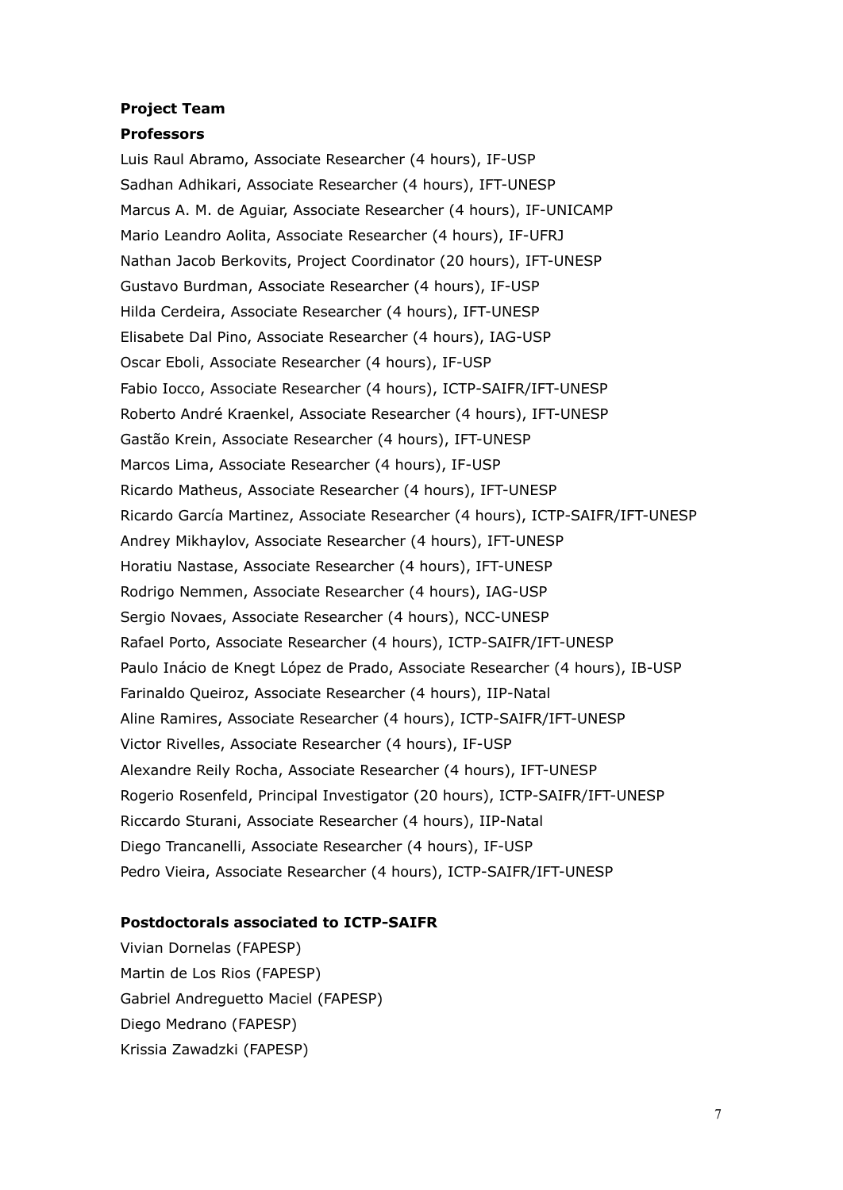**Project Team**

**Professors**

Luis Raul Abramo, Associate Researcher (4 hours), IF-USP
Sadhan Adhikari, Associate Researcher (4 hours), IFT-UNESP
Marcus A. M. de Aguiar, Associate Researcher (4 hours), IF-UNICAMP
Mario Leandro Aolita, Associate Researcher (4 hours), IF-UFRJ
Nathan Jacob Berkovits, Project Coordinator (20 hours), IFT-UNESP
Gustavo Burdman, Associate Researcher (4 hours), IF-USP
Hilda Cerdeira, Associate Researcher (4 hours), IFT-UNESP
Elisabete Dal Pino, Associate Researcher (4 hours), IAG-USP
Oscar Eboli, Associate Researcher (4 hours), IF-USP
Fabio Iocco, Associate Researcher (4 hours), ICTP-SAIFR/IFT-UNESP
Roberto André Kraenkel, Associate Researcher (4 hours), IFT-UNESP
Gastão Krein, Associate Researcher (4 hours), IFT-UNESP
Marcos Lima, Associate Researcher (4 hours), IF-USP
Ricardo Matheus, Associate Researcher (4 hours), IFT-UNESP
Ricardo García Martinez, Associate Researcher (4 hours), ICTP-SAIFR/IFT-UNESP
Andrey Mikhaylov, Associate Researcher (4 hours), IFT-UNESP
Horatiu Nastase, Associate Researcher (4 hours), IFT-UNESP
Rodrigo Nemmen, Associate Researcher (4 hours), IAG-USP
Sergio Novaes, Associate Researcher (4 hours), NCC-UNESP
Rafael Porto, Associate Researcher (4 hours), ICTP-SAIFR/IFT-UNESP
Paulo Inácio de Knegt López de Prado, Associate Researcher (4 hours), IB-USP
Farinaldo Queiroz, Associate Researcher (4 hours), IIP-Natal
Aline Ramires, Associate Researcher (4 hours), ICTP-SAIFR/IFT-UNESP
Victor Rivelles, Associate Researcher (4 hours), IF-USP
Alexandre Reily Rocha, Associate Researcher (4 hours), IFT-UNESP
Rogerio Rosenfeld, Principal Investigator (20 hours), ICTP-SAIFR/IFT-UNESP
Riccardo Sturani, Associate Researcher (4 hours), IIP-Natal
Diego Trancanelli, Associate Researcher (4 hours), IF-USP
Pedro Vieira, Associate Researcher (4 hours), ICTP-SAIFR/IFT-UNESP

**Postdoctorals associated to ICTP-SAIFR**

Vivian Dornelas (FAPESP)
Martin de Los Rios (FAPESP)
Gabriel Andreguetto Maciel (FAPESP)
Diego Medrano (FAPESP)
Krissia Zawadzki (FAPESP)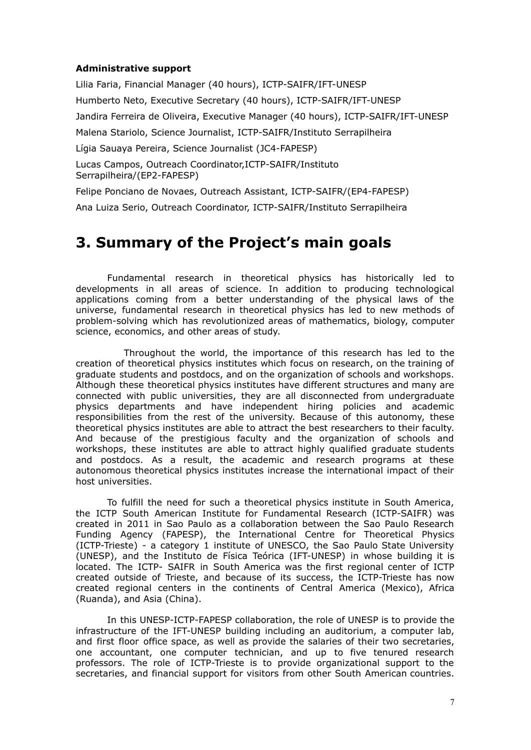**Administrative support**

Lilia Faria, Financial Manager (40 hours), ICTP-SAIFR/IFT-UNESP

Humberto Neto, Executive Secretary (40 hours), ICTP-SAIFR/IFT-UNESP

Jandira Ferreira de Oliveira, Executive Manager (40 hours), ICTP-SAIFR/IFT-UNESP

Malena Stariolo, Science Journalist, ICTP-SAIFR/Instituto Serrapilheira

Lígia Sauaya Pereira, Science Journalist (JC4-FAPESP)

Lucas Campos, Outreach Coordinator,ICTP-SAIFR/Instituto Serrapilheira/(EP2-FAPESP)

Felipe Ponciano de Novaes, Outreach Assistant, ICTP-SAIFR/(EP4-FAPESP)

Ana Luiza Serio, Outreach Coordinator, ICTP-SAIFR/Instituto Serrapilheira

# 3. Summary of the Project's main goals

Fundamental research in theoretical physics has historically led to developments in all areas of science. In addition to producing technological applications coming from a better understanding of the physical laws of the universe, fundamental research in theoretical physics has led to new methods of problem-solving which has revolutionized areas of mathematics, biology, computer science, economics, and other areas of study.

Throughout the world, the importance of this research has led to the creation of theoretical physics institutes which focus on research, on the training of graduate students and postdocs, and on the organization of schools and workshops. Although these theoretical physics institutes have different structures and many are connected with public universities, they are all disconnected from undergraduate physics departments and have independent hiring policies and academic responsibilities from the rest of the university. Because of this autonomy, these theoretical physics institutes are able to attract the best researchers to their faculty. And because of the prestigious faculty and the organization of schools and workshops, these institutes are able to attract highly qualified graduate students and postdocs. As a result, the academic and research programs at these autonomous theoretical physics institutes increase the international impact of their host universities.

To fulfill the need for such a theoretical physics institute in South America, the ICTP South American Institute for Fundamental Research (ICTP-SAIFR) was created in 2011 in Sao Paulo as a collaboration between the Sao Paulo Research Funding Agency (FAPESP), the International Centre for Theoretical Physics (ICTP-Trieste) - a category 1 institute of UNESCO, the Sao Paulo State University (UNESP), and the Instituto de Física Teórica (IFT-UNESP) in whose building it is located. The ICTP- SAIFR in South America was the first regional center of ICTP created outside of Trieste, and because of its success, the ICTP-Trieste has now created regional centers in the continents of Central America (Mexico), Africa (Ruanda), and Asia (China).

In this UNESP-ICTP-FAPESP collaboration, the role of UNESP is to provide the infrastructure of the IFT-UNESP building including an auditorium, a computer lab, and first floor office space, as well as provide the salaries of their two secretaries, one accountant, one computer technician, and up to five tenured research professors. The role of ICTP-Trieste is to provide organizational support to the secretaries, and financial support for visitors from other South American countries.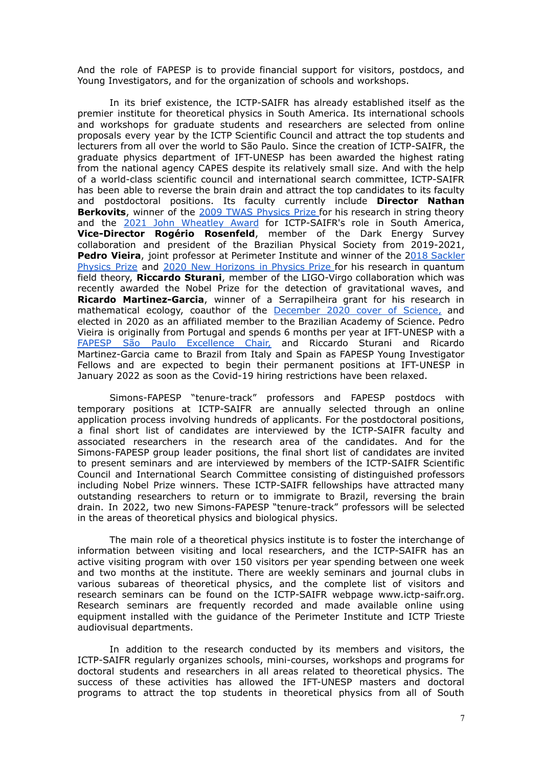And the role of FAPESP is to provide financial support for visitors, postdocs, and Young Investigators, and for the organization of schools and workshops.

In its brief existence, the ICTP-SAIFR has already established itself as the premier institute for theoretical physics in South America. Its international schools and workshops for graduate students and researchers are selected from online proposals every year by the ICTP Scientific Council and attract the top students and lecturers from all over the world to São Paulo. Since the creation of ICTP-SAIFR, the graduate physics department of IFT-UNESP has been awarded the highest rating from the national agency CAPES despite its relatively small size. And with the help of a world-class scientific council and international search committee, ICTP-SAIFR has been able to reverse the brain drain and attract the top candidates to its faculty and postdoctoral positions. Its faculty currently include **Director Nathan Berkovits**, winner of the 2009 TWAS Physics Prize for his research in string theory and the 2021 John Wheatley Award for ICTP-SAIFR's role in South America, **Vice-Director Rogério Rosenfeld**, member of the Dark Energy Survey collaboration and president of the Brazilian Physical Society from 2019-2021, **Pedro Vieira**, joint professor at Perimeter Institute and winner of the 2018 Sackler Physics Prize and 2020 New Horizons in Physics Prize for his research in quantum field theory, **Riccardo Sturani**, member of the LIGO-Virgo collaboration which was recently awarded the Nobel Prize for the detection of gravitational waves, and **Ricardo Martinez-Garcia**, winner of a Serrapilheira grant for his research in mathematical ecology, coauthor of the December 2020 cover of Science, and elected in 2020 as an affiliated member to the Brazilian Academy of Science. Pedro Vieira is originally from Portugal and spends 6 months per year at IFT-UNESP with a FAPESP São Paulo Excellence Chair, and Riccardo Sturani and Ricardo Martinez-Garcia came to Brazil from Italy and Spain as FAPESP Young Investigator Fellows and are expected to begin their permanent positions at IFT-UNESP in January 2022 as soon as the Covid-19 hiring restrictions have been relaxed.

Simons-FAPESP "tenure-track" professors and FAPESP postdocs with temporary positions at ICTP-SAIFR are annually selected through an online application process involving hundreds of applicants. For the postdoctoral positions, a final short list of candidates are interviewed by the ICTP-SAIFR faculty and associated researchers in the research area of the candidates. And for the Simons-FAPESP group leader positions, the final short list of candidates are invited to present seminars and are interviewed by members of the ICTP-SAIFR Scientific Council and International Search Committee consisting of distinguished professors including Nobel Prize winners. These ICTP-SAIFR fellowships have attracted many outstanding researchers to return or to immigrate to Brazil, reversing the brain drain. In 2022, two new Simons-FAPESP "tenure-track" professors will be selected in the areas of theoretical physics and biological physics.

The main role of a theoretical physics institute is to foster the interchange of information between visiting and local researchers, and the ICTP-SAIFR has an active visiting program with over 150 visitors per year spending between one week and two months at the institute. There are weekly seminars and journal clubs in various subareas of theoretical physics, and the complete list of visitors and research seminars can be found on the ICTP-SAIFR webpage www.ictp-saifr.org. Research seminars are frequently recorded and made available online using equipment installed with the guidance of the Perimeter Institute and ICTP Trieste audiovisual departments.

In addition to the research conducted by its members and visitors, the ICTP-SAIFR regularly organizes schools, mini-courses, workshops and programs for doctoral students and researchers in all areas related to theoretical physics. The success of these activities has allowed the IFT-UNESP masters and doctoral programs to attract the top students in theoretical physics from all of South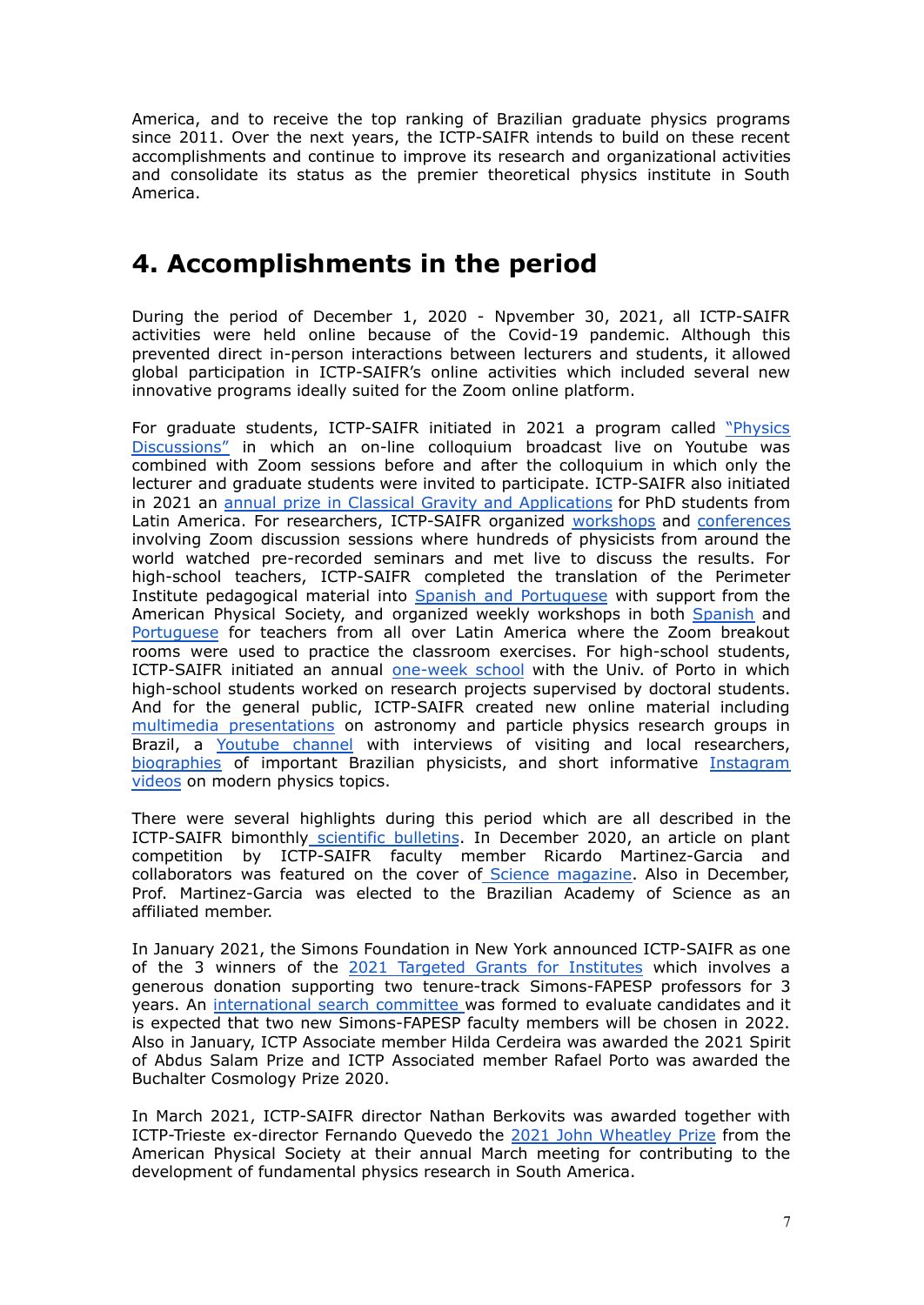America, and to receive the top ranking of Brazilian graduate physics programs since 2011. Over the next years, the ICTP-SAIFR intends to build on these recent accomplishments and continue to improve its research and organizational activities and consolidate its status as the premier theoretical physics institute in South America.

# 4. Accomplishments in the period

During the period of December 1, 2020 - Npvember 30, 2021, all ICTP-SAIFR activities were held online because of the Covid-19 pandemic. Although this prevented direct in-person interactions between lecturers and students, it allowed global participation in ICTP-SAIFR's online activities which included several new innovative programs ideally suited for the Zoom online platform.

For graduate students, ICTP-SAIFR initiated in 2021 a program called "Physics Discussions" in which an on-line colloquium broadcast live on Youtube was combined with Zoom sessions before and after the colloquium in which only the lecturer and graduate students were invited to participate. ICTP-SAIFR also initiated in 2021 an annual prize in Classical Gravity and Applications for PhD students from Latin America. For researchers, ICTP-SAIFR organized workshops and conferences involving Zoom discussion sessions where hundreds of physicists from around the world watched pre-recorded seminars and met live to discuss the results. For high-school teachers, ICTP-SAIFR completed the translation of the Perimeter Institute pedagogical material into Spanish and Portuguese with support from the American Physical Society, and organized weekly workshops in both Spanish and Portuguese for teachers from all over Latin America where the Zoom breakout rooms were used to practice the classroom exercises. For high-school students, ICTP-SAIFR initiated an annual one-week school with the Univ. of Porto in which high-school students worked on research projects supervised by doctoral students. And for the general public, ICTP-SAIFR created new online material including multimedia presentations on astronomy and particle physics research groups in Brazil, a Youtube channel with interviews of visiting and local researchers, biographies of important Brazilian physicists, and short informative Instagram videos on modern physics topics.

There were several highlights during this period which are all described in the ICTP-SAIFR bimonthly scientific bulletins. In December 2020, an article on plant competition by ICTP-SAIFR faculty member Ricardo Martinez-Garcia and collaborators was featured on the cover of Science magazine. Also in December, Prof. Martinez-Garcia was elected to the Brazilian Academy of Science as an affiliated member.

In January 2021, the Simons Foundation in New York announced ICTP-SAIFR as one of the 3 winners of the 2021 Targeted Grants for Institutes which involves a generous donation supporting two tenure-track Simons-FAPESP professors for 3 years. An international search committee was formed to evaluate candidates and it is expected that two new Simons-FAPESP faculty members will be chosen in 2022. Also in January, ICTP Associate member Hilda Cerdeira was awarded the 2021 Spirit of Abdus Salam Prize and ICTP Associated member Rafael Porto was awarded the Buchalter Cosmology Prize 2020.

In March 2021, ICTP-SAIFR director Nathan Berkovits was awarded together with ICTP-Trieste ex-director Fernando Quevedo the 2021 John Wheatley Prize from the American Physical Society at their annual March meeting for contributing to the development of fundamental physics research in South America.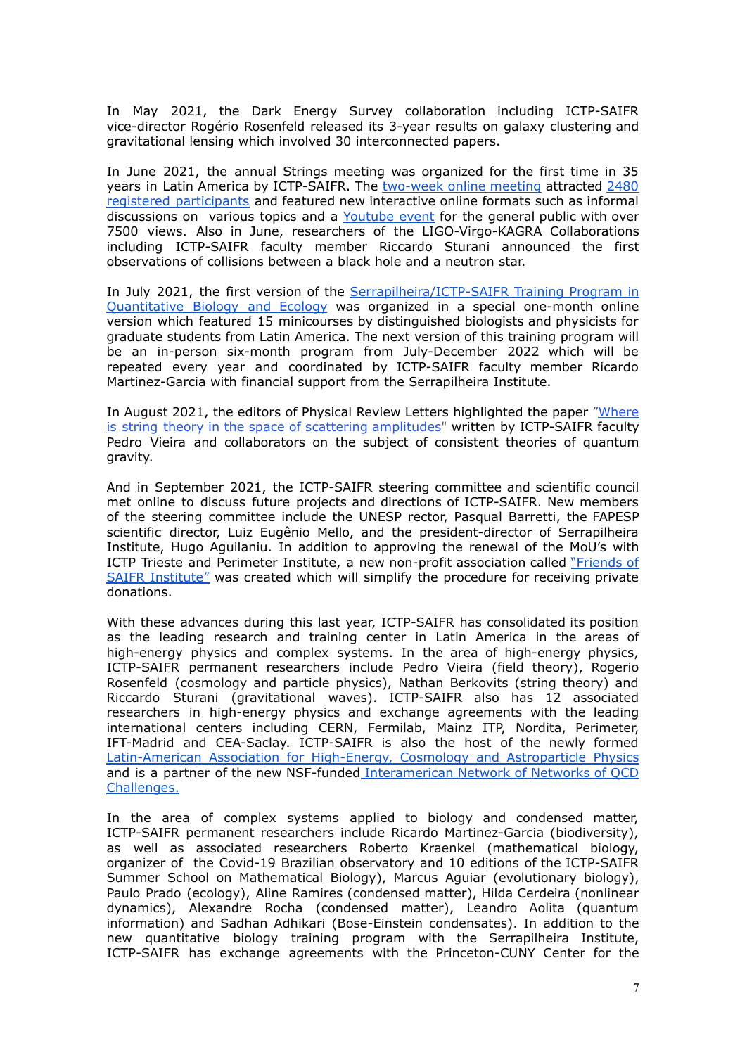In May 2021, the Dark Energy Survey collaboration including ICTP-SAIFR vice-director Rogério Rosenfeld released its 3-year results on galaxy clustering and gravitational lensing which involved 30 interconnected papers.

In June 2021, the annual Strings meeting was organized for the first time in 35 years in Latin America by ICTP-SAIFR. The two-week online meeting attracted 2480 registered participants and featured new interactive online formats such as informal discussions on various topics and a Youtube event for the general public with over 7500 views. Also in June, researchers of the LIGO-Virgo-KAGRA Collaborations including ICTP-SAIFR faculty member Riccardo Sturani announced the first observations of collisions between a black hole and a neutron star.

In July 2021, the first version of the Serrapilheira/ICTP-SAIFR Training Program in Quantitative Biology and Ecology was organized in a special one-month online version which featured 15 minicourses by distinguished biologists and physicists for graduate students from Latin America. The next version of this training program will be an in-person six-month program from July-December 2022 which will be repeated every year and coordinated by ICTP-SAIFR faculty member Ricardo Martinez-Garcia with financial support from the Serrapilheira Institute.

In August 2021, the editors of Physical Review Letters highlighted the paper "Where is string theory in the space of scattering amplitudes" written by ICTP-SAIFR faculty Pedro Vieira and collaborators on the subject of consistent theories of quantum gravity.

And in September 2021, the ICTP-SAIFR steering committee and scientific council met online to discuss future projects and directions of ICTP-SAIFR. New members of the steering committee include the UNESP rector, Pasqual Barretti, the FAPESP scientific director, Luiz Eugênio Mello, and the president-director of Serrapilheira Institute, Hugo Aguilaniu. In addition to approving the renewal of the MoU's with ICTP Trieste and Perimeter Institute, a new non-profit association called "Friends of SAIFR Institute" was created which will simplify the procedure for receiving private donations.

With these advances during this last year, ICTP-SAIFR has consolidated its position as the leading research and training center in Latin America in the areas of high-energy physics and complex systems. In the area of high-energy physics, ICTP-SAIFR permanent researchers include Pedro Vieira (field theory), Rogerio Rosenfeld (cosmology and particle physics), Nathan Berkovits (string theory) and Riccardo Sturani (gravitational waves). ICTP-SAIFR also has 12 associated researchers in high-energy physics and exchange agreements with the leading international centers including CERN, Fermilab, Mainz ITP, Nordita, Perimeter, IFT-Madrid and CEA-Saclay. ICTP-SAIFR is also the host of the newly formed Latin-American Association for High-Energy, Cosmology and Astroparticle Physics and is a partner of the new NSF-funded Interamerican Network of Networks of QCD Challenges.

In the area of complex systems applied to biology and condensed matter, ICTP-SAIFR permanent researchers include Ricardo Martinez-Garcia (biodiversity), as well as associated researchers Roberto Kraenkel (mathematical biology, organizer of the Covid-19 Brazilian observatory and 10 editions of the ICTP-SAIFR Summer School on Mathematical Biology), Marcus Aguiar (evolutionary biology), Paulo Prado (ecology), Aline Ramires (condensed matter), Hilda Cerdeira (nonlinear dynamics), Alexandre Rocha (condensed matter), Leandro Aolita (quantum information) and Sadhan Adhikari (Bose-Einstein condensates). In addition to the new quantitative biology training program with the Serrapilheira Institute, ICTP-SAIFR has exchange agreements with the Princeton-CUNY Center for the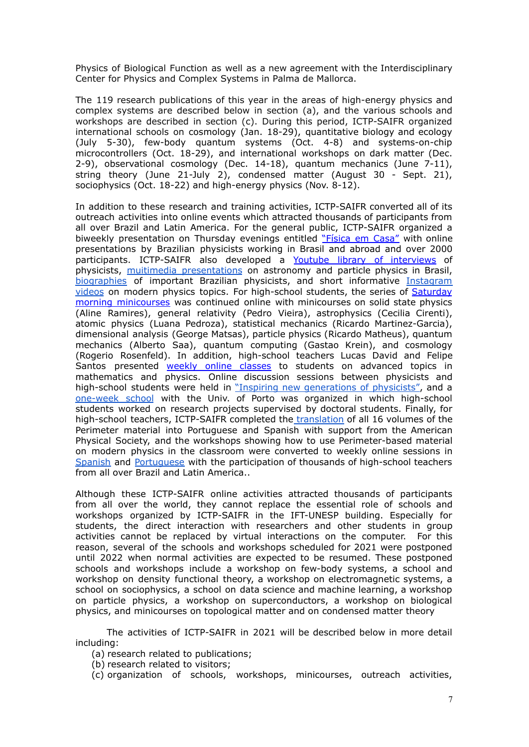Physics of Biological Function as well as a new agreement with the Interdisciplinary Center for Physics and Complex Systems in Palma de Mallorca.

The 119 research publications of this year in the areas of high-energy physics and complex systems are described below in section (a), and the various schools and workshops are described in section (c). During this period, ICTP-SAIFR organized international schools on cosmology (Jan. 18-29), quantitative biology and ecology (July 5-30), few-body quantum systems (Oct. 4-8) and systems-on-chip microcontrollers (Oct. 18-29), and international workshops on dark matter (Dec. 2-9), observational cosmology (Dec. 14-18), quantum mechanics (June 7-11), string theory (June 21-July 2), condensed matter (August 30 - Sept. 21), sociophysics (Oct. 18-22) and high-energy physics (Nov. 8-12).

In addition to these research and training activities, ICTP-SAIFR converted all of its outreach activities into online events which attracted thousands of participants from all over Brazil and Latin America. For the general public, ICTP-SAIFR organized a biweekly presentation on Thursday evenings entitled "Física em Casa" with online presentations by Brazilian physicists working in Brasil and abroad and over 2000 participants. ICTP-SAIFR also developed a Youtube library of interviews of physicists, muitimedia presentations on astronomy and particle physics in Brasil, biographies of important Brazilian physicists, and short informative Instagram videos on modern physics topics. For high-school students, the series of Saturday morning minicourses was continued online with minicourses on solid state physics (Aline Ramires), general relativity (Pedro Vieira), astrophysics (Cecilia Cirenti), atomic physics (Luana Pedroza), statistical mechanics (Ricardo Martinez-Garcia), dimensional analysis (George Matsas), particle physics (Ricardo Matheus), quantum mechanics (Alberto Saa), quantum computing (Gastao Krein), and cosmology (Rogerio Rosenfeld). In addition, high-school teachers Lucas David and Felipe Santos presented weekly online classes to students on advanced topics in mathematics and physics. Online discussion sessions between physicists and high-school students were held in "Inspiring new generations of physicists", and a one-week school with the Univ. of Porto was organized in which high-school students worked on research projects supervised by doctoral students. Finally, for high-school teachers, ICTP-SAIFR completed the translation of all 16 volumes of the Perimeter material into Portuguese and Spanish with support from the American Physical Society, and the workshops showing how to use Perimeter-based material on modern physics in the classroom were converted to weekly online sessions in Spanish and Portuguese with the participation of thousands of high-school teachers from all over Brazil and Latin America..

Although these ICTP-SAIFR online activities attracted thousands of participants from all over the world, they cannot replace the essential role of schools and workshops organized by ICTP-SAIFR in the IFT-UNESP building. Especially for students, the direct interaction with researchers and other students in group activities cannot be replaced by virtual interactions on the computer. For this reason, several of the schools and workshops scheduled for 2021 were postponed until 2022 when normal activities are expected to be resumed. These postponed schools and workshops include a workshop on few-body systems, a school and workshop on density functional theory, a workshop on electromagnetic systems, a school on sociophysics, a school on data science and machine learning, a workshop on particle physics, a workshop on superconductors, a workshop on biological physics, and minicourses on topological matter and on condensed matter theory

The activities of ICTP-SAIFR in 2021 will be described below in more detail including:

(a) research related to publications;
(b) research related to visitors;
(c) organization of schools, workshops, minicourses, outreach activities,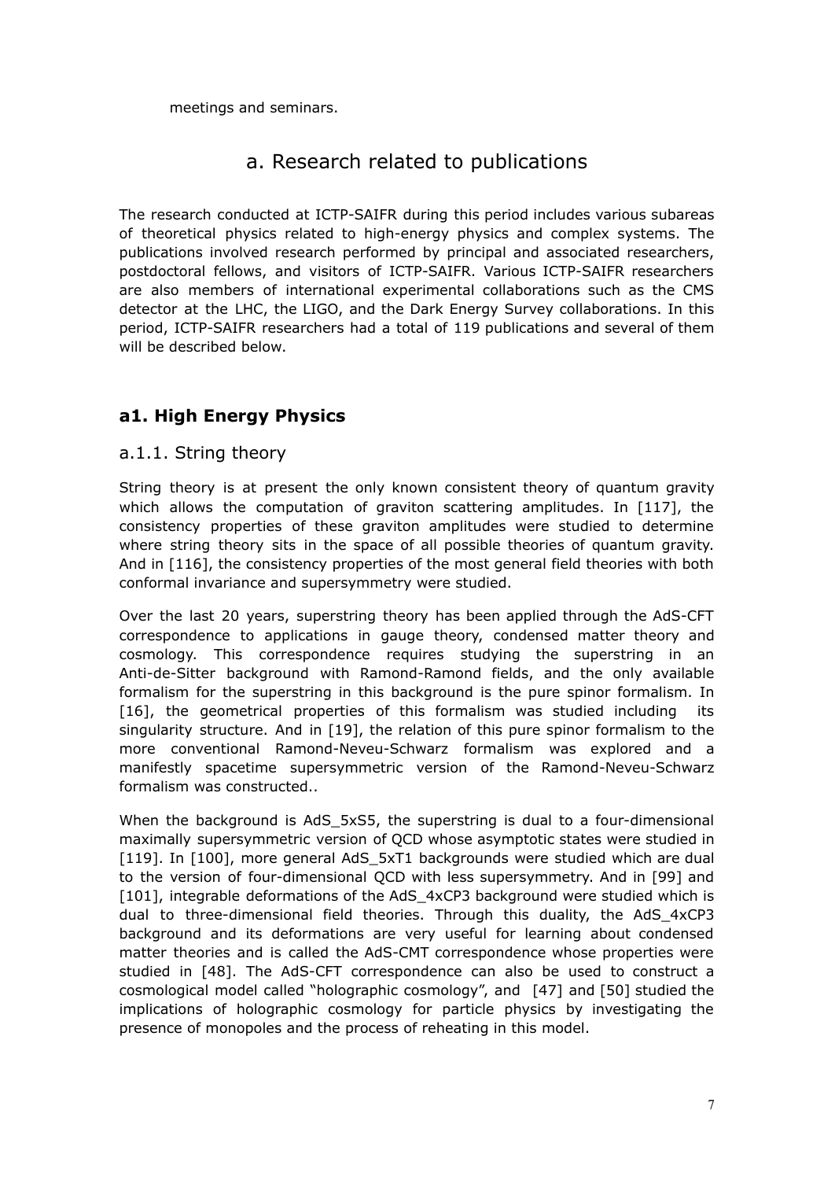meetings and seminars.

## a. Research related to publications

The research conducted at ICTP-SAIFR during this period includes various subareas of theoretical physics related to high-energy physics and complex systems. The publications involved research performed by principal and associated researchers, postdoctoral fellows, and visitors of ICTP-SAIFR. Various ICTP-SAIFR researchers are also members of international experimental collaborations such as the CMS detector at the LHC, the LIGO, and the Dark Energy Survey collaborations. In this period, ICTP-SAIFR researchers had a total of 119 publications and several of them will be described below.

### a1. High Energy Physics

#### a.1.1. String theory

String theory is at present the only known consistent theory of quantum gravity which allows the computation of graviton scattering amplitudes. In [117], the consistency properties of these graviton amplitudes were studied to determine where string theory sits in the space of all possible theories of quantum gravity. And in [116], the consistency properties of the most general field theories with both conformal invariance and supersymmetry were studied.

Over the last 20 years, superstring theory has been applied through the AdS-CFT correspondence to applications in gauge theory, condensed matter theory and cosmology. This correspondence requires studying the superstring in an Anti-de-Sitter background with Ramond-Ramond fields, and the only available formalism for the superstring in this background is the pure spinor formalism. In [16], the geometrical properties of this formalism was studied including its singularity structure. And in [19], the relation of this pure spinor formalism to the more conventional Ramond-Neveu-Schwarz formalism was explored and a manifestly spacetime supersymmetric version of the Ramond-Neveu-Schwarz formalism was constructed..

When the background is AdS_5xS5, the superstring is dual to a four-dimensional maximally supersymmetric version of QCD whose asymptotic states were studied in [119]. In [100], more general AdS_5xT1 backgrounds were studied which are dual to the version of four-dimensional QCD with less supersymmetry. And in [99] and [101], integrable deformations of the AdS_4xCP3 background were studied which is dual to three-dimensional field theories. Through this duality, the AdS_4xCP3 background and its deformations are very useful for learning about condensed matter theories and is called the AdS-CMT correspondence whose properties were studied in [48]. The AdS-CFT correspondence can also be used to construct a cosmological model called "holographic cosmology", and [47] and [50] studied the implications of holographic cosmology for particle physics by investigating the presence of monopoles and the process of reheating in this model.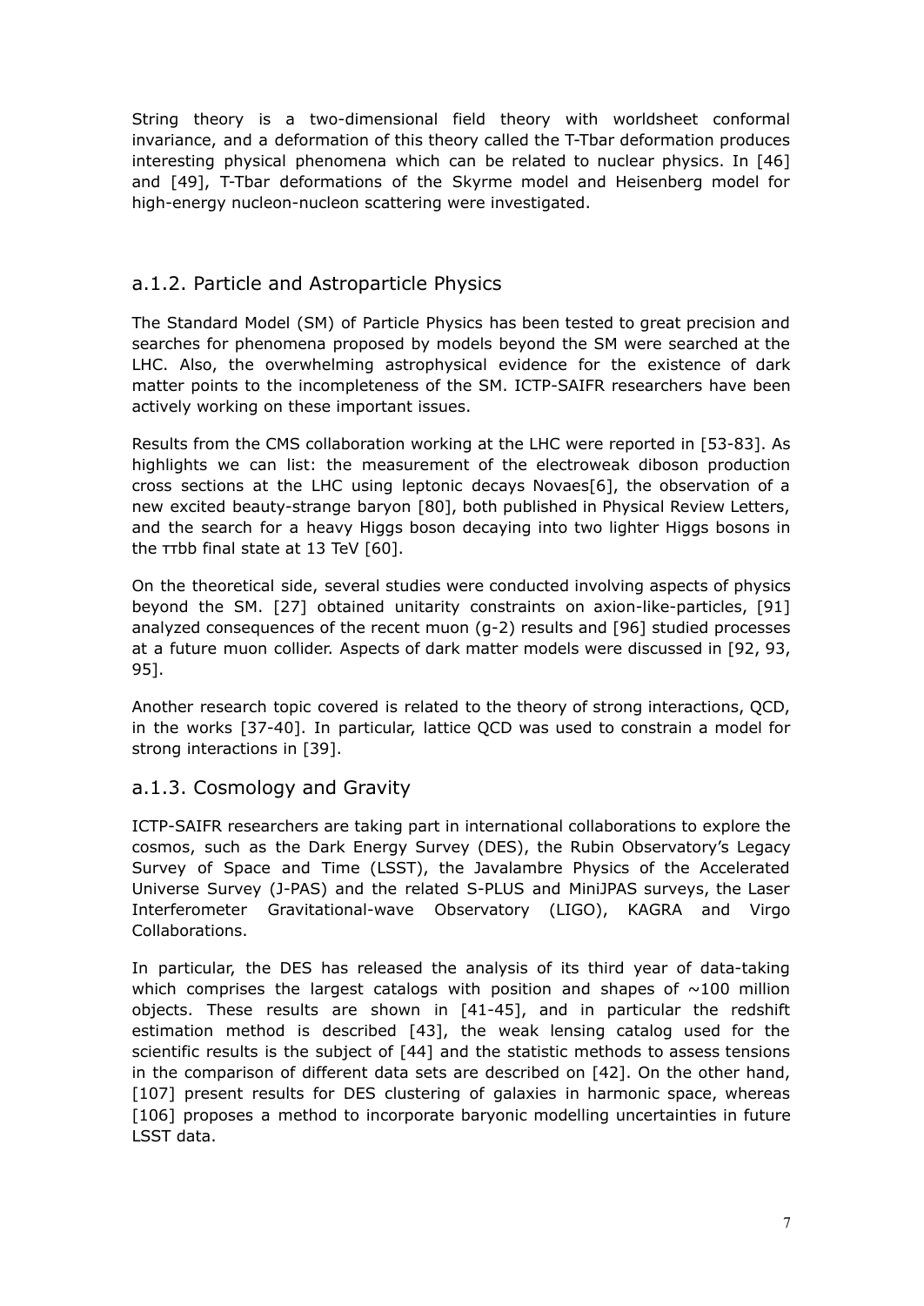String theory is a two-dimensional field theory with worldsheet conformal invariance, and a deformation of this theory called the T-Tbar deformation produces interesting physical phenomena which can be related to nuclear physics. In [46] and [49], T-Tbar deformations of the Skyrme model and Heisenberg model for high-energy nucleon-nucleon scattering were investigated.

## a.1.2. Particle and Astroparticle Physics

The Standard Model (SM) of Particle Physics has been tested to great precision and searches for phenomena proposed by models beyond the SM were searched at the LHC. Also, the overwhelming astrophysical evidence for the existence of dark matter points to the incompleteness of the SM. ICTP-SAIFR researchers have been actively working on these important issues.

Results from the CMS collaboration working at the LHC were reported in [53-83]. As highlights we can list: the measurement of the electroweak diboson production cross sections at the LHC using leptonic decays Novaes[6], the observation of a new excited beauty-strange baryon [80], both published in Physical Review Letters, and the search for a heavy Higgs boson decaying into two lighter Higgs bosons in the $\tau\tau bb$ final state at 13 TeV [60].

On the theoretical side, several studies were conducted involving aspects of physics beyond the SM. [27] obtained unitarity constraints on axion-like-particles, [91] analyzed consequences of the recent muon (g-2) results and [96] studied processes at a future muon collider. Aspects of dark matter models were discussed in [92, 93, 95].

Another research topic covered is related to the theory of strong interactions, QCD, in the works [37-40]. In particular, lattice QCD was used to constrain a model for strong interactions in [39].

## a.1.3. Cosmology and Gravity

ICTP-SAIFR researchers are taking part in international collaborations to explore the cosmos, such as the Dark Energy Survey (DES), the Rubin Observatory's Legacy Survey of Space and Time (LSST), the Javalambre Physics of the Accelerated Universe Survey (J-PAS) and the related S-PLUS and MiniJPAS surveys, the Laser Interferometer Gravitational-wave Observatory (LIGO), KAGRA and Virgo Collaborations.

In particular, the DES has released the analysis of its third year of data-taking which comprises the largest catalogs with position and shapes of ~100 million objects. These results are shown in [41-45], and in particular the redshift estimation method is described [43], the weak lensing catalog used for the scientific results is the subject of [44] and the statistic methods to assess tensions in the comparison of different data sets are described on [42]. On the other hand, [107] present results for DES clustering of galaxies in harmonic space, whereas [106] proposes a method to incorporate baryonic modelling uncertainties in future LSST data.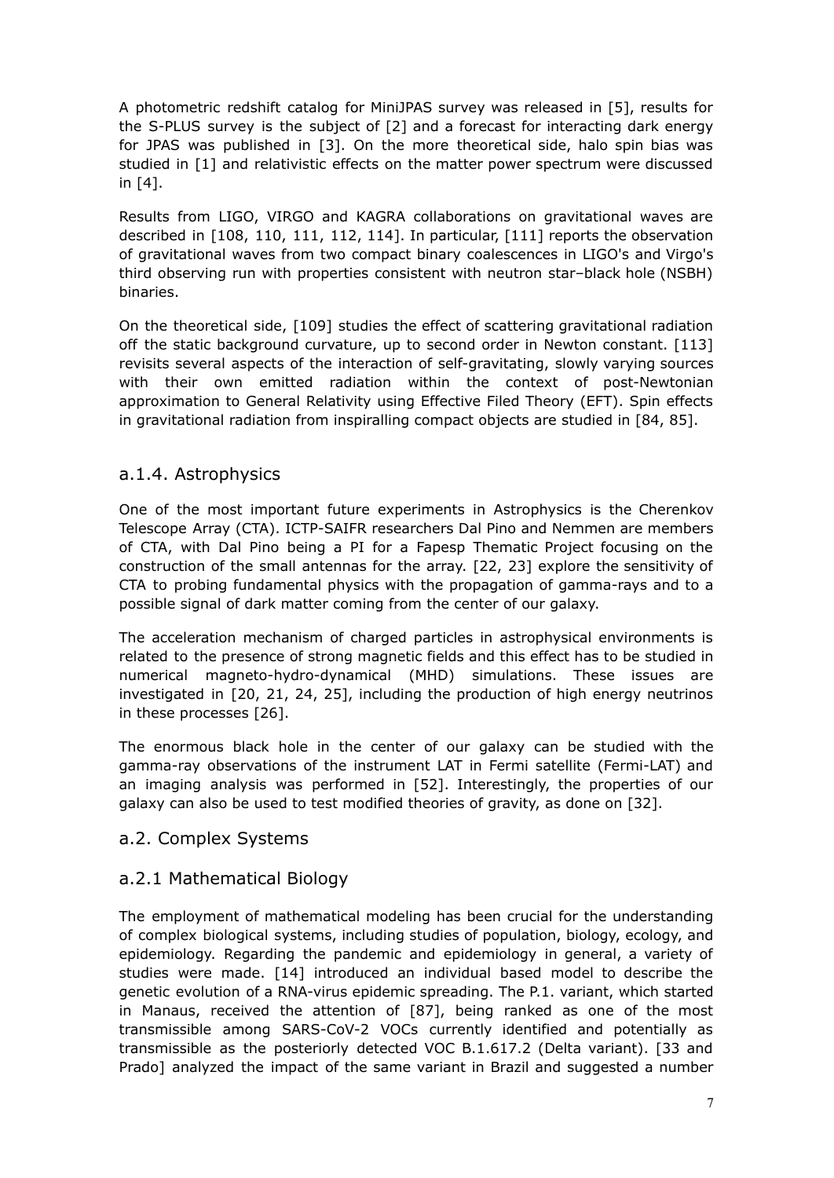A photometric redshift catalog for MiniJPAS survey was released in [5], results for the S-PLUS survey is the subject of [2] and a forecast for interacting dark energy for JPAS was published in [3]. On the more theoretical side, halo spin bias was studied in [1] and relativistic effects on the matter power spectrum were discussed in [4].

Results from LIGO, VIRGO and KAGRA collaborations on gravitational waves are described in [108, 110, 111, 112, 114]. In particular, [111] reports the observation of gravitational waves from two compact binary coalescences in LIGO's and Virgo's third observing run with properties consistent with neutron star–black hole (NSBH) binaries.

On the theoretical side, [109] studies the effect of scattering gravitational radiation off the static background curvature, up to second order in Newton constant. [113] revisits several aspects of the interaction of self-gravitating, slowly varying sources with their own emitted radiation within the context of post-Newtonian approximation to General Relativity using Effective Filed Theory (EFT). Spin effects in gravitational radiation from inspiralling compact objects are studied in [84, 85].

### a.1.4. Astrophysics

One of the most important future experiments in Astrophysics is the Cherenkov Telescope Array (CTA). ICTP-SAIFR researchers Dal Pino and Nemmen are members of CTA, with Dal Pino being a PI for a Fapesp Thematic Project focusing on the construction of the small antennas for the array. [22, 23] explore the sensitivity of CTA to probing fundamental physics with the propagation of gamma-rays and to a possible signal of dark matter coming from the center of our galaxy.

The acceleration mechanism of charged particles in astrophysical environments is related to the presence of strong magnetic fields and this effect has to be studied in numerical magneto-hydro-dynamical (MHD) simulations. These issues are investigated in [20, 21, 24, 25], including the production of high energy neutrinos in these processes [26].

The enormous black hole in the center of our galaxy can be studied with the gamma-ray observations of the instrument LAT in Fermi satellite (Fermi-LAT) and an imaging analysis was performed in [52]. Interestingly, the properties of our galaxy can also be used to test modified theories of gravity, as done on [32].

## a.2. Complex Systems

### a.2.1 Mathematical Biology

The employment of mathematical modeling has been crucial for the understanding of complex biological systems, including studies of population, biology, ecology, and epidemiology. Regarding the pandemic and epidemiology in general, a variety of studies were made. [14] introduced an individual based model to describe the genetic evolution of a RNA-virus epidemic spreading. The P.1. variant, which started in Manaus, received the attention of [87], being ranked as one of the most transmissible among SARS-CoV-2 VOCs currently identified and potentially as transmissible as the posteriorly detected VOC B.1.617.2 (Delta variant). [33 and Prado] analyzed the impact of the same variant in Brazil and suggested a number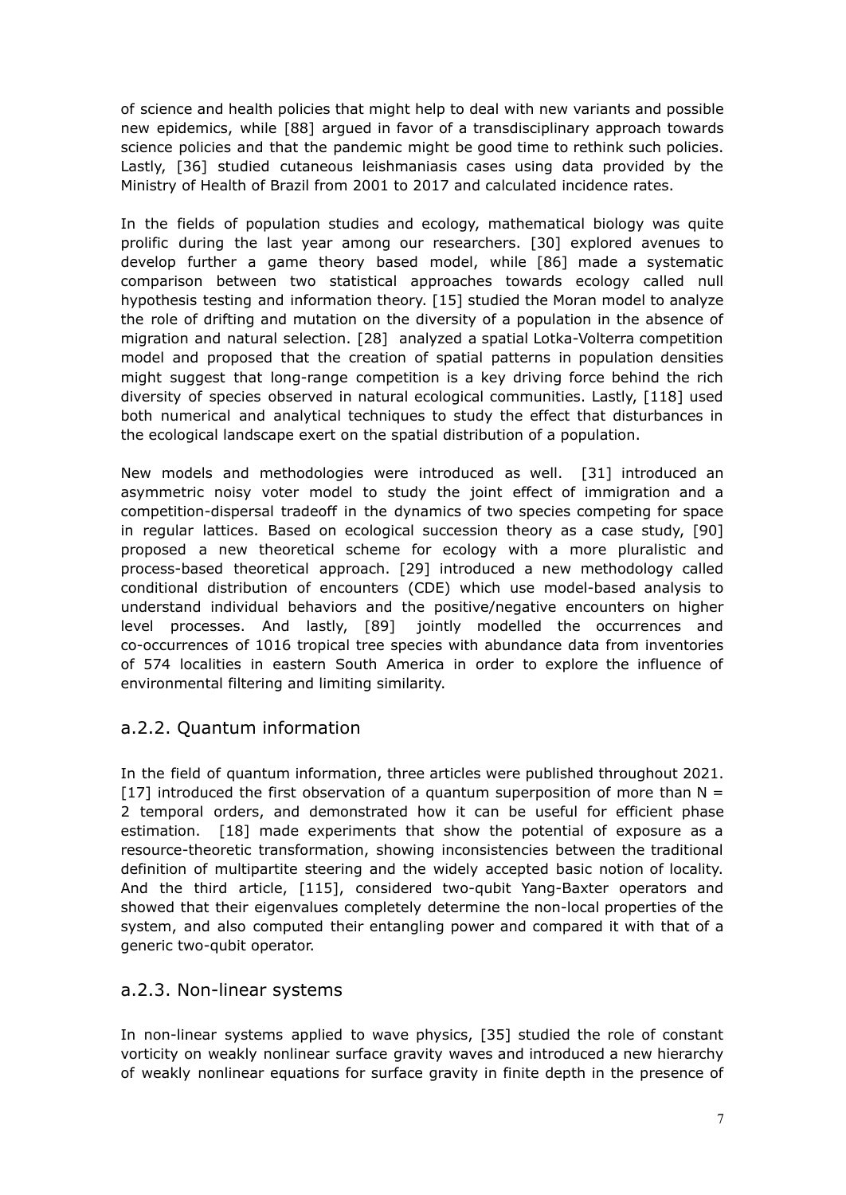of science and health policies that might help to deal with new variants and possible new epidemics, while [88] argued in favor of a transdisciplinary approach towards science policies and that the pandemic might be good time to rethink such policies. Lastly, [36] studied cutaneous leishmaniasis cases using data provided by the Ministry of Health of Brazil from 2001 to 2017 and calculated incidence rates.

In the fields of population studies and ecology, mathematical biology was quite prolific during the last year among our researchers. [30] explored avenues to develop further a game theory based model, while [86] made a systematic comparison between two statistical approaches towards ecology called null hypothesis testing and information theory. [15] studied the Moran model to analyze the role of drifting and mutation on the diversity of a population in the absence of migration and natural selection. [28] analyzed a spatial Lotka-Volterra competition model and proposed that the creation of spatial patterns in population densities might suggest that long-range competition is a key driving force behind the rich diversity of species observed in natural ecological communities. Lastly, [118] used both numerical and analytical techniques to study the effect that disturbances in the ecological landscape exert on the spatial distribution of a population.

New models and methodologies were introduced as well. [31] introduced an asymmetric noisy voter model to study the joint effect of immigration and a competition-dispersal tradeoff in the dynamics of two species competing for space in regular lattices. Based on ecological succession theory as a case study, [90] proposed a new theoretical scheme for ecology with a more pluralistic and process-based theoretical approach. [29] introduced a new methodology called conditional distribution of encounters (CDE) which use model-based analysis to understand individual behaviors and the positive/negative encounters on higher level processes. And lastly, [89] jointly modelled the occurrences and co-occurrences of 1016 tropical tree species with abundance data from inventories of 574 localities in eastern South America in order to explore the influence of environmental filtering and limiting similarity.

### a.2.2. Quantum information

In the field of quantum information, three articles were published throughout 2021. [17] introduced the first observation of a quantum superposition of more than $N = 2$ temporal orders, and demonstrated how it can be useful for efficient phase estimation. [18] made experiments that show the potential of exposure as a resource-theoretic transformation, showing inconsistencies between the traditional definition of multipartite steering and the widely accepted basic notion of locality. And the third article, [115], considered two-qubit Yang-Baxter operators and showed that their eigenvalues completely determine the non-local properties of the system, and also computed their entangling power and compared it with that of a generic two-qubit operator.

### a.2.3. Non-linear systems

In non-linear systems applied to wave physics, [35] studied the role of constant vorticity on weakly nonlinear surface gravity waves and introduced a new hierarchy of weakly nonlinear equations for surface gravity in finite depth in the presence of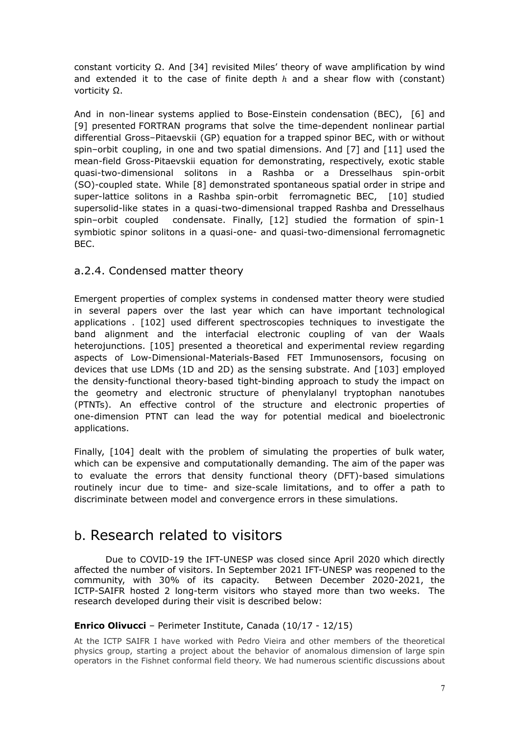constant vorticity Ω. And [34] revisited Miles' theory of wave amplification by wind and extended it to the case of finite depth $h$ and a shear flow with (constant) vorticity Ω.

And in non-linear systems applied to Bose-Einstein condensation (BEC), [6] and [9] presented FORTRAN programs that solve the time-dependent nonlinear partial differential Gross–Pitaevskii (GP) equation for a trapped spinor BEC, with or without spin–orbit coupling, in one and two spatial dimensions. And [7] and [11] used the mean-field Gross-Pitaevskii equation for demonstrating, respectively, exotic stable quasi-two-dimensional solitons in a Rashba or a Dresselhaus spin-orbit (SO)-coupled state. While [8] demonstrated spontaneous spatial order in stripe and super-lattice solitons in a Rashba spin-orbit ferromagnetic BEC, [10] studied supersolid-like states in a quasi-two-dimensional trapped Rashba and Dresselhaus spin–orbit coupled condensate. Finally, [12] studied the formation of spin-1 symbiotic spinor solitons in a quasi-one- and quasi-two-dimensional ferromagnetic BEC.

### a.2.4. Condensed matter theory

Emergent properties of complex systems in condensed matter theory were studied in several papers over the last year which can have important technological applications . [102] used different spectroscopies techniques to investigate the band alignment and the interfacial electronic coupling of van der Waals heterojunctions. [105] presented a theoretical and experimental review regarding aspects of Low-Dimensional-Materials-Based FET Immunosensors, focusing on devices that use LDMs (1D and 2D) as the sensing substrate. And [103] employed the density-functional theory-based tight-binding approach to study the impact on the geometry and electronic structure of phenylalanyl tryptophan nanotubes (PTNTs). An effective control of the structure and electronic properties of one-dimension PTNT can lead the way for potential medical and bioelectronic applications.

Finally, [104] dealt with the problem of simulating the properties of bulk water, which can be expensive and computationally demanding. The aim of the paper was to evaluate the errors that density functional theory (DFT)-based simulations routinely incur due to time- and size-scale limitations, and to offer a path to discriminate between model and convergence errors in these simulations.

## b. Research related to visitors

Due to COVID-19 the IFT-UNESP was closed since April 2020 which directly affected the number of visitors. In September 2021 IFT-UNESP was reopened to the community, with 30% of its capacity. Between December 2020-2021, the ICTP-SAIFR hosted 2 long-term visitors who stayed more than two weeks. The research developed during their visit is described below:

**Enrico Olivucci** – Perimeter Institute, Canada (10/17 - 12/15)

At the ICTP SAIFR I have worked with Pedro Vieira and other members of the theoretical physics group, starting a project about the behavior of anomalous dimension of large spin operators in the Fishnet conformal field theory. We had numerous scientific discussions about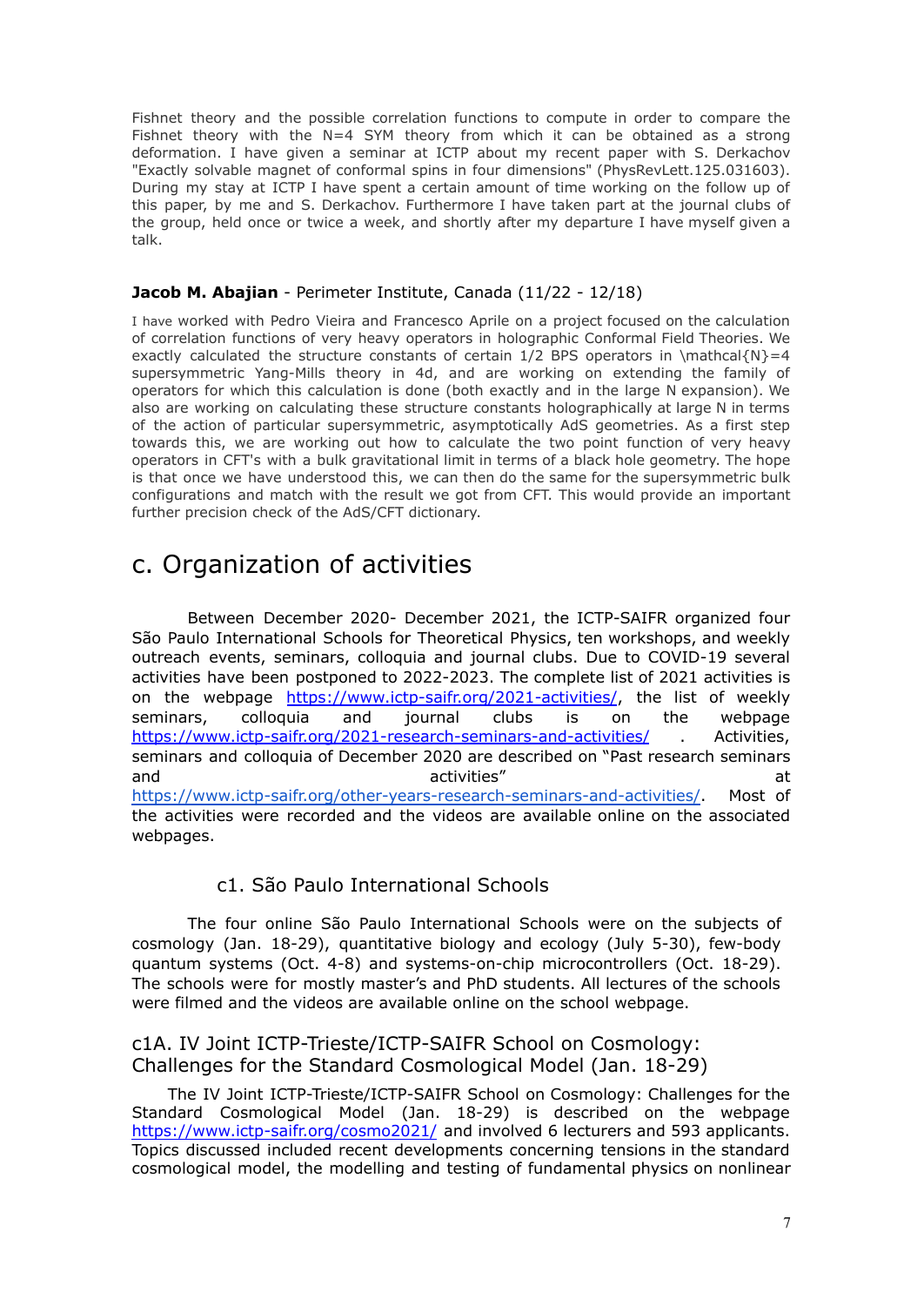Fishnet theory and the possible correlation functions to compute in order to compare the Fishnet theory with the N=4 SYM theory from which it can be obtained as a strong deformation. I have given a seminar at ICTP about my recent paper with S. Derkachov "Exactly solvable magnet of conformal spins in four dimensions" (PhysRevLett.125.031603). During my stay at ICTP I have spent a certain amount of time working on the follow up of this paper, by me and S. Derkachov. Furthermore I have taken part at the journal clubs of the group, held once or twice a week, and shortly after my departure I have myself given a talk.

#### **Jacob M. Abajian** - Perimeter Institute, Canada (11/22 - 12/18)

I have worked with Pedro Vieira and Francesco Aprile on a project focused on the calculation of correlation functions of very heavy operators in holographic Conformal Field Theories. We exactly calculated the structure constants of certain 1/2 BPS operators in \mathcal{N}=4 supersymmetric Yang-Mills theory in 4d, and are working on extending the family of operators for which this calculation is done (both exactly and in the large N expansion). We also are working on calculating these structure constants holographically at large N in terms of the action of particular supersymmetric, asymptotically AdS geometries. As a first step towards this, we are working out how to calculate the two point function of very heavy operators in CFT's with a bulk gravitational limit in terms of a black hole geometry. The hope is that once we have understood this, we can then do the same for the supersymmetric bulk configurations and match with the result we got from CFT. This would provide an important further precision check of the AdS/CFT dictionary.

## c. Organization of activities

Between December 2020- December 2021, the ICTP-SAIFR organized four São Paulo International Schools for Theoretical Physics, ten workshops, and weekly outreach events, seminars, colloquia and journal clubs. Due to COVID-19 several activities have been postponed to 2022-2023. The complete list of 2021 activities is on the webpage https://www.ictp-saifr.org/2021-activities/, the list of weekly seminars, colloquia and journal clubs is on the webpage https://www.ictp-saifr.org/2021-research-seminars-and-activities/ . Activities, seminars and colloquia of December 2020 are described on "Past research seminars and activities" at https://www.ictp-saifr.org/other-years-research-seminars-and-activities/. Most of the activities were recorded and the videos are available online on the associated webpages.

### c1. São Paulo International Schools

The four online São Paulo International Schools were on the subjects of cosmology (Jan. 18-29), quantitative biology and ecology (July 5-30), few-body quantum systems (Oct. 4-8) and systems-on-chip microcontrollers (Oct. 18-29). The schools were for mostly master's and PhD students. All lectures of the schools were filmed and the videos are available online on the school webpage.

### c1A. IV Joint ICTP-Trieste/ICTP-SAIFR School on Cosmology: Challenges for the Standard Cosmological Model (Jan. 18-29)

The IV Joint ICTP-Trieste/ICTP-SAIFR School on Cosmology: Challenges for the Standard Cosmological Model (Jan. 18-29) is described on the webpage https://www.ictp-saifr.org/cosmo2021/ and involved 6 lecturers and 593 applicants. Topics discussed included recent developments concerning tensions in the standard cosmological model, the modelling and testing of fundamental physics on nonlinear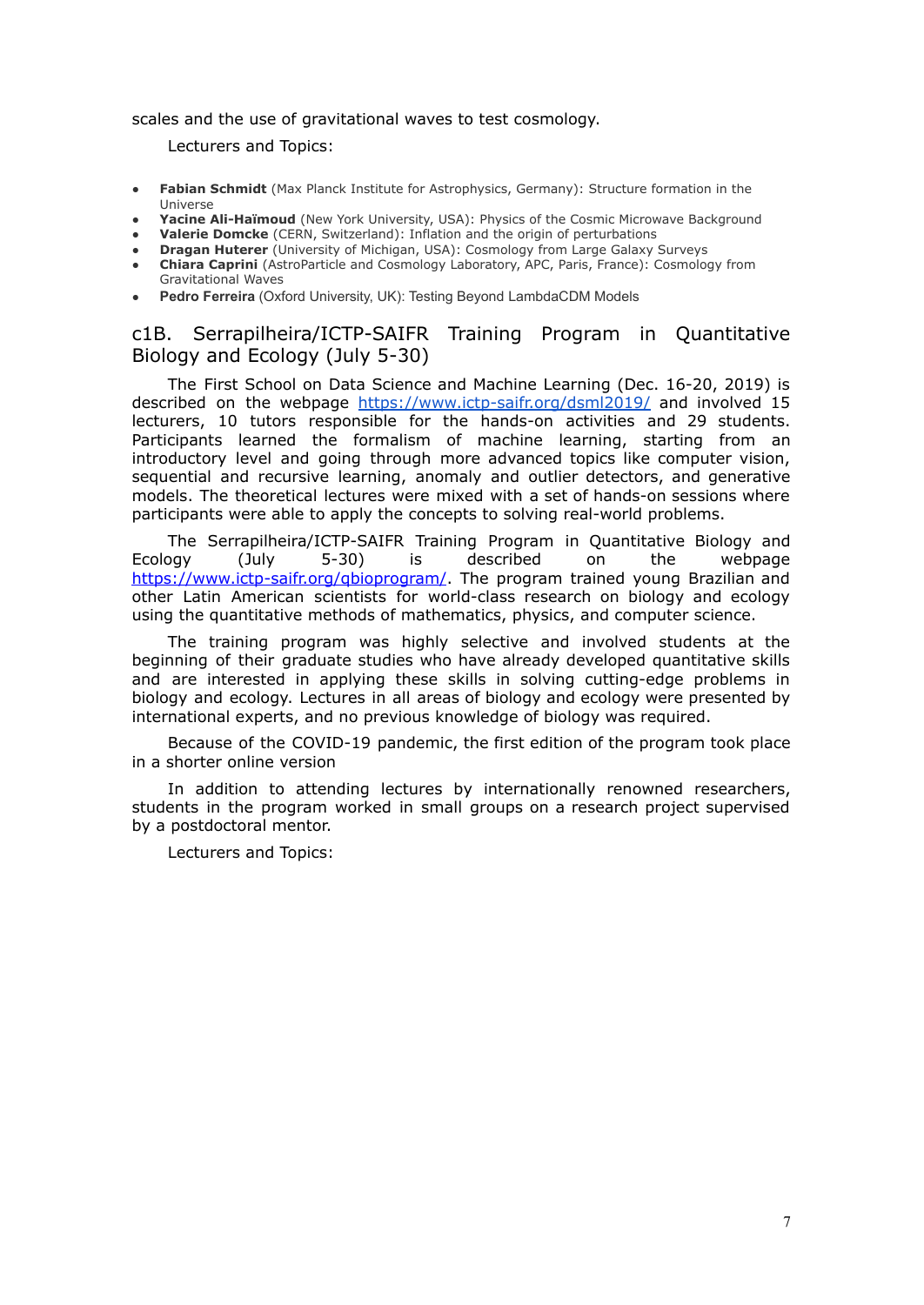scales and the use of gravitational waves to test cosmology.

Lecturers and Topics:

- **Fabian Schmidt** (Max Planck Institute for Astrophysics, Germany): Structure formation in the Universe
- **Yacine Ali-Haïmoud** (New York University, USA): Physics of the Cosmic Microwave Background
- **Valerie Domcke** (CERN, Switzerland): Inflation and the origin of perturbations
- **Dragan Huterer** (University of Michigan, USA): Cosmology from Large Galaxy Surveys
- **Chiara Caprini** (AstroParticle and Cosmology Laboratory, APC, Paris, France): Cosmology from Gravitational Waves
- **Pedro Ferreira** (Oxford University, UK): Testing Beyond LambdaCDM Models

## c1B. Serrapilheira/ICTP-SAIFR Training Program in Quantitative Biology and Ecology (July 5-30)

The First School on Data Science and Machine Learning (Dec. 16-20, 2019) is described on the webpage https://www.ictp-saifr.org/dsml2019/ and involved 15 lecturers, 10 tutors responsible for the hands-on activities and 29 students. Participants learned the formalism of machine learning, starting from an introductory level and going through more advanced topics like computer vision, sequential and recursive learning, anomaly and outlier detectors, and generative models. The theoretical lectures were mixed with a set of hands-on sessions where participants were able to apply the concepts to solving real-world problems.

The Serrapilheira/ICTP-SAIFR Training Program in Quantitative Biology and Ecology (July 5-30) is described on the webpage https://www.ictp-saifr.org/qbioprogram/. The program trained young Brazilian and other Latin American scientists for world-class research on biology and ecology using the quantitative methods of mathematics, physics, and computer science.

The training program was highly selective and involved students at the beginning of their graduate studies who have already developed quantitative skills and are interested in applying these skills in solving cutting-edge problems in biology and ecology. Lectures in all areas of biology and ecology were presented by international experts, and no previous knowledge of biology was required.

Because of the COVID-19 pandemic, the first edition of the program took place in a shorter online version

In addition to attending lectures by internationally renowned researchers, students in the program worked in small groups on a research project supervised by a postdoctoral mentor.

Lecturers and Topics: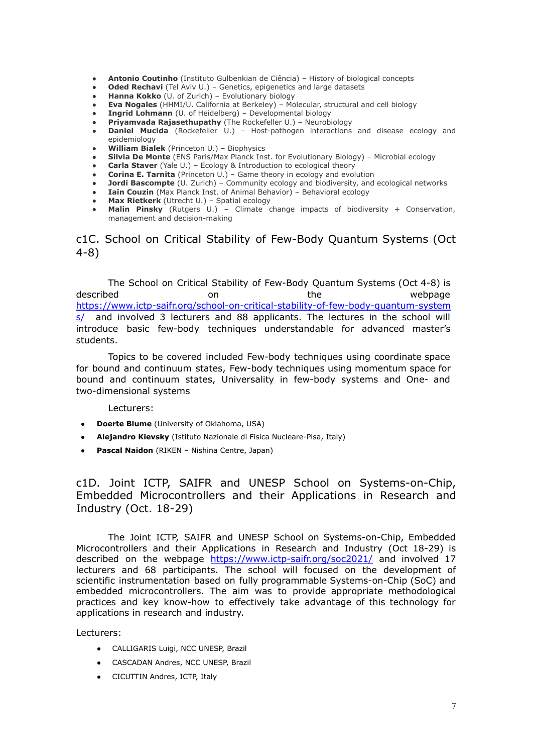- **Antonio Coutinho** (Instituto Gulbenkian de Ciência) – History of biological concepts
- **Oded Rechavi** (Tel Aviv U.) – Genetics, epigenetics and large datasets
- **Hanna Kokko** (U. of Zurich) – Evolutionary biology
- **Eva Nogales** (HHMI/U. California at Berkeley) – Molecular, structural and cell biology
- **Ingrid Lohmann** (U. of Heidelberg) – Developmental biology
- **Priyamvada Rajasethupathy** (The Rockefeller U.) – Neurobiology
- **Daniel Mucida** (Rockefeller U.) – Host-pathogen interactions and disease ecology and epidemiology
- **William Bialek** (Princeton U.) – Biophysics
- **Silvia De Monte** (ENS Paris/Max Planck Inst. for Evolutionary Biology) – Microbial ecology
- **Carla Staver** (Yale U.) – Ecology & Introduction to ecological theory
- **Corina E. Tarnita** (Princeton U.) – Game theory in ecology and evolution
- **Jordi Bascompte** (U. Zurich) – Community ecology and biodiversity, and ecological networks
- **Iain Couzin** (Max Planck Inst. of Animal Behavior) – Behavioral ecology
- **Max Rietkerk** (Utrecht U.) – Spatial ecology
- **Malin Pinsky** (Rutgers U.) – Climate change impacts of biodiversity + Conservation, management and decision-making

## c1C. School on Critical Stability of Few-Body Quantum Systems (Oct 4-8)

The School on Critical Stability of Few-Body Quantum Systems (Oct 4-8) is described on the webpage https://www.ictp-saifr.org/school-on-critical-stability-of-few-body-quantum-systems/ and involved 3 lecturers and 88 applicants. The lectures in the school will introduce basic few-body techniques understandable for advanced master's students.

Topics to be covered included Few-body techniques using coordinate space for bound and continuum states, Few-body techniques using momentum space for bound and continuum states, Universality in few-body systems and One- and two-dimensional systems

Lecturers:

- **Doerte Blume** (University of Oklahoma, USA)
- **Alejandro Kievsky** (Istituto Nazionale di Fisica Nucleare-Pisa, Italy)
- **Pascal Naidon** (RIKEN – Nishina Centre, Japan)

## c1D. Joint ICTP, SAIFR and UNESP School on Systems-on-Chip, Embedded Microcontrollers and their Applications in Research and Industry (Oct. 18-29)

The Joint ICTP, SAIFR and UNESP School on Systems-on-Chip, Embedded Microcontrollers and their Applications in Research and Industry (Oct 18-29) is described on the webpage https://www.ictp-saifr.org/soc2021/ and involved 17 lecturers and 68 participants. The school will focused on the development of scientific instrumentation based on fully programmable Systems-on-Chip (SoC) and embedded microcontrollers. The aim was to provide appropriate methodological practices and key know-how to effectively take advantage of this technology for applications in research and industry.

Lecturers:

- CALLIGARIS Luigi, NCC UNESP, Brazil
- CASCADAN Andres, NCC UNESP, Brazil
- CICUTTIN Andres, ICTP, Italy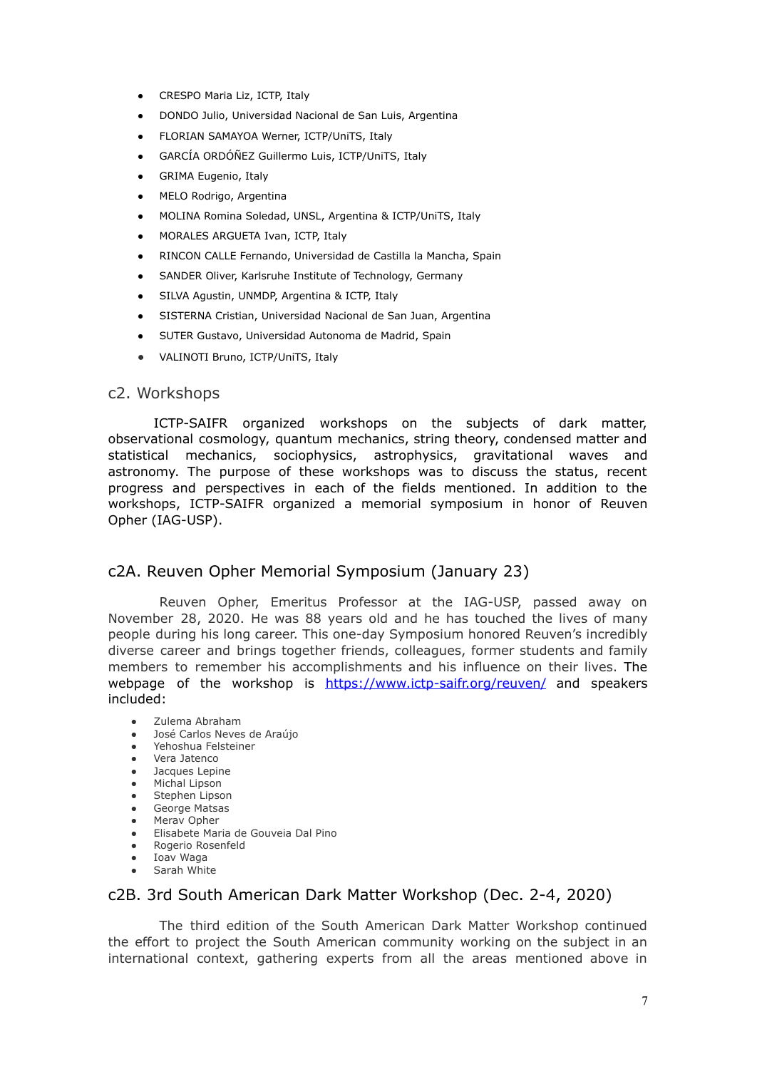- CRESPO Maria Liz, ICTP, Italy
- DONDO Julio, Universidad Nacional de San Luis, Argentina
- FLORIAN SAMAYOA Werner, ICTP/UniTS, Italy
- GARCÍA ORDÓÑEZ Guillermo Luis, ICTP/UniTS, Italy
- GRIMA Eugenio, Italy
- MELO Rodrigo, Argentina
- MOLINA Romina Soledad, UNSL, Argentina & ICTP/UniTS, Italy
- MORALES ARGUETA Ivan, ICTP, Italy
- RINCON CALLE Fernando, Universidad de Castilla la Mancha, Spain
- SANDER Oliver, Karlsruhe Institute of Technology, Germany
- SILVA Agustin, UNMDP, Argentina & ICTP, Italy
- SISTERNA Cristian, Universidad Nacional de San Juan, Argentina
- SUTER Gustavo, Universidad Autonoma de Madrid, Spain
- VALINOTI Bruno, ICTP/UniTS, Italy

## c2. Workshops

ICTP-SAIFR organized workshops on the subjects of dark matter, observational cosmology, quantum mechanics, string theory, condensed matter and statistical mechanics, sociophysics, astrophysics, gravitational waves and astronomy. The purpose of these workshops was to discuss the status, recent progress and perspectives in each of the fields mentioned. In addition to the workshops, ICTP-SAIFR organized a memorial symposium in honor of Reuven Opher (IAG-USP).

### c2A. Reuven Opher Memorial Symposium (January 23)

Reuven Opher, Emeritus Professor at the IAG-USP, passed away on November 28, 2020. He was 88 years old and he has touched the lives of many people during his long career. This one-day Symposium honored Reuven's incredibly diverse career and brings together friends, colleagues, former students and family members to remember his accomplishments and his influence on their lives. The webpage of the workshop is https://www.ictp-saifr.org/reuven/ and speakers included:

- Zulema Abraham
- José Carlos Neves de Araújo
- Yehoshua Felsteiner
- Vera Jatenco
- Jacques Lepine
- Michal Lipson
- Stephen Lipson
- George Matsas
- Merav Opher
- Elisabete Maria de Gouveia Dal Pino
- Rogerio Rosenfeld
- Ioav Waga
- Sarah White

### c2B. 3rd South American Dark Matter Workshop (Dec. 2-4, 2020)

The third edition of the South American Dark Matter Workshop continued the effort to project the South American community working on the subject in an international context, gathering experts from all the areas mentioned above in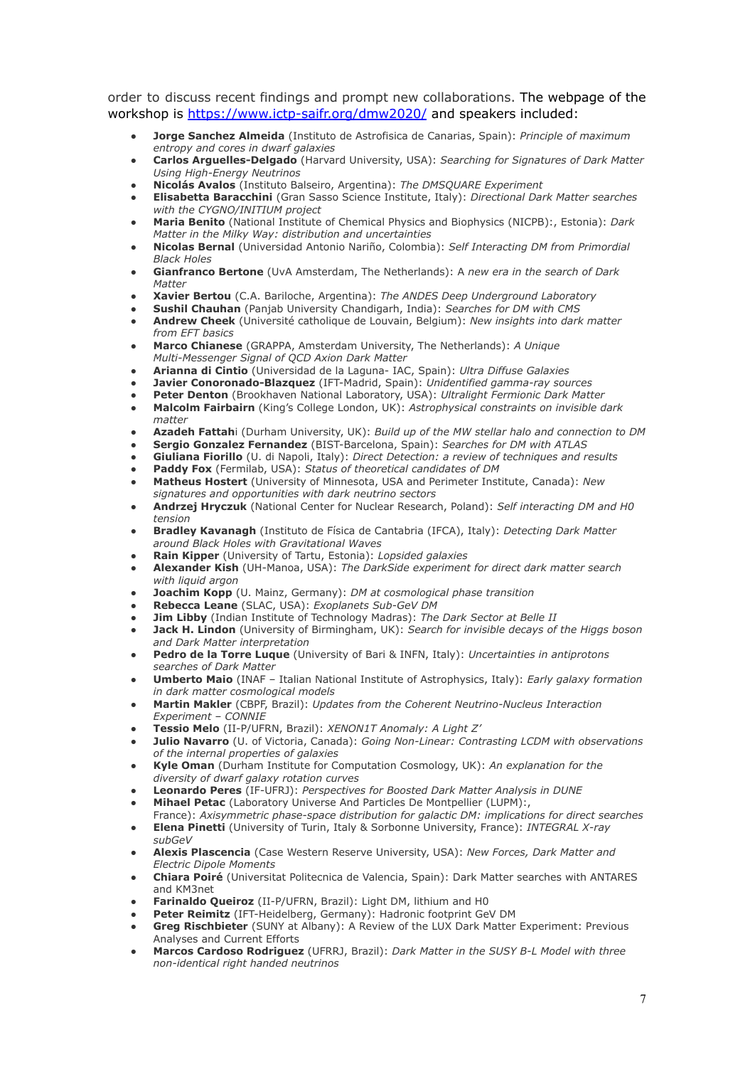order to discuss recent findings and prompt new collaborations. The webpage of the workshop is https://www.ictp-saifr.org/dmw2020/ and speakers included:

- **Jorge Sanchez Almeida** (Instituto de Astrofisica de Canarias, Spain): *Principle of maximum entropy and cores in dwarf galaxies*
- **Carlos Arguelles-Delgado** (Harvard University, USA): *Searching for Signatures of Dark Matter Using High-Energy Neutrinos*
- **Nicolás Avalos** (Instituto Balseiro, Argentina): *The DMSQUARE Experiment*
- **Elisabetta Baracchini** (Gran Sasso Science Institute, Italy): *Directional Dark Matter searches with the CYGNO/INITIUM project*
- **Maria Benito** (National Institute of Chemical Physics and Biophysics (NICPB):, Estonia): *Dark Matter in the Milky Way: distribution and uncertainties*
- **Nicolas Bernal** (Universidad Antonio Nariño, Colombia): *Self Interacting DM from Primordial Black Holes*
- **Gianfranco Bertone** (UvA Amsterdam, The Netherlands): A *new era in the search of Dark Matter*
- **Xavier Bertou** (C.A. Bariloche, Argentina): *The ANDES Deep Underground Laboratory*
- **Sushil Chauhan** (Panjab University Chandigarh, India): *Searches for DM with CMS*
- **Andrew Cheek** (Université catholique de Louvain, Belgium): *New insights into dark matter from EFT basics*
- **Marco Chianese** (GRAPPA, Amsterdam University, The Netherlands): *A Unique Multi-Messenger Signal of QCD Axion Dark Matter*
- **Arianna di Cintio** (Universidad de la Laguna- IAC, Spain): *Ultra Diffuse Galaxies*
- **Javier Conoronado-Blazquez** (IFT-Madrid, Spain): *Unidentified gamma-ray sources*
- **Peter Denton** (Brookhaven National Laboratory, USA): *Ultralight Fermionic Dark Matter*
- **Malcolm Fairbairn** (King's College London, UK): *Astrophysical constraints on invisible dark matter*
- **Azadeh Fattah**i (Durham University, UK): *Build up of the MW stellar halo and connection to DM*
- **Sergio Gonzalez Fernandez** (BIST-Barcelona, Spain): *Searches for DM with ATLAS*
- **Giuliana Fiorillo** (U. di Napoli, Italy): *Direct Detection: a review of techniques and results*
- **Paddy Fox** (Fermilab, USA): *Status of theoretical candidates of DM*
- **Matheus Hostert** (University of Minnesota, USA and Perimeter Institute, Canada): *New signatures and opportunities with dark neutrino sectors*
- **Andrzej Hryczuk** (National Center for Nuclear Research, Poland): *Self interacting DM and H0 tension*
- **Bradley Kavanagh** (Instituto de Física de Cantabria (IFCA), Italy): *Detecting Dark Matter around Black Holes with Gravitational Waves*
- **Rain Kipper** (University of Tartu, Estonia): *Lopsided galaxies*
- **Alexander Kish** (UH-Manoa, USA): *The DarkSide experiment for direct dark matter search with liquid argon*
- **Joachim Kopp** (U. Mainz, Germany): *DM at cosmological phase transition*
- **Rebecca Leane** (SLAC, USA): *Exoplanets Sub-GeV DM*
- **Jim Libby** (Indian Institute of Technology Madras): *The Dark Sector at Belle II*
- **Jack H. Lindon** (University of Birmingham, UK): *Search for invisible decays of the Higgs boson and Dark Matter interpretation*
- **Pedro de la Torre Luque** (University of Bari & INFN, Italy): *Uncertainties in antiprotons searches of Dark Matter*
- **Umberto Maio** (INAF – Italian National Institute of Astrophysics, Italy): *Early galaxy formation in dark matter cosmological models*
- **Martin Makler** (CBPF, Brazil): *Updates from the Coherent Neutrino-Nucleus Interaction Experiment – CONNIE*
- **Tessio Melo** (II-P/UFRN, Brazil): *XENON1T Anomaly: A Light Z'*
- **Julio Navarro** (U. of Victoria, Canada): *Going Non-Linear: Contrasting LCDM with observations of the internal properties of galaxies*
- **Kyle Oman** (Durham Institute for Computation Cosmology, UK): *An explanation for the diversity of dwarf galaxy rotation curves*
- **Leonardo Peres** (IF-UFRJ): *Perspectives for Boosted Dark Matter Analysis in DUNE*
- **Mihael Petac** (Laboratory Universe And Particles De Montpellier (LUPM):, France): *Axisymmetric phase-space distribution for galactic DM: implications for direct searches*
- **Elena Pinetti** (University of Turin, Italy & Sorbonne University, France): *INTEGRAL X-ray subGeV*
- **Alexis Plascencia** (Case Western Reserve University, USA): *New Forces, Dark Matter and Electric Dipole Moments*
- **Chiara Poiré** (Universitat Politecnica de Valencia, Spain): Dark Matter searches with ANTARES and KM3net
- **Farinaldo Queiroz** (II-P/UFRN, Brazil): Light DM, lithium and H0
- **Peter Reimitz** (IFT-Heidelberg, Germany): Hadronic footprint GeV DM
- **Greg Rischbieter** (SUNY at Albany): A Review of the LUX Dark Matter Experiment: Previous Analyses and Current Efforts
- **Marcos Cardoso Rodriguez** (UFRRJ, Brazil): *Dark Matter in the SUSY B-L Model with three non-identical right handed neutrinos*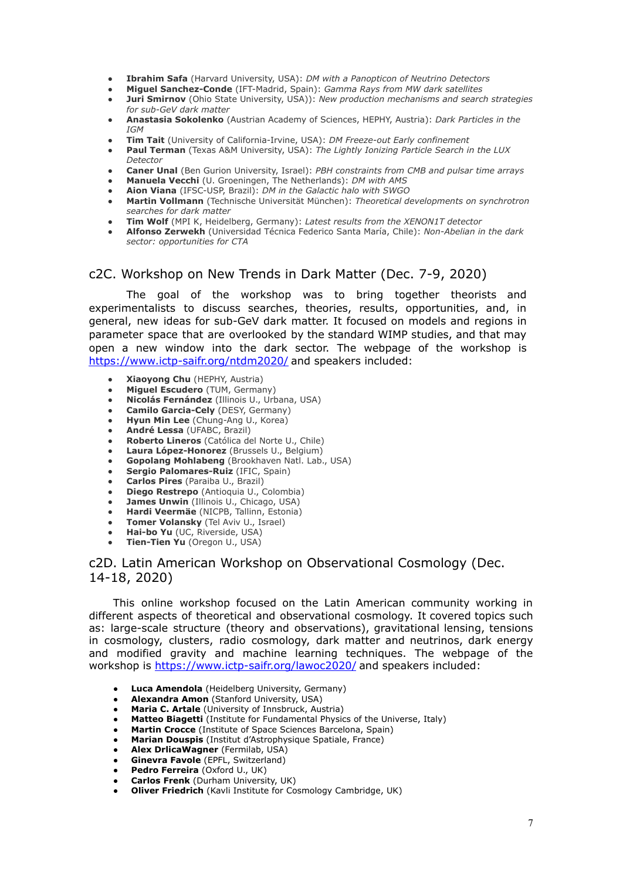- **Ibrahim Safa** (Harvard University, USA): *DM with a Panopticon of Neutrino Detectors*
- **Miguel Sanchez-Conde** (IFT-Madrid, Spain): *Gamma Rays from MW dark satellites*
- **Juri Smirnov** (Ohio State University, USA)): *New production mechanisms and search strategies for sub-GeV dark matter*
- **Anastasia Sokolenko** (Austrian Academy of Sciences, HEPHY, Austria): *Dark Particles in the IGM*
- **Tim Tait** (University of California-Irvine, USA): *DM Freeze-out Early confinement*
- **Paul Terman** (Texas A&M University, USA): *The Lightly Ionizing Particle Search in the LUX Detector*
- **Caner Unal** (Ben Gurion University, Israel): *PBH constraints from CMB and pulsar time arrays*
- **Manuela Vecchi** (U. Groeningen, The Netherlands): *DM with AMS*
- **Aion Viana** (IFSC-USP, Brazil): *DM in the Galactic halo with SWGO*
- **Martin Vollmann** (Technische Universität München): *Theoretical developments on synchrotron searches for dark matter*
- **Tim Wolf** (MPI K, Heidelberg, Germany): *Latest results from the XENON1T detector*
- **Alfonso Zerwekh** (Universidad Técnica Federico Santa María, Chile): *Non-Abelian in the dark sector: opportunities for CTA*

## c2C. Workshop on New Trends in Dark Matter (Dec. 7-9, 2020)

The goal of the workshop was to bring together theorists and experimentalists to discuss searches, theories, results, opportunities, and, in general, new ideas for sub-GeV dark matter. It focused on models and regions in parameter space that are overlooked by the standard WIMP studies, and that may open a new window into the dark sector. The webpage of the workshop is https://www.ictp-saifr.org/ntdm2020/ and speakers included:

- **Xiaoyong Chu** (HEPHY, Austria)
- **Miguel Escudero** (TUM, Germany)
- **Nicolás Fernández** (Illinois U., Urbana, USA)
- **Camilo Garcia-Cely** (DESY, Germany)
- **Hyun Min Lee** (Chung-Ang U., Korea)
- **André Lessa** (UFABC, Brazil)
- **Roberto Lineros** (Católica del Norte U., Chile)
- **Laura López-Honorez** (Brussels U., Belgium)
- **Gopolang Mohlabeng** (Brookhaven Natl. Lab., USA)
- **Sergio Palomares-Ruiz** (IFIC, Spain)
- **Carlos Pires** (Paraiba U., Brazil)
- **Diego Restrepo** (Antioquia U., Colombia)
- **James Unwin** (Illinois U., Chicago, USA)
- **Hardi Veermäe** (NICPB, Tallinn, Estonia)
- **Tomer Volansky** (Tel Aviv U., Israel)
- **Hai-bo Yu** (UC, Riverside, USA)
- **Tien-Tien Yu** (Oregon U., USA)

## c2D. Latin American Workshop on Observational Cosmology (Dec. 14-18, 2020)

This online workshop focused on the Latin American community working in different aspects of theoretical and observational cosmology. It covered topics such as: large-scale structure (theory and observations), gravitational lensing, tensions in cosmology, clusters, radio cosmology, dark matter and neutrinos, dark energy and modified gravity and machine learning techniques. The webpage of the workshop is https://www.ictp-saifr.org/lawoc2020/ and speakers included:

- **Luca Amendola** (Heidelberg University, Germany)
- **Alexandra Amon** (Stanford University, USA)
- **Maria C. Artale** (University of Innsbruck, Austria)
- **Matteo Biagetti** (Institute for Fundamental Physics of the Universe, Italy)
- **Martin Crocce** (Institute of Space Sciences Barcelona, Spain)
- **Marian Douspis** (Institut d'Astrophysique Spatiale, France)
- **Alex DrlicaWagner** (Fermilab, USA)
- **Ginevra Favole** (EPFL, Switzerland)
- **Pedro Ferreira** (Oxford U., UK)
- **Carlos Frenk** (Durham University, UK)
- **Oliver Friedrich** (Kavli Institute for Cosmology Cambridge, UK)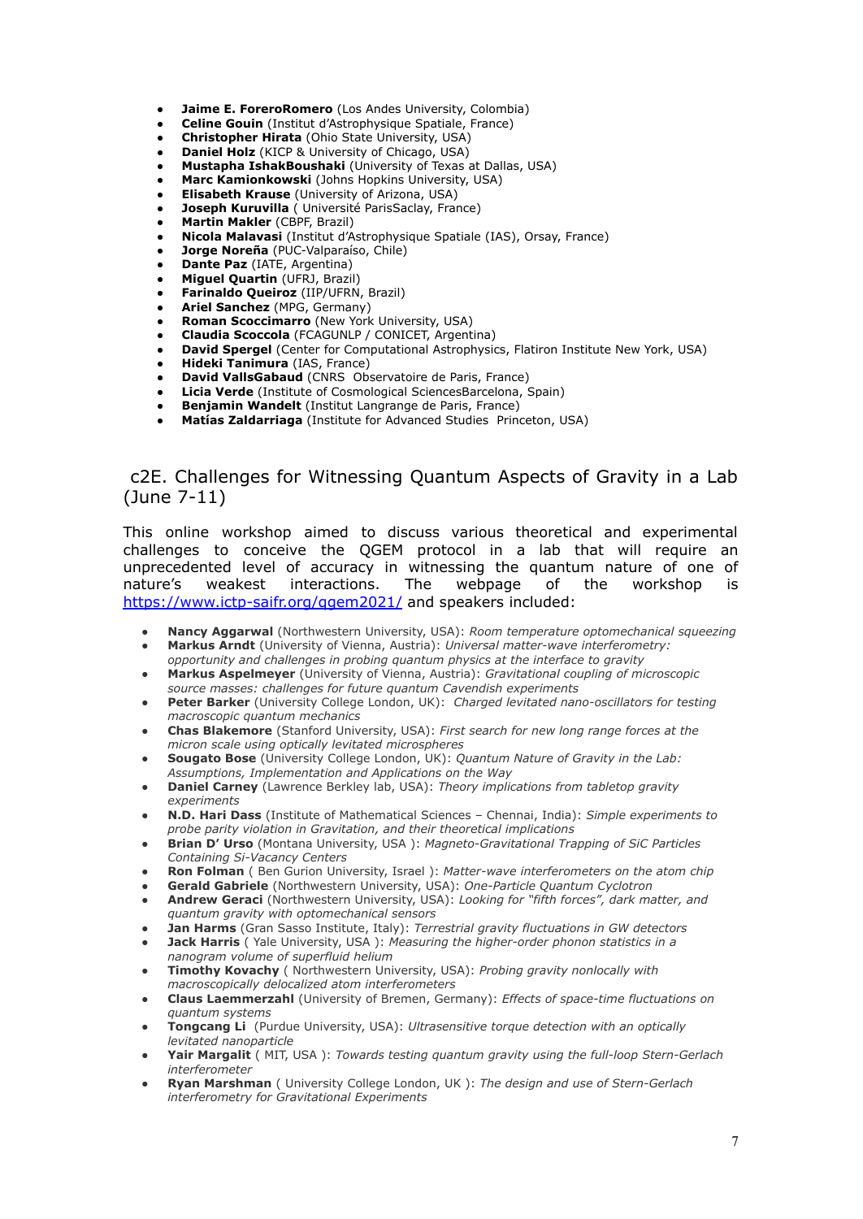- **Jaime E. ForeroRomero** (Los Andes University, Colombia)
- **Celine Gouin** (Institut d'Astrophysique Spatiale, France)
- **Christopher Hirata** (Ohio State University, USA)
- **Daniel Holz** (KICP & University of Chicago, USA)
- **Mustapha IshakBoushaki** (University of Texas at Dallas, USA)
- **Marc Kamionkowski** (Johns Hopkins University, USA)
- **Elisabeth Krause** (University of Arizona, USA)
- **Joseph Kuruvilla** ( Université ParisSaclay, France)
- **Martin Makler** (CBPF, Brazil)
- **Nicola Malavasi** (Institut d'Astrophysique Spatiale (IAS), Orsay, France)
- **Jorge Noreña** (PUC-Valparaíso, Chile)
- **Dante Paz** (IATE, Argentina)
- **Miguel Quartin** (UFRJ, Brazil)
- **Farinaldo Queiroz** (IIP/UFRN, Brazil)
- **Ariel Sanchez** (MPG, Germany)
- **Roman Scoccimarro** (New York University, USA)
- **Claudia Scoccola** (FCAGUNLP / CONICET, Argentina)
- **David Spergel** (Center for Computational Astrophysics, Flatiron Institute New York, USA)
- **Hideki Tanimura** (IAS, France)
- **David VallsGabaud** (CNRS Observatoire de Paris, France)
- **Licia Verde** (Institute of Cosmological SciencesBarcelona, Spain)
- **Benjamin Wandelt** (Institut Langrange de Paris, France)
- **Matías Zaldarriaga** (Institute for Advanced Studies Princeton, USA)

## c2E. Challenges for Witnessing Quantum Aspects of Gravity in a Lab (June 7-11)

This online workshop aimed to discuss various theoretical and experimental challenges to conceive the QGEM protocol in a lab that will require an unprecedented level of accuracy in witnessing the quantum nature of one of nature's weakest interactions. The webpage of the workshop is https://www.ictp-saifr.org/qgem2021/ and speakers included:

- **Nancy Aggarwal** (Northwestern University, USA): *Room temperature optomechanical squeezing*
- **Markus Arndt** (University of Vienna, Austria): *Universal matter-wave interferometry: opportunity and challenges in probing quantum physics at the interface to gravity*
- **Markus Aspelmeyer** (University of Vienna, Austria): *Gravitational coupling of microscopic source masses: challenges for future quantum Cavendish experiments*
- **Peter Barker** (University College London, UK): *Charged levitated nano-oscillators for testing macroscopic quantum mechanics*
- **Chas Blakemore** (Stanford University, USA): *First search for new long range forces at the micron scale using optically levitated microspheres*
- **Sougato Bose** (University College London, UK): *Quantum Nature of Gravity in the Lab: Assumptions, Implementation and Applications on the Way*
- **Daniel Carney** (Lawrence Berkley lab, USA): *Theory implications from tabletop gravity experiments*
- **N.D. Hari Dass** (Institute of Mathematical Sciences – Chennai, India): *Simple experiments to probe parity violation in Gravitation, and their theoretical implications*
- **Brian D' Urso** (Montana University, USA ): *Magneto-Gravitational Trapping of SiC Particles Containing Si-Vacancy Centers*
- **Ron Folman** ( Ben Gurion University, Israel ): *Matter-wave interferometers on the atom chip*
- **Gerald Gabriele** (Northwestern University, USA): *One-Particle Quantum Cyclotron*
- **Andrew Geraci** (Northwestern University, USA): *Looking for "fifth forces", dark matter, and quantum gravity with optomechanical sensors*
- **Jan Harms** (Gran Sasso Institute, Italy): *Terrestrial gravity fluctuations in GW detectors*
- **Jack Harris** ( Yale University, USA ): *Measuring the higher-order phonon statistics in a nanogram volume of superfluid helium*
- **Timothy Kovachy** ( Northwestern University, USA): *Probing gravity nonlocally with macroscopically delocalized atom interferometers*
- **Claus Laemmerzahl** (University of Bremen, Germany): *Effects of space-time fluctuations on quantum systems*
- **Tongcang Li** (Purdue University, USA): *Ultrasensitive torque detection with an optically levitated nanoparticle*
- **Yair Margalit** ( MIT, USA ): *Towards testing quantum gravity using the full-loop Stern-Gerlach interferometer*
- **Ryan Marshman** ( University College London, UK ): *The design and use of Stern-Gerlach interferometry for Gravitational Experiments*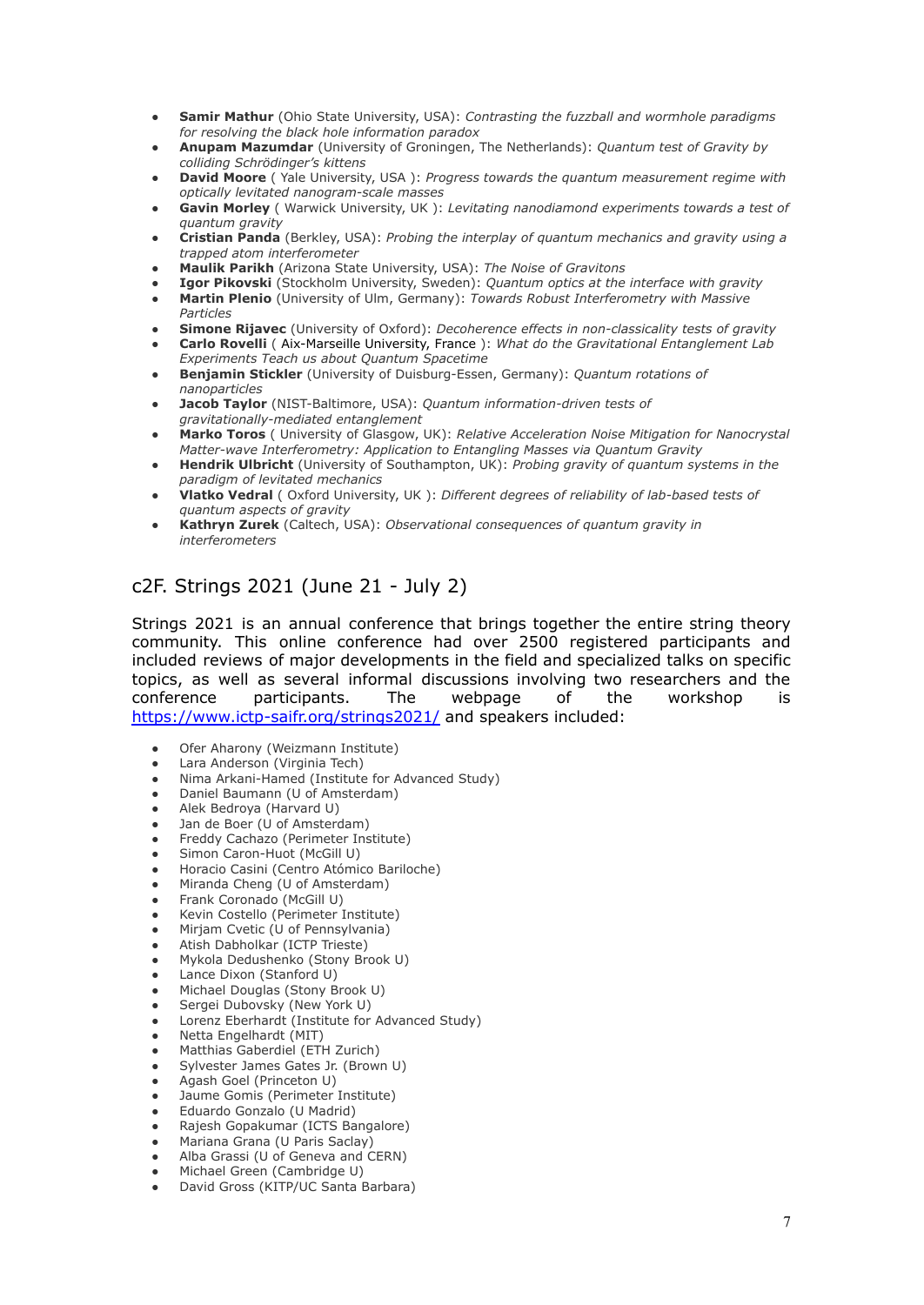- **Samir Mathur** (Ohio State University, USA): *Contrasting the fuzzball and wormhole paradigms for resolving the black hole information paradox*
- **Anupam Mazumdar** (University of Groningen, The Netherlands): *Quantum test of Gravity by colliding Schrödinger's kittens*
- **David Moore** ( Yale University, USA ): *Progress towards the quantum measurement regime with optically levitated nanogram-scale masses*
- **Gavin Morley** ( Warwick University, UK ): *Levitating nanodiamond experiments towards a test of quantum gravity*
- **Cristian Panda** (Berkley, USA): *Probing the interplay of quantum mechanics and gravity using a trapped atom interferometer*
- **Maulik Parikh** (Arizona State University, USA): *The Noise of Gravitons*
- **Igor Pikovski** (Stockholm University, Sweden): *Quantum optics at the interface with gravity*
- **Martin Plenio** (University of Ulm, Germany): *Towards Robust Interferometry with Massive Particles*
- **Simone Rijavec** (University of Oxford): *Decoherence effects in non-classicality tests of gravity*
- **Carlo Rovelli** ( Aix-Marseille University, France ): *What do the Gravitational Entanglement Lab Experiments Teach us about Quantum Spacetime*
- **Benjamin Stickler** (University of Duisburg-Essen, Germany): *Quantum rotations of nanoparticles*
- **Jacob Taylor** (NIST-Baltimore, USA): *Quantum information-driven tests of gravitationally-mediated entanglement*
- **Marko Toros** ( University of Glasgow, UK): *Relative Acceleration Noise Mitigation for Nanocrystal Matter-wave Interferometry: Application to Entangling Masses via Quantum Gravity*
- **Hendrik Ulbricht** (University of Southampton, UK): *Probing gravity of quantum systems in the paradigm of levitated mechanics*
- **Vlatko Vedral** ( Oxford University, UK ): *Different degrees of reliability of lab-based tests of quantum aspects of gravity*
- **Kathryn Zurek** (Caltech, USA): *Observational consequences of quantum gravity in interferometers*

## c2F. Strings 2021 (June 21 - July 2)

Strings 2021 is an annual conference that brings together the entire string theory community. This online conference had over 2500 registered participants and included reviews of major developments in the field and specialized talks on specific topics, as well as several informal discussions involving two researchers and the conference participants. The webpage of the workshop is https://www.ictp-saifr.org/strings2021/ and speakers included:

- Ofer Aharony (Weizmann Institute)
- Lara Anderson (Virginia Tech)
- Nima Arkani-Hamed (Institute for Advanced Study)
- Daniel Baumann (U of Amsterdam)
- Alek Bedroya (Harvard U)
- Jan de Boer (U of Amsterdam)
- Freddy Cachazo (Perimeter Institute)
- Simon Caron-Huot (McGill U)
- Horacio Casini (Centro Atómico Bariloche)
- Miranda Cheng (U of Amsterdam)
- Frank Coronado (McGill U)
- Kevin Costello (Perimeter Institute)
- Mirjam Cvetic (U of Pennsylvania)
- Atish Dabholkar (ICTP Trieste)
- Mykola Dedushenko (Stony Brook U)
- Lance Dixon (Stanford U)
- Michael Douglas (Stony Brook U)
- Sergei Dubovsky (New York U)
- Lorenz Eberhardt (Institute for Advanced Study)
- Netta Engelhardt (MIT)
- Matthias Gaberdiel (ETH Zurich)
- Sylvester James Gates Jr. (Brown U)
- Agash Goel (Princeton U)
- Jaume Gomis (Perimeter Institute)
- Eduardo Gonzalo (U Madrid)
- Rajesh Gopakumar (ICTS Bangalore)
- Mariana Grana (U Paris Saclay)
- Alba Grassi (U of Geneva and CERN)
- Michael Green (Cambridge U)
- David Gross (KITP/UC Santa Barbara)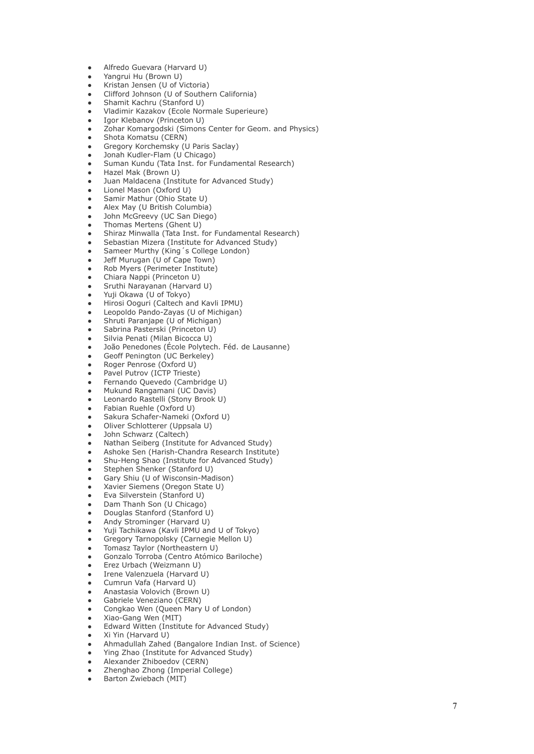- Alfredo Guevara (Harvard U)
- Yangrui Hu (Brown U)
- Kristan Jensen (U of Victoria)
- Clifford Johnson (U of Southern California)
- Shamit Kachru (Stanford U)
- Vladimir Kazakov (Ecole Normale Superieure)
- Igor Klebanov (Princeton U)
- Zohar Komargodski (Simons Center for Geom. and Physics)
- Shota Komatsu (CERN)
- Gregory Korchemsky (U Paris Saclay)
- Jonah Kudler-Flam (U Chicago)
- Suman Kundu (Tata Inst. for Fundamental Research)
- Hazel Mak (Brown U)
- Juan Maldacena (Institute for Advanced Study)
- Lionel Mason (Oxford U)
- Samir Mathur (Ohio State U)
- Alex May (U British Columbia)
- John McGreevy (UC San Diego)
- Thomas Mertens (Ghent U)
- Shiraz Minwalla (Tata Inst. for Fundamental Research)
- Sebastian Mizera (Institute for Advanced Study)
- Sameer Murthy (King´s College London)
- Jeff Murugan (U of Cape Town)
- Rob Myers (Perimeter Institute)
- Chiara Nappi (Princeton U)
- Sruthi Narayanan (Harvard U)
- Yuji Okawa (U of Tokyo)
- Hirosi Ooguri (Caltech and Kavli IPMU)
- Leopoldo Pando-Zayas (U of Michigan)
- Shruti Paranjape (U of Michigan)
- Sabrina Pasterski (Princeton U)
- Silvia Penati (Milan Bicocca U)
- João Penedones (École Polytech. Féd. de Lausanne)
- Geoff Penington (UC Berkeley)
- Roger Penrose (Oxford U)
- Pavel Putrov (ICTP Trieste)
- Fernando Quevedo (Cambridge U)
- Mukund Rangamani (UC Davis)
- Leonardo Rastelli (Stony Brook U)
- Fabian Ruehle (Oxford U)
- Sakura Schafer-Nameki (Oxford U)
- Oliver Schlotterer (Uppsala U)
- John Schwarz (Caltech)
- Nathan Seiberg (Institute for Advanced Study)
- Ashoke Sen (Harish-Chandra Research Institute)
- Shu-Heng Shao (Institute for Advanced Study)
- Stephen Shenker (Stanford U)
- Gary Shiu (U of Wisconsin-Madison)
- Xavier Siemens (Oregon State U)
- Eva Silverstein (Stanford U)
- Dam Thanh Son (U Chicago)
- Douglas Stanford (Stanford U)
- Andy Strominger (Harvard U)
- Yuji Tachikawa (Kavli IPMU and U of Tokyo)
- Gregory Tarnopolsky (Carnegie Mellon U)
- Tomasz Taylor (Northeastern U)
- Gonzalo Torroba (Centro Atómico Bariloche)
- Erez Urbach (Weizmann U)
- Irene Valenzuela (Harvard U)
- Cumrun Vafa (Harvard U)
- Anastasia Volovich (Brown U)
- Gabriele Veneziano (CERN)
- Congkao Wen (Queen Mary U of London)
- Xiao-Gang Wen (MIT)
- Edward Witten (Institute for Advanced Study)
- Xi Yin (Harvard U)
- Ahmadullah Zahed (Bangalore Indian Inst. of Science)
- Ying Zhao (Institute for Advanced Study)
- Alexander Zhiboedov (CERN)
- Zhenghao Zhong (Imperial College)
- Barton Zwiebach (MIT)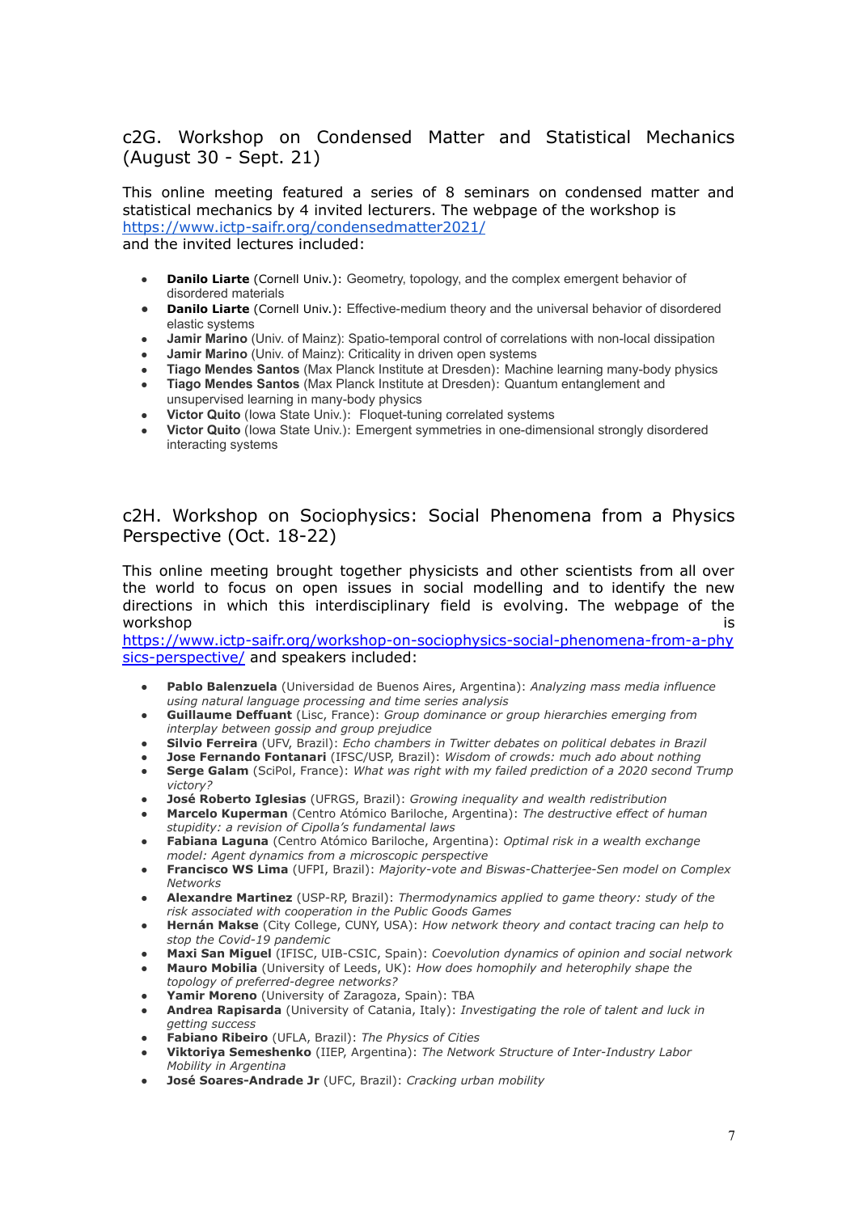## c2G. Workshop on Condensed Matter and Statistical Mechanics (August 30 - Sept. 21)

This online meeting featured a series of 8 seminars on condensed matter and statistical mechanics by 4 invited lecturers. The webpage of the workshop is https://www.ictp-saifr.org/condensedmatter2021/ and the invited lectures included:

- **Danilo Liarte** (Cornell Univ.): Geometry, topology, and the complex emergent behavior of disordered materials
- **Danilo Liarte** (Cornell Univ.): Effective-medium theory and the universal behavior of disordered elastic systems
- **Jamir Marino** (Univ. of Mainz): Spatio-temporal control of correlations with non-local dissipation
- **Jamir Marino** (Univ. of Mainz): Criticality in driven open systems
- **Tiago Mendes Santos** (Max Planck Institute at Dresden): Machine learning many-body physics
- **Tiago Mendes Santos** (Max Planck Institute at Dresden): Quantum entanglement and unsupervised learning in many-body physics
- **Victor Quito** (Iowa State Univ.): Floquet-tuning correlated systems
- **Victor Quito** (Iowa State Univ.): Emergent symmetries in one-dimensional strongly disordered interacting systems

## c2H. Workshop on Sociophysics: Social Phenomena from a Physics Perspective (Oct. 18-22)

This online meeting brought together physicists and other scientists from all over the world to focus on open issues in social modelling and to identify the new directions in which this interdisciplinary field is evolving. The webpage of the workshop is https://www.ictp-saifr.org/workshop-on-sociophysics-social-phenomena-from-a-physics-perspective/ and speakers included:

- **Pablo Balenzuela** (Universidad de Buenos Aires, Argentina): *Analyzing mass media influence using natural language processing and time series analysis*
- **Guillaume Deffuant** (Lisc, France): *Group dominance or group hierarchies emerging from interplay between gossip and group prejudice*
- **Silvio Ferreira** (UFV, Brazil): *Echo chambers in Twitter debates on political debates in Brazil*
- **Jose Fernando Fontanari** (IFSC/USP, Brazil): *Wisdom of crowds: much ado about nothing*
- **Serge Galam** (SciPol, France): *What was right with my failed prediction of a 2020 second Trump victory?*
- **José Roberto Iglesias** (UFRGS, Brazil): *Growing inequality and wealth redistribution*
- **Marcelo Kuperman** (Centro Atómico Bariloche, Argentina): *The destructive effect of human stupidity: a revision of Cipolla's fundamental laws*
- **Fabiana Laguna** (Centro Atómico Bariloche, Argentina): *Optimal risk in a wealth exchange model: Agent dynamics from a microscopic perspective*
- **Francisco WS Lima** (UFPI, Brazil): *Majority-vote and Biswas-Chatterjee-Sen model on Complex Networks*
- **Alexandre Martinez** (USP-RP, Brazil): *Thermodynamics applied to game theory: study of the risk associated with cooperation in the Public Goods Games*
- **Hernán Makse** (City College, CUNY, USA): *How network theory and contact tracing can help to stop the Covid-19 pandemic*
- **Maxi San Miguel** (IFISC, UIB-CSIC, Spain): *Coevolution dynamics of opinion and social network*
- **Mauro Mobilia** (University of Leeds, UK): *How does homophily and heterophily shape the topology of preferred-degree networks?*
- **Yamir Moreno** (University of Zaragoza, Spain): TBA
- **Andrea Rapisarda** (University of Catania, Italy): *Investigating the role of talent and luck in getting success*
- **Fabiano Ribeiro** (UFLA, Brazil): *The Physics of Cities*
- **Viktoriya Semeshenko** (IIEP, Argentina): *The Network Structure of Inter-Industry Labor Mobility in Argentina*
- **José Soares-Andrade Jr** (UFC, Brazil): *Cracking urban mobility*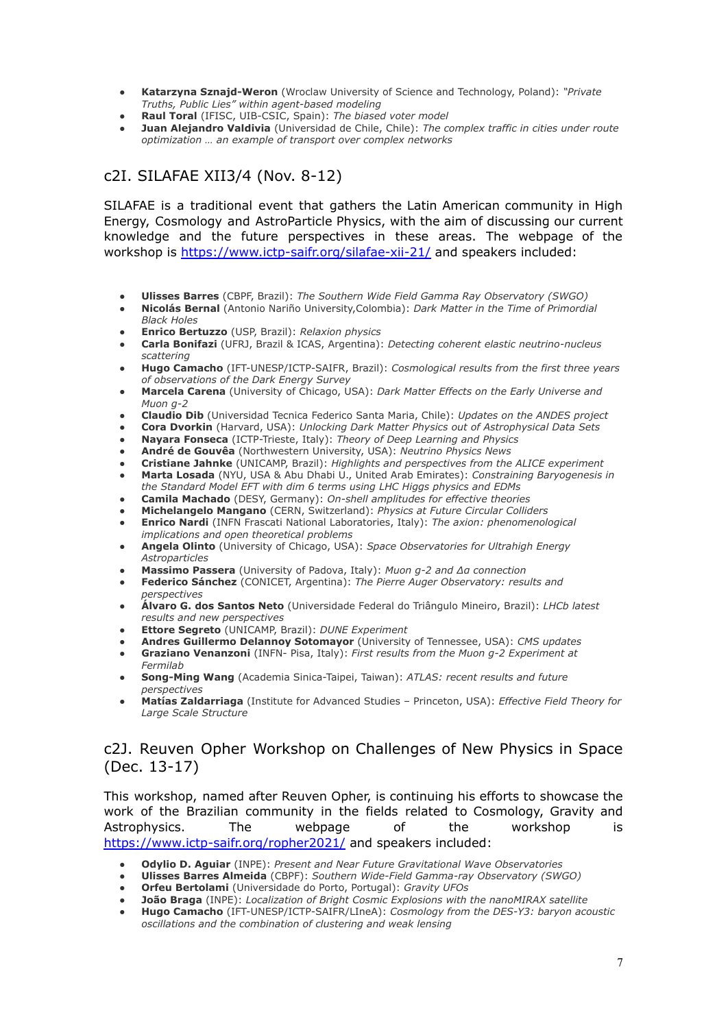- **Katarzyna Sznajd-Weron** (Wroclaw University of Science and Technology, Poland): *"Private Truths, Public Lies" within agent-based modeling*
- **Raul Toral** (IFISC, UIB-CSIC, Spain): *The biased voter model*
- **Juan Alejandro Valdivia** (Universidad de Chile, Chile): *The complex traffic in cities under route optimization … an example of transport over complex networks*

## c2I. SILAFAE XII3/4 (Nov. 8-12)

SILAFAE is a traditional event that gathers the Latin American community in High Energy, Cosmology and AstroParticle Physics, with the aim of discussing our current knowledge and the future perspectives in these areas. The webpage of the workshop is https://www.ictp-saifr.org/silafae-xii-21/ and speakers included:

- **Ulisses Barres** (CBPF, Brazil): *The Southern Wide Field Gamma Ray Observatory (SWGO)*
- **Nicolás Bernal** (Antonio Nariño University,Colombia): *Dark Matter in the Time of Primordial Black Holes*
- **Enrico Bertuzzo** (USP, Brazil): *Relaxion physics*
- **Carla Bonifazi** (UFRJ, Brazil & ICAS, Argentina): *Detecting coherent elastic neutrino-nucleus scattering*
- **Hugo Camacho** (IFT-UNESP/ICTP-SAIFR, Brazil): *Cosmological results from the first three years of observations of the Dark Energy Survey*
- **Marcela Carena** (University of Chicago, USA): *Dark Matter Effects on the Early Universe and Muon g-2*
- **Claudio Dib** (Universidad Tecnica Federico Santa Maria, Chile): *Updates on the ANDES project*
- **Cora Dvorkin** (Harvard, USA): *Unlocking Dark Matter Physics out of Astrophysical Data Sets*
- **Nayara Fonseca** (ICTP-Trieste, Italy): *Theory of Deep Learning and Physics*
- **André de Gouvêa** (Northwestern University, USA): *Neutrino Physics News*
- **Cristiane Jahnke** (UNICAMP, Brazil): *Highlights and perspectives from the ALICE experiment*
- **Marta Losada** (NYU, USA & Abu Dhabi U., United Arab Emirates): *Constraining Baryogenesis in the Standard Model EFT with dim 6 terms using LHC Higgs physics and EDMs*
- **Camila Machado** (DESY, Germany): *On-shell amplitudes for effective theories*
- **Michelangelo Mangano** (CERN, Switzerland): *Physics at Future Circular Colliders*
- **Enrico Nardi** (INFN Frascati National Laboratories, Italy): *The axion: phenomenological implications and open theoretical problems*
- **Angela Olinto** (University of Chicago, USA): *Space Observatories for Ultrahigh Energy Astroparticles*
- **Massimo Passera** (University of Padova, Italy): *Muon g-2 and Δα connection*
- **Federico Sánchez** (CONICET, Argentina): *The Pierre Auger Observatory: results and perspectives*
- **Álvaro G. dos Santos Neto** (Universidade Federal do Triângulo Mineiro, Brazil): *LHCb latest results and new perspectives*
- **Ettore Segreto** (UNICAMP, Brazil): *DUNE Experiment*
- **Andres Guillermo Delannoy Sotomayor** (University of Tennessee, USA): *CMS updates*
- **Graziano Venanzoni** (INFN- Pisa, Italy): *First results from the Muon g-2 Experiment at Fermilab*
- **Song-Ming Wang** (Academia Sinica-Taipei, Taiwan): *ATLAS: recent results and future perspectives*
- **Matías Zaldarriaga** (Institute for Advanced Studies – Princeton, USA): *Effective Field Theory for Large Scale Structure*

## c2J. Reuven Opher Workshop on Challenges of New Physics in Space (Dec. 13-17)

This workshop, named after Reuven Opher, is continuing his efforts to showcase the work of the Brazilian community in the fields related to Cosmology, Gravity and Astrophysics. The webpage of the workshop is https://www.ictp-saifr.org/ropher2021/ and speakers included:

- **Odylio D. Aguiar** (INPE): *Present and Near Future Gravitational Wave Observatories*
- **Ulisses Barres Almeida** (CBPF): *Southern Wide-Field Gamma-ray Observatory (SWGO)*
- **Orfeu Bertolami** (Universidade do Porto, Portugal): *Gravity UFOs*
- **João Braga** (INPE): *Localization of Bright Cosmic Explosions with the nanoMIRAX satellite*
- **Hugo Camacho** (IFT-UNESP/ICTP-SAIFR/LIneA): *Cosmology from the DES-Y3: baryon acoustic oscillations and the combination of clustering and weak lensing*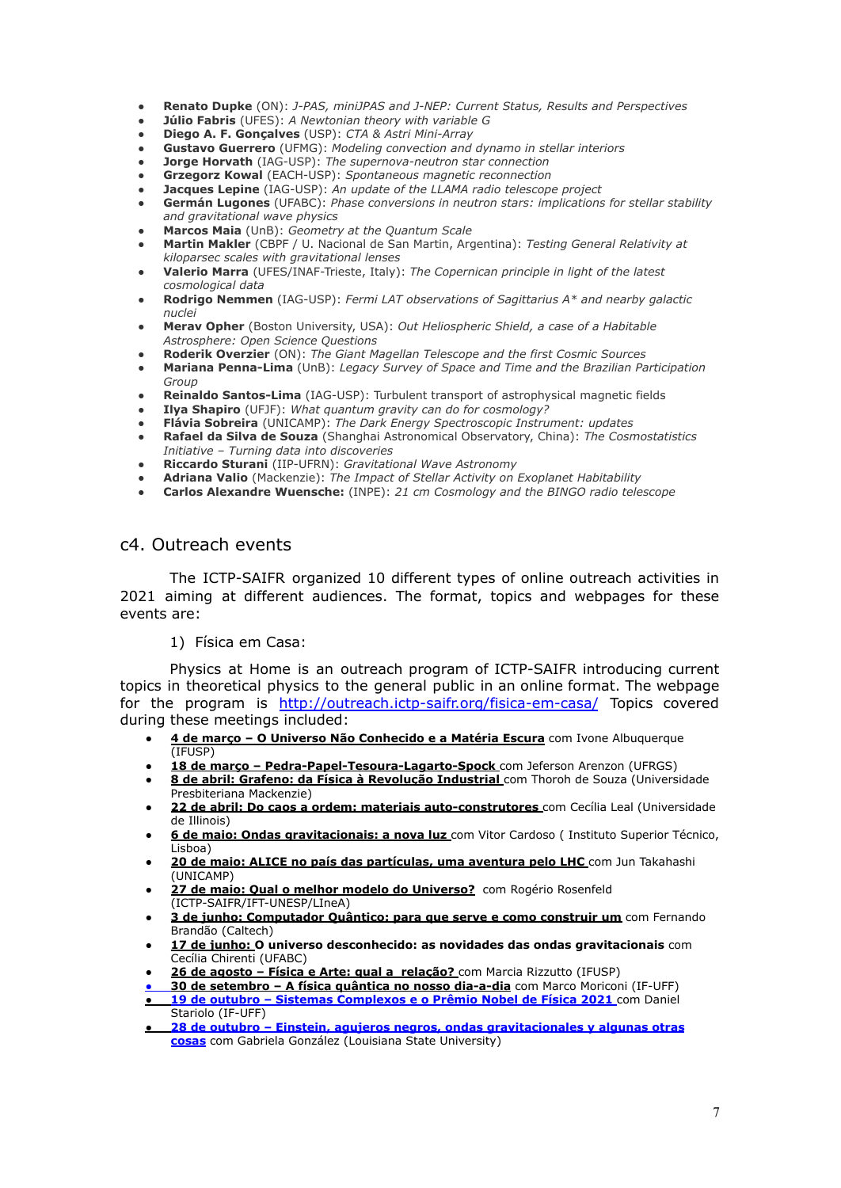- **Renato Dupke** (ON): *J-PAS, miniJPAS and J-NEP: Current Status, Results and Perspectives*
- **Júlio Fabris** (UFES): *A Newtonian theory with variable G*
- **Diego A. F. Gonçalves** (USP): *CTA & Astri Mini-Array*
- **Gustavo Guerrero** (UFMG): *Modeling convection and dynamo in stellar interiors*
- **Jorge Horvath** (IAG-USP): *The supernova-neutron star connection*
- **Grzegorz Kowal** (EACH-USP): *Spontaneous magnetic reconnection*
- **Jacques Lepine** (IAG-USP): *An update of the LLAMA radio telescope project*
- **Germán Lugones** (UFABC): *Phase conversions in neutron stars: implications for stellar stability and gravitational wave physics*
- **Marcos Maia** (UnB): *Geometry at the Quantum Scale*
- **Martin Makler** (CBPF / U. Nacional de San Martin, Argentina): *Testing General Relativity at kiloparsec scales with gravitational lenses*
- **Valerio Marra** (UFES/INAF-Trieste, Italy): *The Copernican principle in light of the latest cosmological data*
- **Rodrigo Nemmen** (IAG-USP): *Fermi LAT observations of Sagittarius A\* and nearby galactic nuclei*
- **Merav Opher** (Boston University, USA): *Out Heliospheric Shield, a case of a Habitable Astrosphere: Open Science Questions*
- **Roderik Overzier** (ON): *The Giant Magellan Telescope and the first Cosmic Sources*
- **Mariana Penna-Lima** (UnB): *Legacy Survey of Space and Time and the Brazilian Participation Group*
- **Reinaldo Santos-Lima** (IAG-USP): Turbulent transport of astrophysical magnetic fields
- **Ilya Shapiro** (UFJF): *What quantum gravity can do for cosmology?*
- **Flávia Sobreira** (UNICAMP): *The Dark Energy Spectroscopic Instrument: updates*
- **Rafael da Silva de Souza** (Shanghai Astronomical Observatory, China): *The Cosmostatistics Initiative – Turning data into discoveries*
- **Riccardo Sturani** (IIP-UFRN): *Gravitational Wave Astronomy*
- **Adriana Valio** (Mackenzie): *The Impact of Stellar Activity on Exoplanet Habitability*
- **Carlos Alexandre Wuensche:** (INPE): *21 cm Cosmology and the BINGO radio telescope*

## c4. Outreach events

The ICTP-SAIFR organized 10 different types of online outreach activities in 2021 aiming at different audiences. The format, topics and webpages for these events are:

1) Física em Casa:

Physics at Home is an outreach program of ICTP-SAIFR introducing current topics in theoretical physics to the general public in an online format. The webpage for the program is http://outreach.ictp-saifr.org/fisica-em-casa/ Topics covered during these meetings included:

- **4 de março – O Universo Não Conhecido e a Matéria Escura** com Ivone Albuquerque (IFUSP)
- **18 de março – Pedra-Papel-Tesoura-Lagarto-Spock** com Jeferson Arenzon (UFRGS)
- **8 de abril: Grafeno: da Física à Revolução Industrial** com Thoroh de Souza (Universidade Presbiteriana Mackenzie)
- **22 de abril: Do caos a ordem: materiais auto-construtores** com Cecília Leal (Universidade de Illinois)
- **6 de maio: Ondas gravitacionais: a nova luz** com Vitor Cardoso ( Instituto Superior Técnico, Lisboa)
- **20 de maio: ALICE no país das partículas, uma aventura pelo LHC** com Jun Takahashi (UNICAMP)
- **27 de maio: Qual o melhor modelo do Universo?** com Rogério Rosenfeld (ICTP-SAIFR/IFT-UNESP/LIneA)
- **3 de junho: Computador Quântico: para que serve e como construir um** com Fernando Brandão (Caltech)
- **17 de junho: O universo desconhecido: as novidades das ondas gravitacionais** com Cecília Chirenti (UFABC)
- **26 de agosto – Física e Arte: qual a relação?** com Marcia Rizzutto (IFUSP)
- **30 de setembro – A física quântica no nosso dia-a-dia** com Marco Moriconi (IF-UFF)
- **19 de outubro – Sistemas Complexos e o Prêmio Nobel de Física 2021** com Daniel Stariolo (IF-UFF)
- **28 de outubro – Einstein, agujeros negros, ondas gravitacionales y algunas otras cosas** com Gabriela González (Louisiana State University)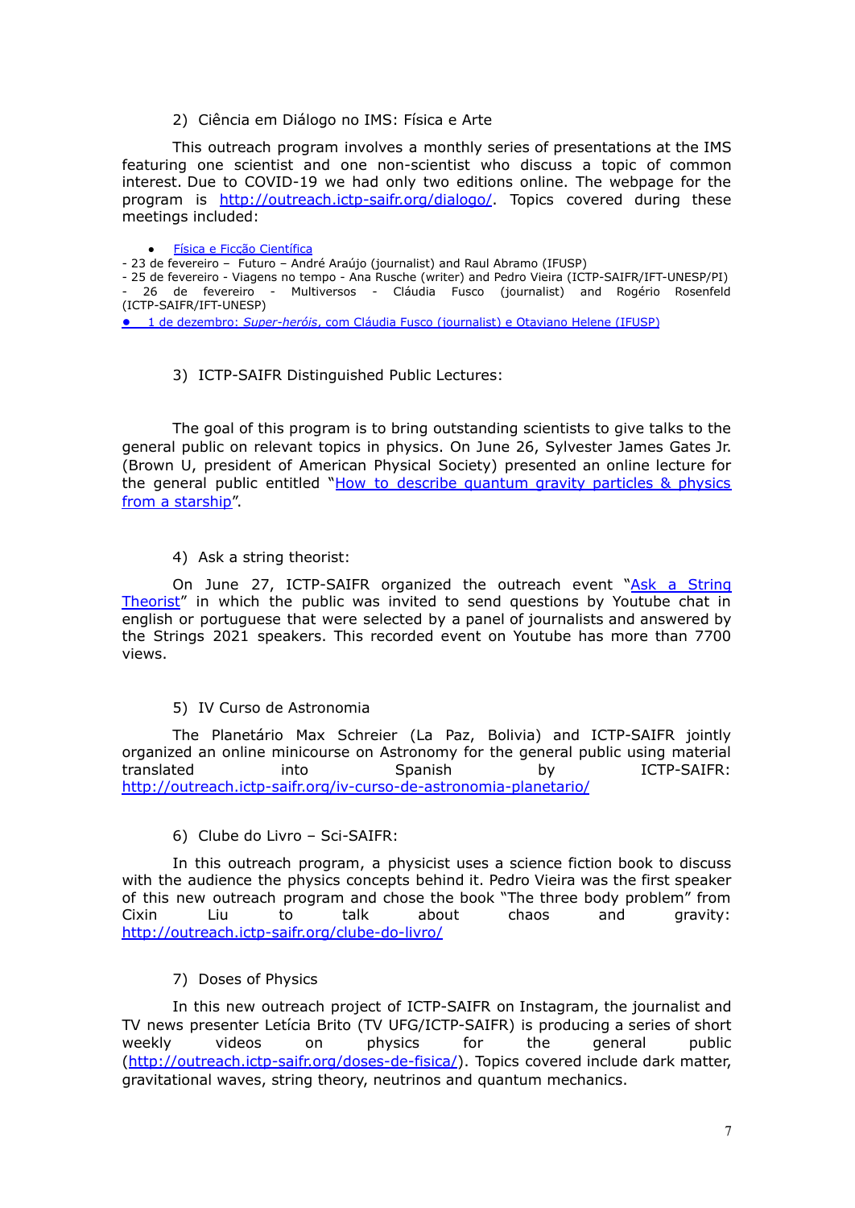2) Ciência em Diálogo no IMS: Física e Arte

This outreach program involves a monthly series of presentations at the IMS featuring one scientist and one non-scientist who discuss a topic of common interest. Due to COVID-19 we had only two editions online. The webpage for the program is http://outreach.ictp-saifr.org/dialogo/. Topics covered during these meetings included:

- Física e Ficção Científica

- 23 de fevereiro – Futuro – André Araújo (journalist) and Raul Abramo (IFUSP)
- 25 de fevereiro - Viagens no tempo - Ana Rusche (writer) and Pedro Vieira (ICTP-SAIFR/IFT-UNESP/PI)
- 26 de fevereiro - Multiversos - Cláudia Fusco (journalist) and Rogério Rosenfeld (ICTP-SAIFR/IFT-UNESP)

- 1 de dezembro: *Super-heróis*, com Cláudia Fusco (journalist) e Otaviano Helene (IFUSP)

3) ICTP-SAIFR Distinguished Public Lectures:

The goal of this program is to bring outstanding scientists to give talks to the general public on relevant topics in physics. On June 26, Sylvester James Gates Jr. (Brown U, president of American Physical Society) presented an online lecture for the general public entitled "How to describe quantum gravity particles & physics from a starship".

4) Ask a string theorist:

On June 27, ICTP-SAIFR organized the outreach event "Ask a String Theorist" in which the public was invited to send questions by Youtube chat in english or portuguese that were selected by a panel of journalists and answered by the Strings 2021 speakers. This recorded event on Youtube has more than 7700 views.

5) IV Curso de Astronomia

The Planetário Max Schreier (La Paz, Bolivia) and ICTP-SAIFR jointly organized an online minicourse on Astronomy for the general public using material translated into Spanish by ICTP-SAIFR: http://outreach.ictp-saifr.org/iv-curso-de-astronomia-planetario/

6) Clube do Livro – Sci-SAIFR:

In this outreach program, a physicist uses a science fiction book to discuss with the audience the physics concepts behind it. Pedro Vieira was the first speaker of this new outreach program and chose the book "The three body problem" from Cixin Liu to talk about chaos and gravity: http://outreach.ictp-saifr.org/clube-do-livro/

7) Doses of Physics

In this new outreach project of ICTP-SAIFR on Instagram, the journalist and TV news presenter Letícia Brito (TV UFG/ICTP-SAIFR) is producing a series of short weekly videos on physics for the general public (http://outreach.ictp-saifr.org/doses-de-fisica/). Topics covered include dark matter, gravitational waves, string theory, neutrinos and quantum mechanics.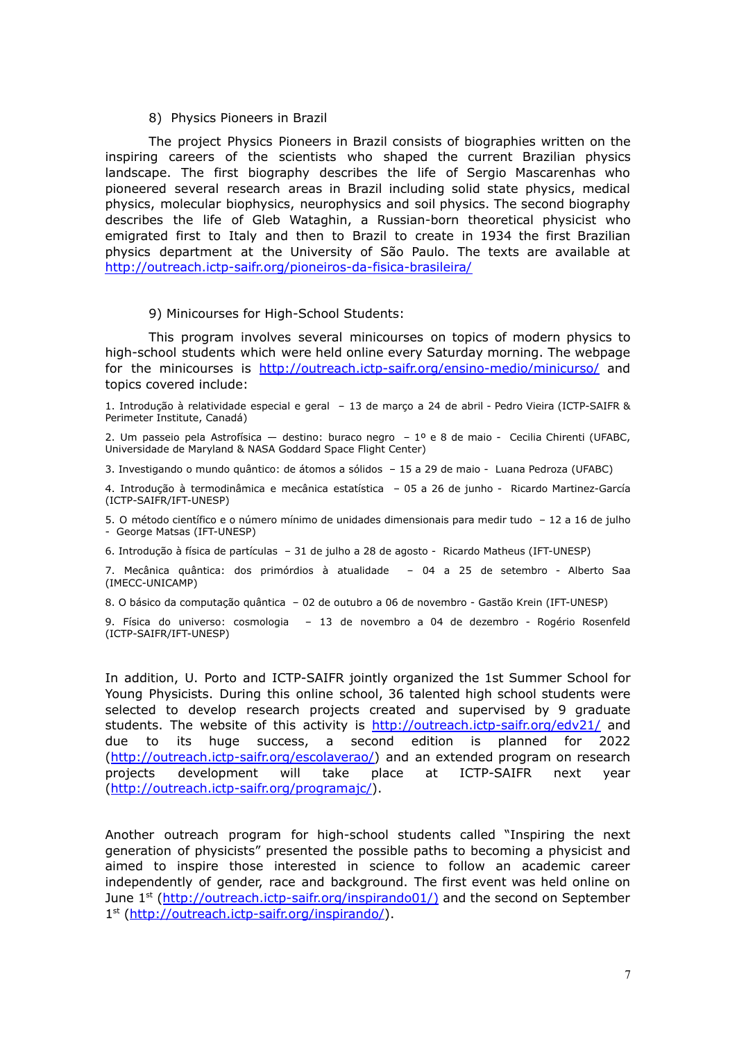8) Physics Pioneers in Brazil

The project Physics Pioneers in Brazil consists of biographies written on the inspiring careers of the scientists who shaped the current Brazilian physics landscape. The first biography describes the life of Sergio Mascarenhas who pioneered several research areas in Brazil including solid state physics, medical physics, molecular biophysics, neurophysics and soil physics. The second biography describes the life of Gleb Wataghin, a Russian-born theoretical physicist who emigrated first to Italy and then to Brazil to create in 1934 the first Brazilian physics department at the University of São Paulo. The texts are available at http://outreach.ictp-saifr.org/pioneiros-da-fisica-brasileira/

9) Minicourses for High-School Students:

This program involves several minicourses on topics of modern physics to high-school students which were held online every Saturday morning. The webpage for the minicourses is http://outreach.ictp-saifr.org/ensino-medio/minicurso/ and topics covered include:

1. Introdução à relatividade especial e geral – 13 de março a 24 de abril - Pedro Vieira (ICTP-SAIFR & Perimeter Institute, Canadá)

2. Um passeio pela Astrofísica — destino: buraco negro – 1º e 8 de maio - Cecilia Chirenti (UFABC, Universidade de Maryland & NASA Goddard Space Flight Center)

3. Investigando o mundo quântico: de átomos a sólidos – 15 a 29 de maio - Luana Pedroza (UFABC)

4. Introdução à termodinâmica e mecânica estatística – 05 a 26 de junho - Ricardo Martinez-García (ICTP-SAIFR/IFT-UNESP)

5. O método científico e o número mínimo de unidades dimensionais para medir tudo – 12 a 16 de julho - George Matsas (IFT-UNESP)

6. Introdução à física de partículas – 31 de julho a 28 de agosto - Ricardo Matheus (IFT-UNESP)

7. Mecânica quântica: dos primórdios à atualidade – 04 a 25 de setembro - Alberto Saa (IMECC-UNICAMP)

8. O básico da computação quântica – 02 de outubro a 06 de novembro - Gastão Krein (IFT-UNESP)

9. Física do universo: cosmologia – 13 de novembro a 04 de dezembro - Rogério Rosenfeld (ICTP-SAIFR/IFT-UNESP)

In addition, U. Porto and ICTP-SAIFR jointly organized the 1st Summer School for Young Physicists. During this online school, 36 talented high school students were selected to develop research projects created and supervised by 9 graduate students. The website of this activity is http://outreach.ictp-saifr.org/edv21/ and due to its huge success, a second edition is planned for 2022 (http://outreach.ictp-saifr.org/escolaverao/) and an extended program on research projects development will take place at ICTP-SAIFR next year (http://outreach.ictp-saifr.org/programajc/).

Another outreach program for high-school students called "Inspiring the next generation of physicists" presented the possible paths to becoming a physicist and aimed to inspire those interested in science to follow an academic career independently of gender, race and background. The first event was held online on June 1st (http://outreach.ictp-saifr.org/inspirando01/) and the second on September 1st (http://outreach.ictp-saifr.org/inspirando/).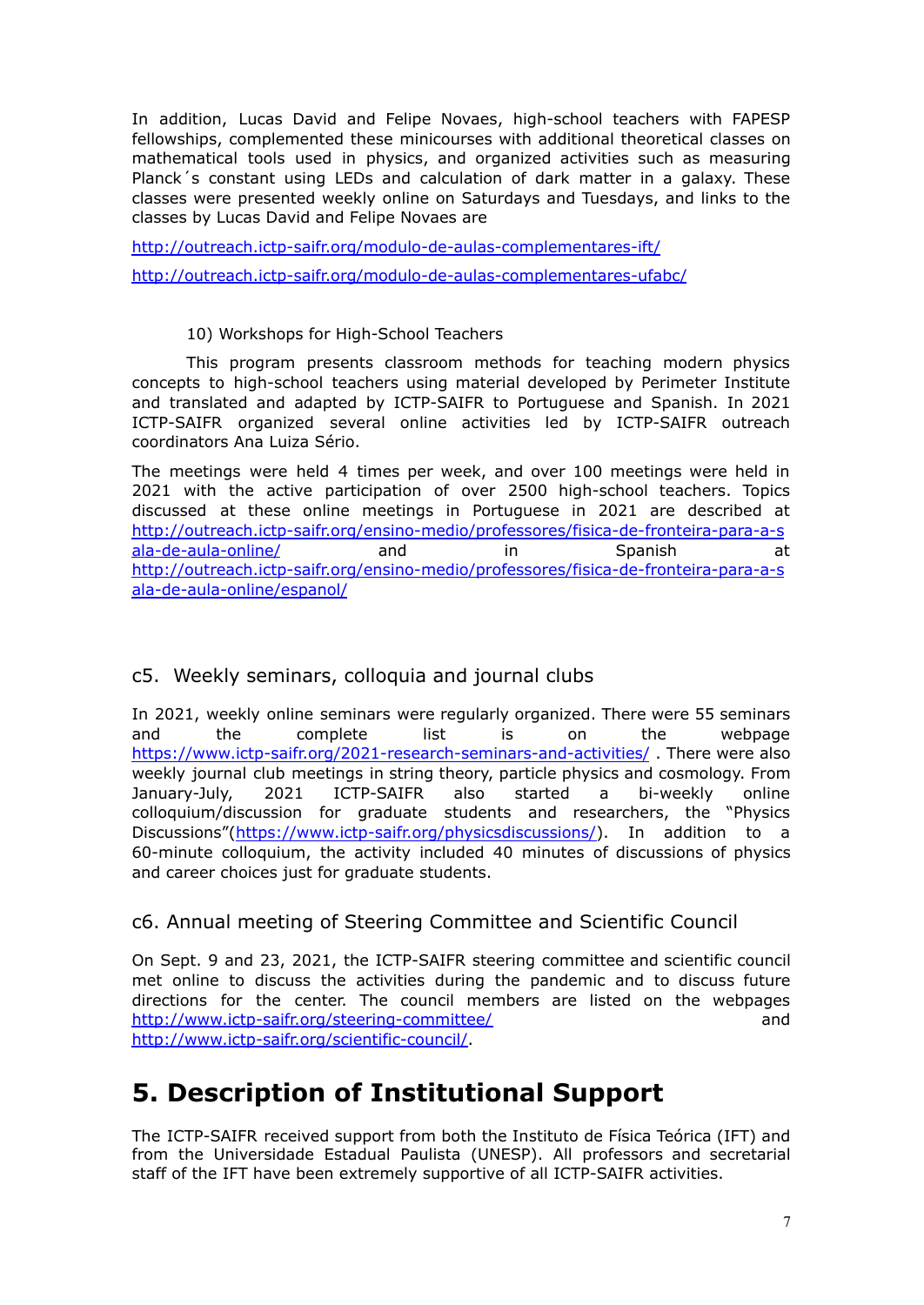In addition, Lucas David and Felipe Novaes, high-school teachers with FAPESP fellowships, complemented these minicourses with additional theoretical classes on mathematical tools used in physics, and organized activities such as measuring Planck´s constant using LEDs and calculation of dark matter in a galaxy. These classes were presented weekly online on Saturdays and Tuesdays, and links to the classes by Lucas David and Felipe Novaes are

http://outreach.ictp-saifr.org/modulo-de-aulas-complementares-ift/

http://outreach.ictp-saifr.org/modulo-de-aulas-complementares-ufabc/

10) Workshops for High-School Teachers

This program presents classroom methods for teaching modern physics concepts to high-school teachers using material developed by Perimeter Institute and translated and adapted by ICTP-SAIFR to Portuguese and Spanish. In 2021 ICTP-SAIFR organized several online activities led by ICTP-SAIFR outreach coordinators Ana Luiza Sério.

The meetings were held 4 times per week, and over 100 meetings were held in 2021 with the active participation of over 2500 high-school teachers. Topics discussed at these online meetings in Portuguese in 2021 are described at http://outreach.ictp-saifr.org/ensino-medio/professores/fisica-de-fronteira-para-a-sala-de-aula-online/ and in Spanish at http://outreach.ictp-saifr.org/ensino-medio/professores/fisica-de-fronteira-para-a-sala-de-aula-online/espanol/

## c5. Weekly seminars, colloquia and journal clubs

In 2021, weekly online seminars were regularly organized. There were 55 seminars and the complete list is on the webpage https://www.ictp-saifr.org/2021-research-seminars-and-activities/ . There were also weekly journal club meetings in string theory, particle physics and cosmology. From January-July, 2021 ICTP-SAIFR also started a bi-weekly online colloquium/discussion for graduate students and researchers, the "Physics Discussions"(https://www.ictp-saifr.org/physicsdiscussions/). In addition to a 60-minute colloquium, the activity included 40 minutes of discussions of physics and career choices just for graduate students.

## c6. Annual meeting of Steering Committee and Scientific Council

On Sept. 9 and 23, 2021, the ICTP-SAIFR steering committee and scientific council met online to discuss the activities during the pandemic and to discuss future directions for the center. The council members are listed on the webpages http://www.ictp-saifr.org/steering-committee/ and http://www.ictp-saifr.org/scientific-council/.

# 5. Description of Institutional Support

The ICTP-SAIFR received support from both the Instituto de Física Teórica (IFT) and from the Universidade Estadual Paulista (UNESP). All professors and secretarial staff of the IFT have been extremely supportive of all ICTP-SAIFR activities.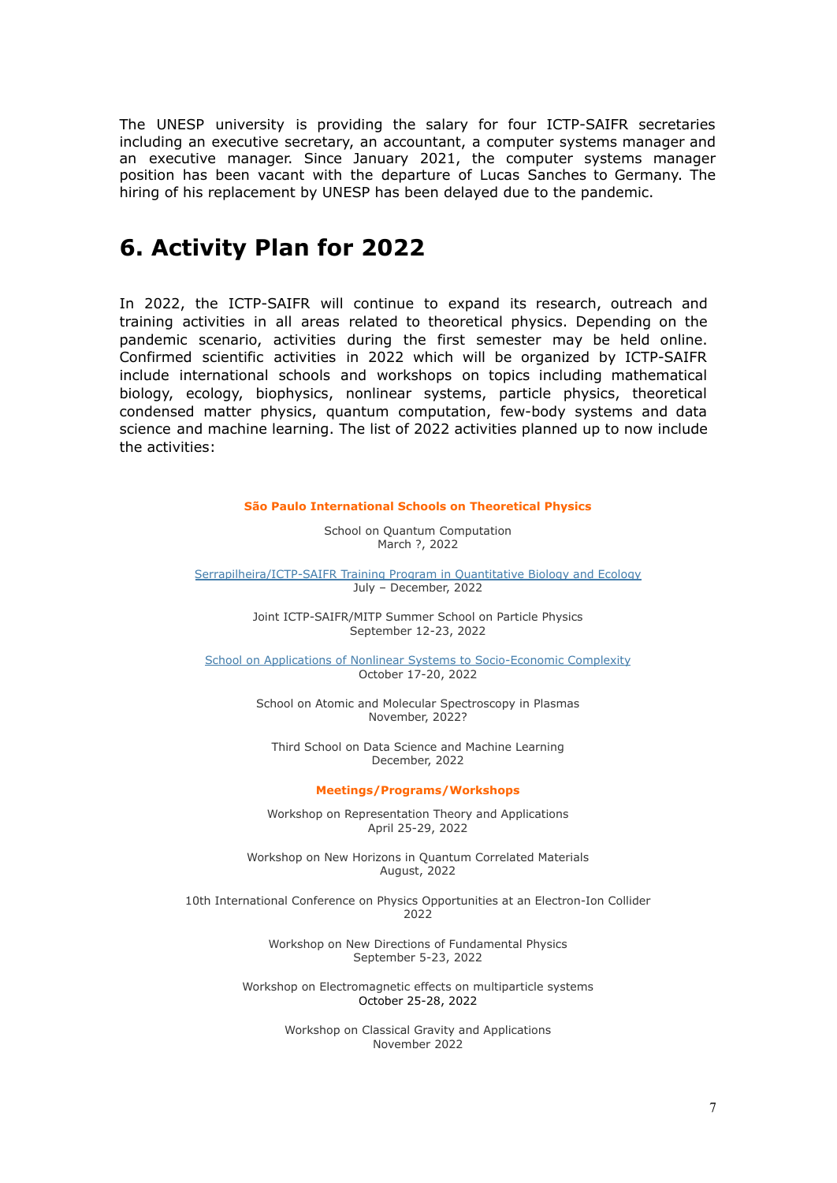The UNESP university is providing the salary for four ICTP-SAIFR secretaries including an executive secretary, an accountant, a computer systems manager and an executive manager. Since January 2021, the computer systems manager position has been vacant with the departure of Lucas Sanches to Germany. The hiring of his replacement by UNESP has been delayed due to the pandemic.

# 6. Activity Plan for 2022

In 2022, the ICTP-SAIFR will continue to expand its research, outreach and training activities in all areas related to theoretical physics. Depending on the pandemic scenario, activities during the first semester may be held online. Confirmed scientific activities in 2022 which will be organized by ICTP-SAIFR include international schools and workshops on topics including mathematical biology, ecology, biophysics, nonlinear systems, particle physics, theoretical condensed matter physics, quantum computation, few-body systems and data science and machine learning. The list of 2022 activities planned up to now include the activities:

**São Paulo International Schools on Theoretical Physics**

School on Quantum Computation
March ?, 2022

Serrapilheira/ICTP-SAIFR Training Program in Quantitative Biology and Ecology
July – December, 2022

Joint ICTP-SAIFR/MITP Summer School on Particle Physics
September 12-23, 2022

School on Applications of Nonlinear Systems to Socio-Economic Complexity
October 17-20, 2022

School on Atomic and Molecular Spectroscopy in Plasmas
November, 2022?

Third School on Data Science and Machine Learning
December, 2022

**Meetings/Programs/Workshops**

Workshop on Representation Theory and Applications
April 25-29, 2022

Workshop on New Horizons in Quantum Correlated Materials
August, 2022

10th International Conference on Physics Opportunities at an Electron-Ion Collider
2022

Workshop on New Directions of Fundamental Physics
September 5-23, 2022

Workshop on Electromagnetic effects on multiparticle systems
October 25-28, 2022

Workshop on Classical Gravity and Applications
November 2022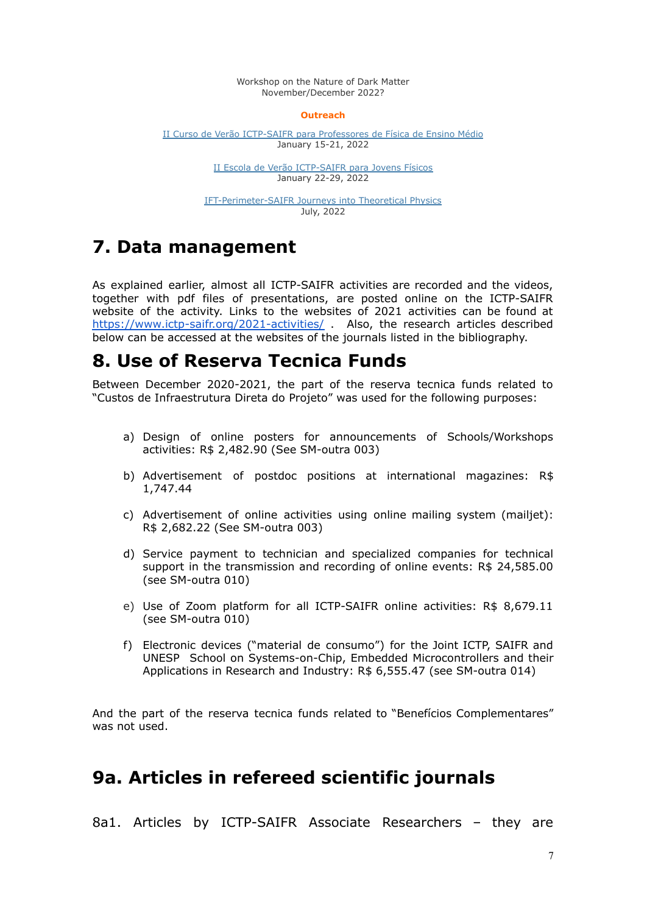Workshop on the Nature of Dark Matter
November/December 2022?

**Outreach**

[II Curso de Verão ICTP-SAIFR para Professores de Física de Ensino Médio](#)
January 15-21, 2022

[II Escola de Verão ICTP-SAIFR para Jovens Físicos](#)
January 22-29, 2022

[IFT-Perimeter-SAIFR Journeys into Theoretical Physics](#)
July, 2022

# 7. Data management

As explained earlier, almost all ICTP-SAIFR activities are recorded and the videos, together with pdf files of presentations, are posted online on the ICTP-SAIFR website of the activity. Links to the websites of 2021 activities can be found at https://www.ictp-saifr.org/2021-activities/ . Also, the research articles described below can be accessed at the websites of the journals listed in the bibliography.

# 8. Use of Reserva Tecnica Funds

Between December 2020-2021, the part of the reserva tecnica funds related to "Custos de Infraestrutura Direta do Projeto" was used for the following purposes:

a) Design of online posters for announcements of Schools/Workshops activities: R$ 2,482.90 (See SM-outra 003)

b) Advertisement of postdoc positions at international magazines: R$ 1,747.44

c) Advertisement of online activities using online mailing system (mailjet): R$ 2,682.22 (See SM-outra 003)

d) Service payment to technician and specialized companies for technical support in the transmission and recording of online events: R$ 24,585.00 (see SM-outra 010)

e) Use of Zoom platform for all ICTP-SAIFR online activities: R$ 8,679.11 (see SM-outra 010)

f) Electronic devices ("material de consumo") for the Joint ICTP, SAIFR and UNESP School on Systems-on-Chip, Embedded Microcontrollers and their Applications in Research and Industry: R$ 6,555.47 (see SM-outra 014)

And the part of the reserva tecnica funds related to "Benefícios Complementares" was not used.

# 9a. Articles in refereed scientific journals

8a1. Articles by ICTP-SAIFR Associate Researchers – they are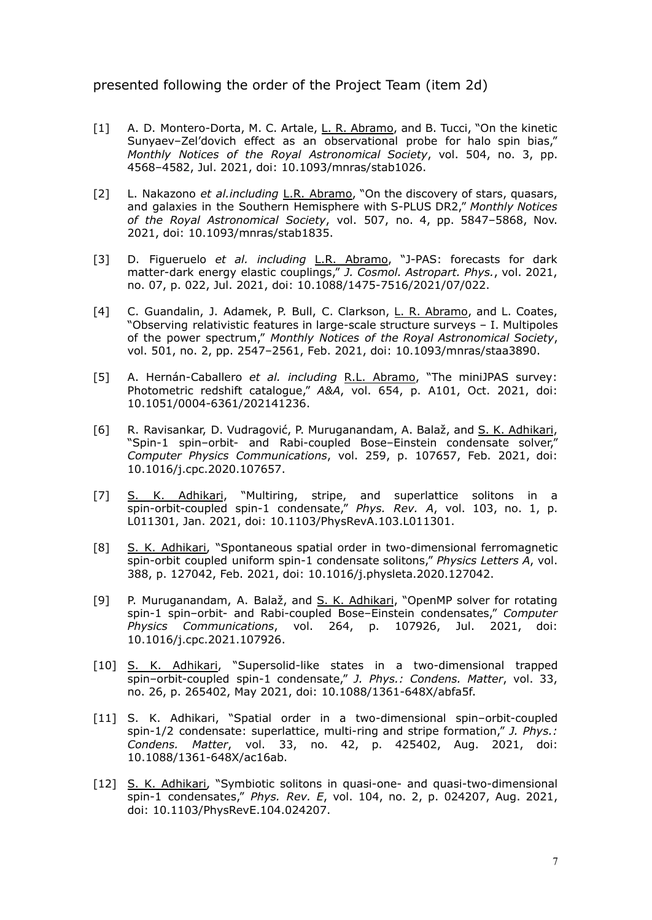presented following the order of the Project Team (item 2d)

[1] A. D. Montero-Dorta, M. C. Artale, L. R. Abramo, and B. Tucci, "On the kinetic Sunyaev–Zel'dovich effect as an observational probe for halo spin bias," *Monthly Notices of the Royal Astronomical Society*, vol. 504, no. 3, pp. 4568–4582, Jul. 2021, doi: 10.1093/mnras/stab1026.

[2] L. Nakazono *et al.including* L.R. Abramo, "On the discovery of stars, quasars, and galaxies in the Southern Hemisphere with S-PLUS DR2," *Monthly Notices of the Royal Astronomical Society*, vol. 507, no. 4, pp. 5847–5868, Nov. 2021, doi: 10.1093/mnras/stab1835.

[3] D. Figueruelo *et al. including* L.R. Abramo, "J-PAS: forecasts for dark matter-dark energy elastic couplings," *J. Cosmol. Astropart. Phys.*, vol. 2021, no. 07, p. 022, Jul. 2021, doi: 10.1088/1475-7516/2021/07/022.

[4] C. Guandalin, J. Adamek, P. Bull, C. Clarkson, L. R. Abramo, and L. Coates, "Observing relativistic features in large-scale structure surveys – I. Multipoles of the power spectrum," *Monthly Notices of the Royal Astronomical Society*, vol. 501, no. 2, pp. 2547–2561, Feb. 2021, doi: 10.1093/mnras/staa3890.

[5] A. Hernán-Caballero *et al. including* R.L. Abramo, "The miniJPAS survey: Photometric redshift catalogue," *A&A*, vol. 654, p. A101, Oct. 2021, doi: 10.1051/0004-6361/202141236.

[6] R. Ravisankar, D. Vudragović, P. Muruganandam, A. Balaž, and S. K. Adhikari, "Spin-1 spin–orbit- and Rabi-coupled Bose–Einstein condensate solver," *Computer Physics Communications*, vol. 259, p. 107657, Feb. 2021, doi: 10.1016/j.cpc.2020.107657.

[7] S. K. Adhikari, "Multiring, stripe, and superlattice solitons in a spin-orbit-coupled spin-1 condensate," *Phys. Rev. A*, vol. 103, no. 1, p. L011301, Jan. 2021, doi: 10.1103/PhysRevA.103.L011301.

[8] S. K. Adhikari, "Spontaneous spatial order in two-dimensional ferromagnetic spin-orbit coupled uniform spin-1 condensate solitons," *Physics Letters A*, vol. 388, p. 127042, Feb. 2021, doi: 10.1016/j.physleta.2020.127042.

[9] P. Muruganandam, A. Balaž, and S. K. Adhikari, "OpenMP solver for rotating spin-1 spin–orbit- and Rabi-coupled Bose–Einstein condensates," *Computer Physics Communications*, vol. 264, p. 107926, Jul. 2021, doi: 10.1016/j.cpc.2021.107926.

[10] S. K. Adhikari, "Supersolid-like states in a two-dimensional trapped spin–orbit-coupled spin-1 condensate," *J. Phys.: Condens. Matter*, vol. 33, no. 26, p. 265402, May 2021, doi: 10.1088/1361-648X/abfa5f.

[11] S. K. Adhikari, "Spatial order in a two-dimensional spin–orbit-coupled spin-1/2 condensate: superlattice, multi-ring and stripe formation," *J. Phys.: Condens. Matter*, vol. 33, no. 42, p. 425402, Aug. 2021, doi: 10.1088/1361-648X/ac16ab.

[12] S. K. Adhikari, "Symbiotic solitons in quasi-one- and quasi-two-dimensional spin-1 condensates," *Phys. Rev. E*, vol. 104, no. 2, p. 024207, Aug. 2021, doi: 10.1103/PhysRevE.104.024207.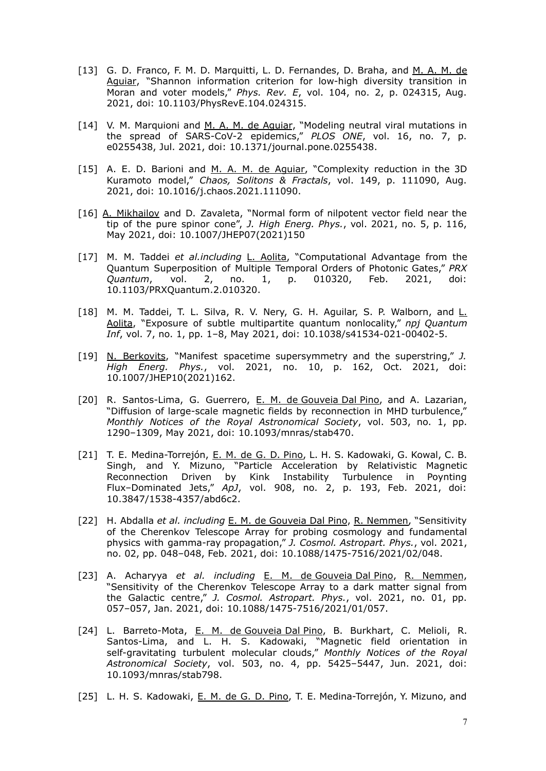[13] G. D. Franco, F. M. D. Marquitti, L. D. Fernandes, D. Braha, and M. A. M. de Aguiar, "Shannon information criterion for low-high diversity transition in Moran and voter models," *Phys. Rev. E*, vol. 104, no. 2, p. 024315, Aug. 2021, doi: 10.1103/PhysRevE.104.024315.

[14] V. M. Marquioni and M. A. M. de Aguiar, "Modeling neutral viral mutations in the spread of SARS-CoV-2 epidemics," *PLOS ONE*, vol. 16, no. 7, p. e0255438, Jul. 2021, doi: 10.1371/journal.pone.0255438.

[15] A. E. D. Barioni and M. A. M. de Aguiar, "Complexity reduction in the 3D Kuramoto model," *Chaos, Solitons & Fractals*, vol. 149, p. 111090, Aug. 2021, doi: 10.1016/j.chaos.2021.111090.

[16] A. Mikhailov and D. Zavaleta, "Normal form of nilpotent vector field near the tip of the pure spinor cone", *J. High Energ. Phys.*, vol. 2021, no. 5, p. 116, May 2021, doi: 10.1007/JHEP07(2021)150

[17] M. M. Taddei *et al.including* L. Aolita, "Computational Advantage from the Quantum Superposition of Multiple Temporal Orders of Photonic Gates," *PRX Quantum*, vol. 2, no. 1, p. 010320, Feb. 2021, doi: 10.1103/PRXQuantum.2.010320.

[18] M. M. Taddei, T. L. Silva, R. V. Nery, G. H. Aguilar, S. P. Walborn, and L. Aolita, "Exposure of subtle multipartite quantum nonlocality," *npj Quantum Inf*, vol. 7, no. 1, pp. 1–8, May 2021, doi: 10.1038/s41534-021-00402-5.

[19] N. Berkovits, "Manifest spacetime supersymmetry and the superstring," *J. High Energ. Phys.*, vol. 2021, no. 10, p. 162, Oct. 2021, doi: 10.1007/JHEP10(2021)162.

[20] R. Santos-Lima, G. Guerrero, E. M. de Gouveia Dal Pino, and A. Lazarian, "Diffusion of large-scale magnetic fields by reconnection in MHD turbulence," *Monthly Notices of the Royal Astronomical Society*, vol. 503, no. 1, pp. 1290–1309, May 2021, doi: 10.1093/mnras/stab470.

[21] T. E. Medina-Torrejón, E. M. de G. D. Pino, L. H. S. Kadowaki, G. Kowal, C. B. Singh, and Y. Mizuno, "Particle Acceleration by Relativistic Magnetic Reconnection Driven by Kink Instability Turbulence in Poynting Flux–Dominated Jets," *ApJ*, vol. 908, no. 2, p. 193, Feb. 2021, doi: 10.3847/1538-4357/abd6c2.

[22] H. Abdalla *et al. including* E. M. de Gouveia Dal Pino, R. Nemmen, "Sensitivity of the Cherenkov Telescope Array for probing cosmology and fundamental physics with gamma-ray propagation," *J. Cosmol. Astropart. Phys.*, vol. 2021, no. 02, pp. 048–048, Feb. 2021, doi: 10.1088/1475-7516/2021/02/048.

[23] A. Acharyya *et al. including* E. M. de Gouveia Dal Pino, R. Nemmen, "Sensitivity of the Cherenkov Telescope Array to a dark matter signal from the Galactic centre," *J. Cosmol. Astropart. Phys.*, vol. 2021, no. 01, pp. 057–057, Jan. 2021, doi: 10.1088/1475-7516/2021/01/057.

[24] L. Barreto-Mota, E. M. de Gouveia Dal Pino, B. Burkhart, C. Melioli, R. Santos-Lima, and L. H. S. Kadowaki, "Magnetic field orientation in self-gravitating turbulent molecular clouds," *Monthly Notices of the Royal Astronomical Society*, vol. 503, no. 4, pp. 5425–5447, Jun. 2021, doi: 10.1093/mnras/stab798.

[25] L. H. S. Kadowaki, E. M. de G. D. Pino, T. E. Medina-Torrejón, Y. Mizuno, and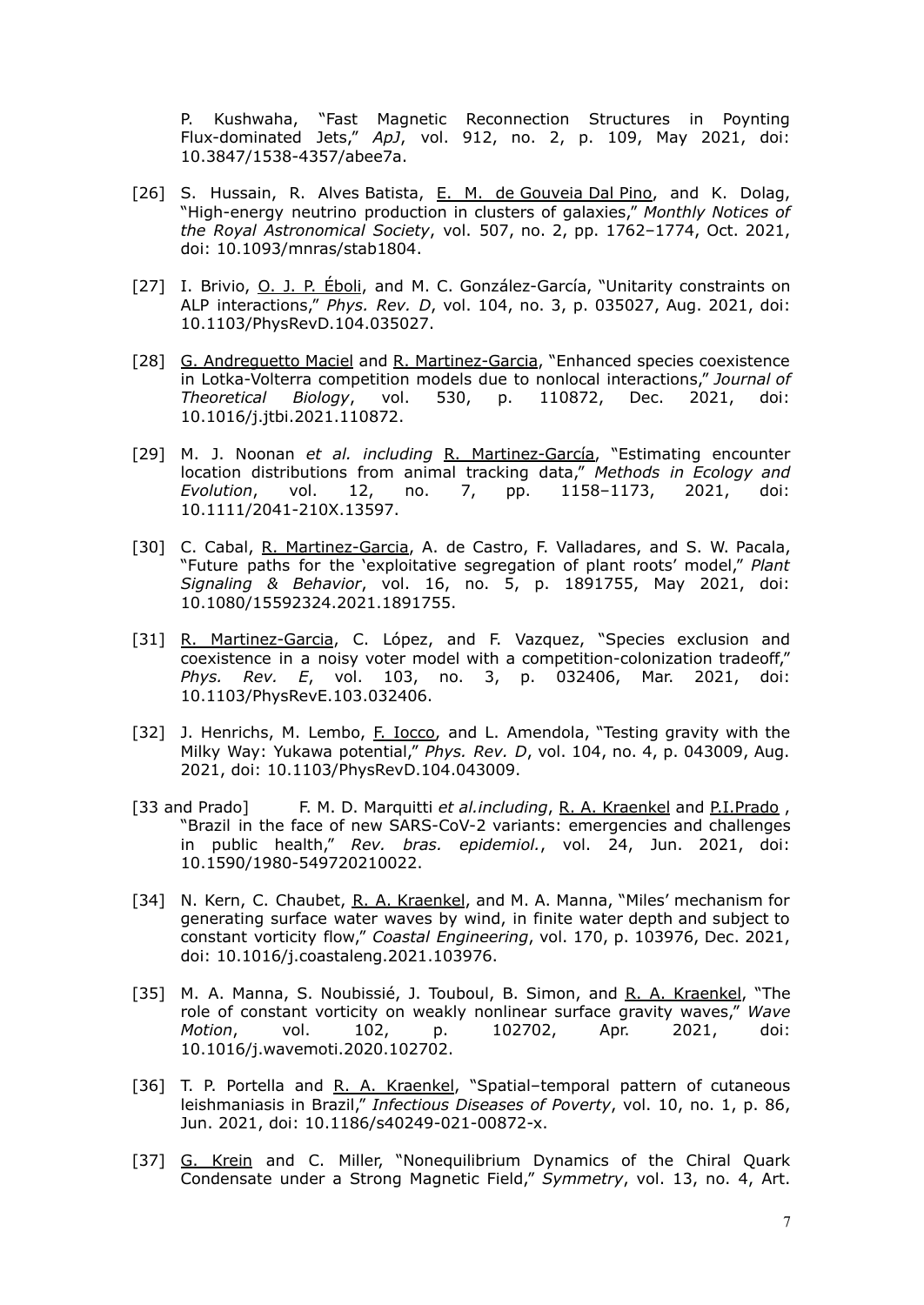P. Kushwaha, "Fast Magnetic Reconnection Structures in Poynting Flux-dominated Jets," *ApJ*, vol. 912, no. 2, p. 109, May 2021, doi: 10.3847/1538-4357/abee7a.

[26] S. Hussain, R. Alves Batista, E. M. de Gouveia Dal Pino, and K. Dolag, "High-energy neutrino production in clusters of galaxies," *Monthly Notices of the Royal Astronomical Society*, vol. 507, no. 2, pp. 1762–1774, Oct. 2021, doi: 10.1093/mnras/stab1804.

[27] I. Brivio, O. J. P. Éboli, and M. C. González-García, "Unitarity constraints on ALP interactions," *Phys. Rev. D*, vol. 104, no. 3, p. 035027, Aug. 2021, doi: 10.1103/PhysRevD.104.035027.

[28] G. Andreguetto Maciel and R. Martinez-Garcia, "Enhanced species coexistence in Lotka-Volterra competition models due to nonlocal interactions," *Journal of Theoretical Biology*, vol. 530, p. 110872, Dec. 2021, doi: 10.1016/j.jtbi.2021.110872.

[29] M. J. Noonan *et al. including* R. Martinez-García, "Estimating encounter location distributions from animal tracking data," *Methods in Ecology and Evolution*, vol. 12, no. 7, pp. 1158–1173, 2021, doi: 10.1111/2041-210X.13597.

[30] C. Cabal, R. Martinez-Garcia, A. de Castro, F. Valladares, and S. W. Pacala, "Future paths for the 'exploitative segregation of plant roots' model," *Plant Signaling & Behavior*, vol. 16, no. 5, p. 1891755, May 2021, doi: 10.1080/15592324.2021.1891755.

[31] R. Martinez-Garcia, C. López, and F. Vazquez, "Species exclusion and coexistence in a noisy voter model with a competition-colonization tradeoff," *Phys. Rev. E*, vol. 103, no. 3, p. 032406, Mar. 2021, doi: 10.1103/PhysRevE.103.032406.

[32] J. Henrichs, M. Lembo, F. Iocco, and L. Amendola, "Testing gravity with the Milky Way: Yukawa potential," *Phys. Rev. D*, vol. 104, no. 4, p. 043009, Aug. 2021, doi: 10.1103/PhysRevD.104.043009.

[33 and Prado] F. M. D. Marquitti *et al.including*, R. A. Kraenkel and P.I.Prado , "Brazil in the face of new SARS-CoV-2 variants: emergencies and challenges in public health," *Rev. bras. epidemiol.*, vol. 24, Jun. 2021, doi: 10.1590/1980-549720210022.

[34] N. Kern, C. Chaubet, R. A. Kraenkel, and M. A. Manna, "Miles' mechanism for generating surface water waves by wind, in finite water depth and subject to constant vorticity flow," *Coastal Engineering*, vol. 170, p. 103976, Dec. 2021, doi: 10.1016/j.coastaleng.2021.103976.

[35] M. A. Manna, S. Noubissié, J. Touboul, B. Simon, and R. A. Kraenkel, "The role of constant vorticity on weakly nonlinear surface gravity waves," *Wave Motion*, vol. 102, p. 102702, Apr. 2021, doi: 10.1016/j.wavemoti.2020.102702.

[36] T. P. Portella and R. A. Kraenkel, "Spatial–temporal pattern of cutaneous leishmaniasis in Brazil," *Infectious Diseases of Poverty*, vol. 10, no. 1, p. 86, Jun. 2021, doi: 10.1186/s40249-021-00872-x.

[37] G. Krein and C. Miller, "Nonequilibrium Dynamics of the Chiral Quark Condensate under a Strong Magnetic Field," *Symmetry*, vol. 13, no. 4, Art.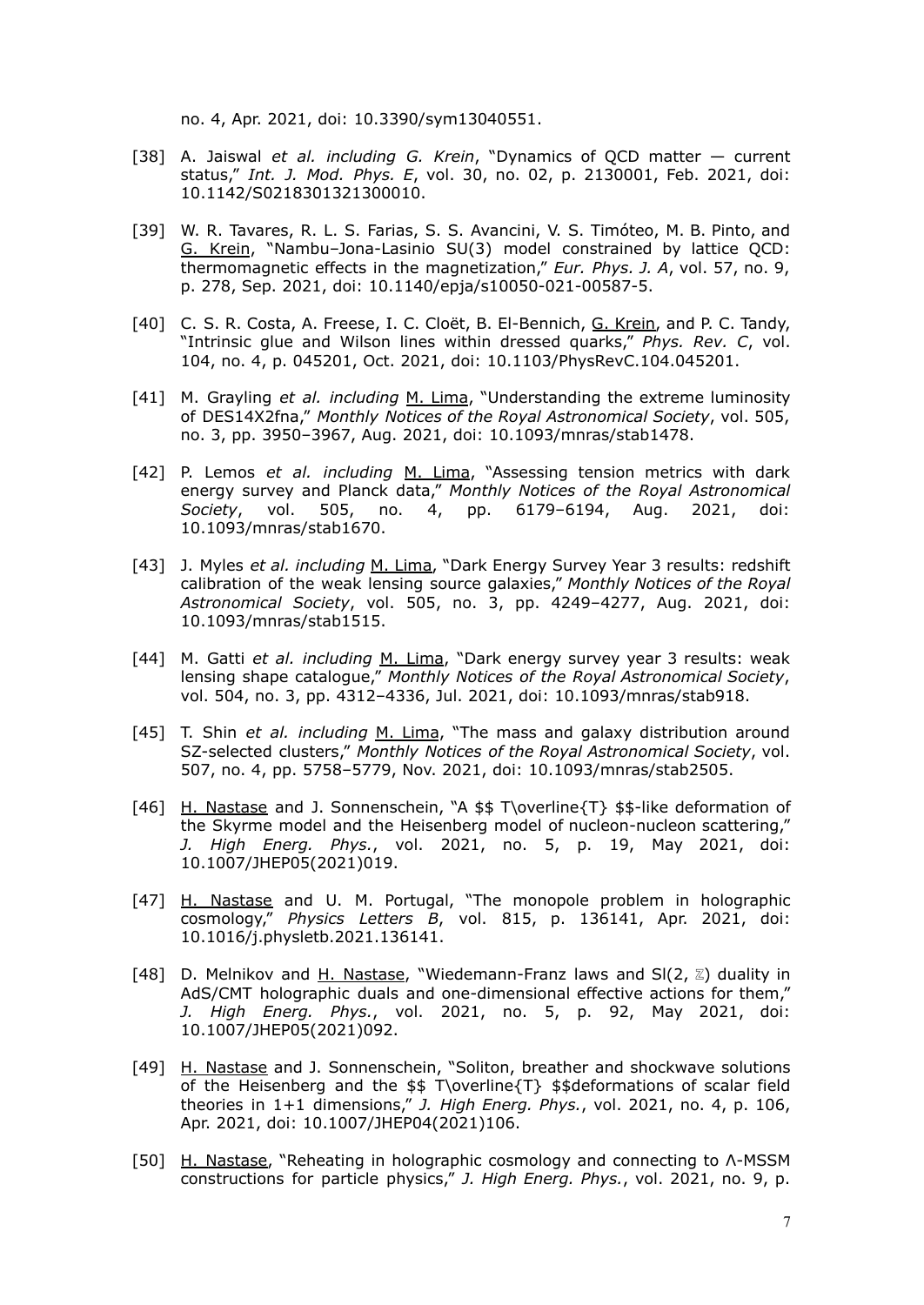no. 4, Apr. 2021, doi: 10.3390/sym13040551.

[38] A. Jaiswal *et al. including G. Krein*, "Dynamics of QCD matter — current status," *Int. J. Mod. Phys. E*, vol. 30, no. 02, p. 2130001, Feb. 2021, doi: 10.1142/S0218301321300010.

[39] W. R. Tavares, R. L. S. Farias, S. S. Avancini, V. S. Timóteo, M. B. Pinto, and G. Krein, "Nambu–Jona-Lasinio SU(3) model constrained by lattice QCD: thermomagnetic effects in the magnetization," *Eur. Phys. J. A*, vol. 57, no. 9, p. 278, Sep. 2021, doi: 10.1140/epja/s10050-021-00587-5.

[40] C. S. R. Costa, A. Freese, I. C. Cloët, B. El-Bennich, G. Krein, and P. C. Tandy, "Intrinsic glue and Wilson lines within dressed quarks," *Phys. Rev. C*, vol. 104, no. 4, p. 045201, Oct. 2021, doi: 10.1103/PhysRevC.104.045201.

[41] M. Grayling *et al. including* M. Lima, "Understanding the extreme luminosity of DES14X2fna," *Monthly Notices of the Royal Astronomical Society*, vol. 505, no. 3, pp. 3950–3967, Aug. 2021, doi: 10.1093/mnras/stab1478.

[42] P. Lemos *et al. including* M. Lima, "Assessing tension metrics with dark energy survey and Planck data," *Monthly Notices of the Royal Astronomical Society*, vol. 505, no. 4, pp. 6179–6194, Aug. 2021, doi: 10.1093/mnras/stab1670.

[43] J. Myles *et al. including* M. Lima, "Dark Energy Survey Year 3 results: redshift calibration of the weak lensing source galaxies," *Monthly Notices of the Royal Astronomical Society*, vol. 505, no. 3, pp. 4249–4277, Aug. 2021, doi: 10.1093/mnras/stab1515.

[44] M. Gatti *et al. including* M. Lima, "Dark energy survey year 3 results: weak lensing shape catalogue," *Monthly Notices of the Royal Astronomical Society*, vol. 504, no. 3, pp. 4312–4336, Jul. 2021, doi: 10.1093/mnras/stab918.

[45] T. Shin *et al. including* M. Lima, "The mass and galaxy distribution around SZ-selected clusters," *Monthly Notices of the Royal Astronomical Society*, vol. 507, no. 4, pp. 5758–5779, Nov. 2021, doi: 10.1093/mnras/stab2505.

[46] H. Nastase and J. Sonnenschein, "A $$ T\overline{T} $$-like deformation of the Skyrme model and the Heisenberg model of nucleon-nucleon scattering," *J. High Energ. Phys.*, vol. 2021, no. 5, p. 19, May 2021, doi: 10.1007/JHEP05(2021)019.

[47] H. Nastase and U. M. Portugal, "The monopole problem in holographic cosmology," *Physics Letters B*, vol. 815, p. 136141, Apr. 2021, doi: 10.1016/j.physletb.2021.136141.

[48] D. Melnikov and H. Nastase, "Wiedemann-Franz laws and Sl(2, ℤ) duality in AdS/CMT holographic duals and one-dimensional effective actions for them," *J. High Energ. Phys.*, vol. 2021, no. 5, p. 92, May 2021, doi: 10.1007/JHEP05(2021)092.

[49] H. Nastase and J. Sonnenschein, "Soliton, breather and shockwave solutions of the Heisenberg and the $$ T\overline{T} $$deformations of scalar field theories in 1+1 dimensions," *J. High Energ. Phys.*, vol. 2021, no. 4, p. 106, Apr. 2021, doi: 10.1007/JHEP04(2021)106.

[50] H. Nastase, "Reheating in holographic cosmology and connecting to Λ-MSSM constructions for particle physics," *J. High Energ. Phys.*, vol. 2021, no. 9, p.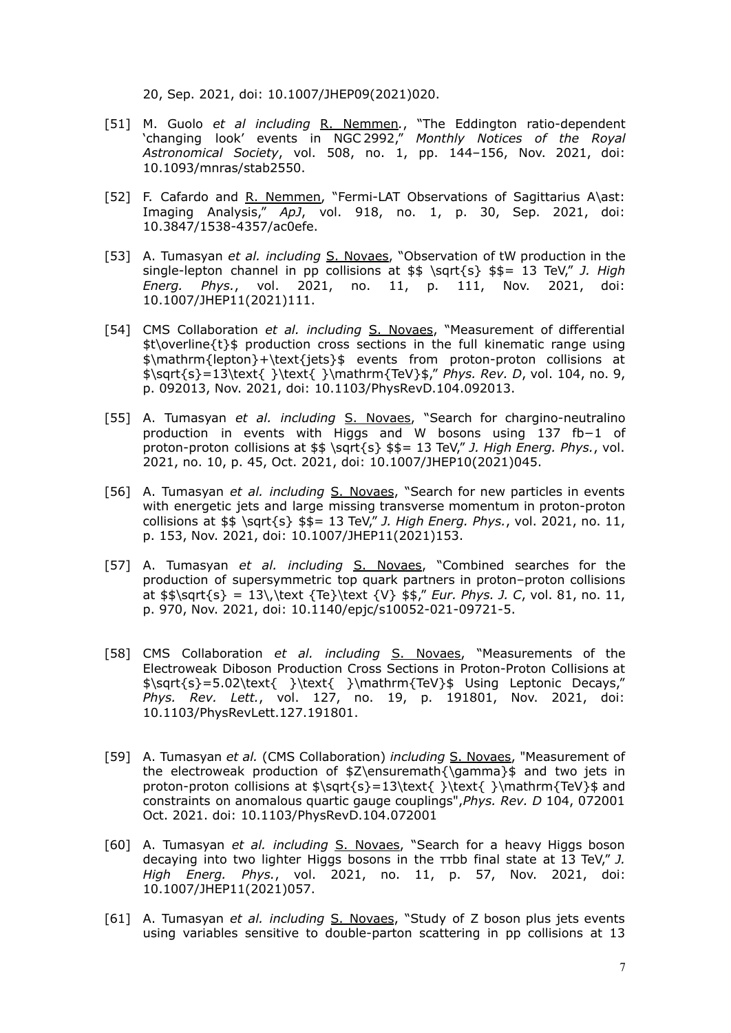20, Sep. 2021, doi: 10.1007/JHEP09(2021)020.

[51] M. Guolo *et al including* R. Nemmen., "The Eddington ratio-dependent 'changing look' events in NGC 2992," *Monthly Notices of the Royal Astronomical Society*, vol. 508, no. 1, pp. 144–156, Nov. 2021, doi: 10.1093/mnras/stab2550.

[52] F. Cafardo and R. Nemmen, "Fermi-LAT Observations of Sagittarius A\ast: Imaging Analysis," *ApJ*, vol. 918, no. 1, p. 30, Sep. 2021, doi: 10.3847/1538-4357/ac0efe.

[53] A. Tumasyan *et al. including* S. Novaes, "Observation of tW production in the single-lepton channel in pp collisions at $$ \sqrt{s} $$= 13 TeV," *J. High Energ. Phys.*, vol. 2021, no. 11, p. 111, Nov. 2021, doi: 10.1007/JHEP11(2021)111.

[54] CMS Collaboration *et al. including* S. Novaes, "Measurement of differential $t\overline{t}$ production cross sections in the full kinematic range using $\mathrm{lepton}+\text{jets}$ events from proton-proton collisions at $\sqrt{s}=13\text{ }\text{ }\mathrm{TeV}$," *Phys. Rev. D*, vol. 104, no. 9, p. 092013, Nov. 2021, doi: 10.1103/PhysRevD.104.092013.

[55] A. Tumasyan *et al. including* S. Novaes, "Search for chargino-neutralino production in events with Higgs and W bosons using 137 fb−1 of proton-proton collisions at $$ \sqrt{s} $$= 13 TeV," *J. High Energ. Phys.*, vol. 2021, no. 10, p. 45, Oct. 2021, doi: 10.1007/JHEP10(2021)045.

[56] A. Tumasyan *et al. including* S. Novaes, "Search for new particles in events with energetic jets and large missing transverse momentum in proton-proton collisions at $$ \sqrt{s} $$= 13 TeV," *J. High Energ. Phys.*, vol. 2021, no. 11, p. 153, Nov. 2021, doi: 10.1007/JHEP11(2021)153.

[57] A. Tumasyan *et al. including* S. Novaes, "Combined searches for the production of supersymmetric top quark partners in proton–proton collisions at $$\sqrt{s} = 13\,\text {Te}\text {V} $$," *Eur. Phys. J. C*, vol. 81, no. 11, p. 970, Nov. 2021, doi: 10.1140/epjc/s10052-021-09721-5.

[58] CMS Collaboration *et al. including* S. Novaes, "Measurements of the Electroweak Diboson Production Cross Sections in Proton-Proton Collisions at $\sqrt{s}=5.02\text{ }\text{ }\mathrm{TeV}$ Using Leptonic Decays," *Phys. Rev. Lett.*, vol. 127, no. 19, p. 191801, Nov. 2021, doi: 10.1103/PhysRevLett.127.191801.

[59] A. Tumasyan *et al.* (CMS Collaboration) *including* S. Novaes, "Measurement of the electroweak production of $Z\ensuremath{\gamma}$ and two jets in proton-proton collisions at $\sqrt{s}=13\text{ }\text{ }\mathrm{TeV}$ and constraints on anomalous quartic gauge couplings",*Phys. Rev. D* 104, 072001 Oct. 2021. doi: 10.1103/PhysRevD.104.072001

[60] A. Tumasyan *et al. including* S. Novaes, "Search for a heavy Higgs boson decaying into two lighter Higgs bosons in the ττbb final state at 13 TeV," *J. High Energ. Phys.*, vol. 2021, no. 11, p. 57, Nov. 2021, doi: 10.1007/JHEP11(2021)057.

[61] A. Tumasyan *et al. including* S. Novaes, "Study of Z boson plus jets events using variables sensitive to double-parton scattering in pp collisions at 13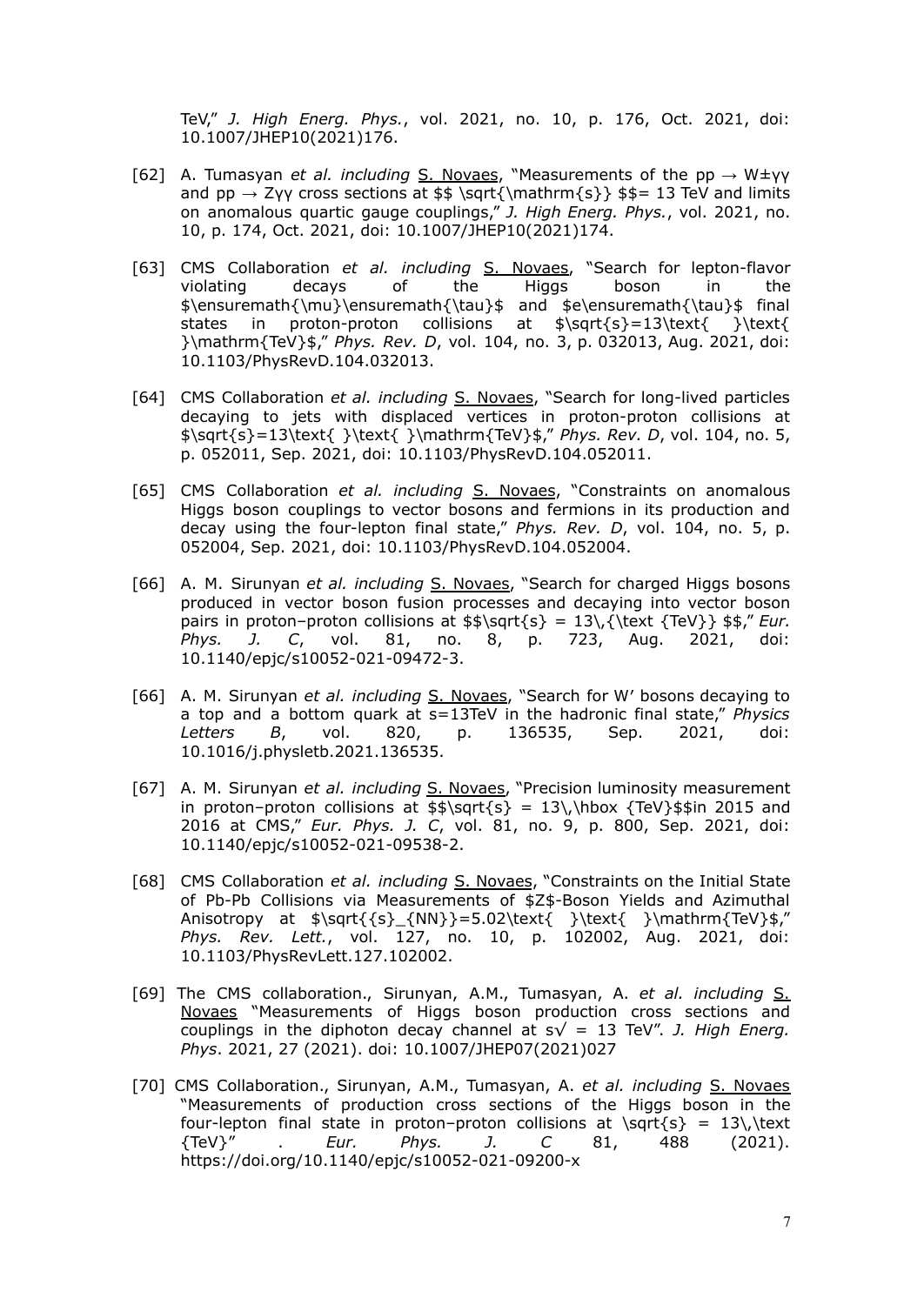TeV," *J. High Energ. Phys.*, vol. 2021, no. 10, p. 176, Oct. 2021, doi: 10.1007/JHEP10(2021)176.

[62] A. Tumasyan *et al. including* S. Novaes, "Measurements of the pp → W±γγ and pp → Zγγ cross sections at $$ \sqrt{\mathrm{s}} $$= 13 TeV and limits on anomalous quartic gauge couplings," *J. High Energ. Phys.*, vol. 2021, no. 10, p. 174, Oct. 2021, doi: 10.1007/JHEP10(2021)174.

[63] CMS Collaboration *et al. including* S. Novaes, "Search for lepton-flavor violating decays of the Higgs boson in the $\ensuremath{\mu}\ensuremath{\tau}$ and $e\ensuremath{\tau}$ final states in proton-proton collisions at $\sqrt{s}=13\text{ }\text{ }\mathrm{TeV}$," *Phys. Rev. D*, vol. 104, no. 3, p. 032013, Aug. 2021, doi: 10.1103/PhysRevD.104.032013.

[64] CMS Collaboration *et al. including* S. Novaes, "Search for long-lived particles decaying to jets with displaced vertices in proton-proton collisions at $\sqrt{s}=13\text{ }\text{ }\mathrm{TeV}$," *Phys. Rev. D*, vol. 104, no. 5, p. 052011, Sep. 2021, doi: 10.1103/PhysRevD.104.052011.

[65] CMS Collaboration *et al. including* S. Novaes, "Constraints on anomalous Higgs boson couplings to vector bosons and fermions in its production and decay using the four-lepton final state," *Phys. Rev. D*, vol. 104, no. 5, p. 052004, Sep. 2021, doi: 10.1103/PhysRevD.104.052004.

[66] A. M. Sirunyan *et al. including* S. Novaes, "Search for charged Higgs bosons produced in vector boson fusion processes and decaying into vector boson pairs in proton–proton collisions at $$\sqrt{s} = 13\,{\text {TeV}} $$," *Eur. Phys. J. C*, vol. 81, no. 8, p. 723, Aug. 2021, doi: 10.1140/epjc/s10052-021-09472-3.

[66] A. M. Sirunyan *et al. including* S. Novaes, "Search for W′ bosons decaying to a top and a bottom quark at s=13TeV in the hadronic final state," *Physics Letters B*, vol. 820, p. 136535, Sep. 2021, doi: 10.1016/j.physletb.2021.136535.

[67] A. M. Sirunyan *et al. including* S. Novaes, "Precision luminosity measurement in proton–proton collisions at $$\sqrt{s} = 13\,\hbox {TeV}$$in 2015 and 2016 at CMS," *Eur. Phys. J. C*, vol. 81, no. 9, p. 800, Sep. 2021, doi: 10.1140/epjc/s10052-021-09538-2.

[68] CMS Collaboration *et al. including* S. Novaes, "Constraints on the Initial State of Pb-Pb Collisions via Measurements of $Z$-Boson Yields and Azimuthal Anisotropy at $\sqrt{{s}_{NN}}=5.02\text{ }\text{ }\mathrm{TeV}$," *Phys. Rev. Lett.*, vol. 127, no. 10, p. 102002, Aug. 2021, doi: 10.1103/PhysRevLett.127.102002.

[69] The CMS collaboration., Sirunyan, A.M., Tumasyan, A. *et al. including* S. Novaes "Measurements of Higgs boson production cross sections and couplings in the diphoton decay channel at s√ = 13 TeV". *J. High Energ. Phys*. 2021, 27 (2021). doi: 10.1007/JHEP07(2021)027

[70] CMS Collaboration., Sirunyan, A.M., Tumasyan, A. *et al. including* S. Novaes "Measurements of production cross sections of the Higgs boson in the four-lepton final state in proton–proton collisions at \sqrt{s} = 13\,\text {TeV}" . *Eur. Phys. J. C* 81, 488 (2021). https://doi.org/10.1140/epjc/s10052-021-09200-x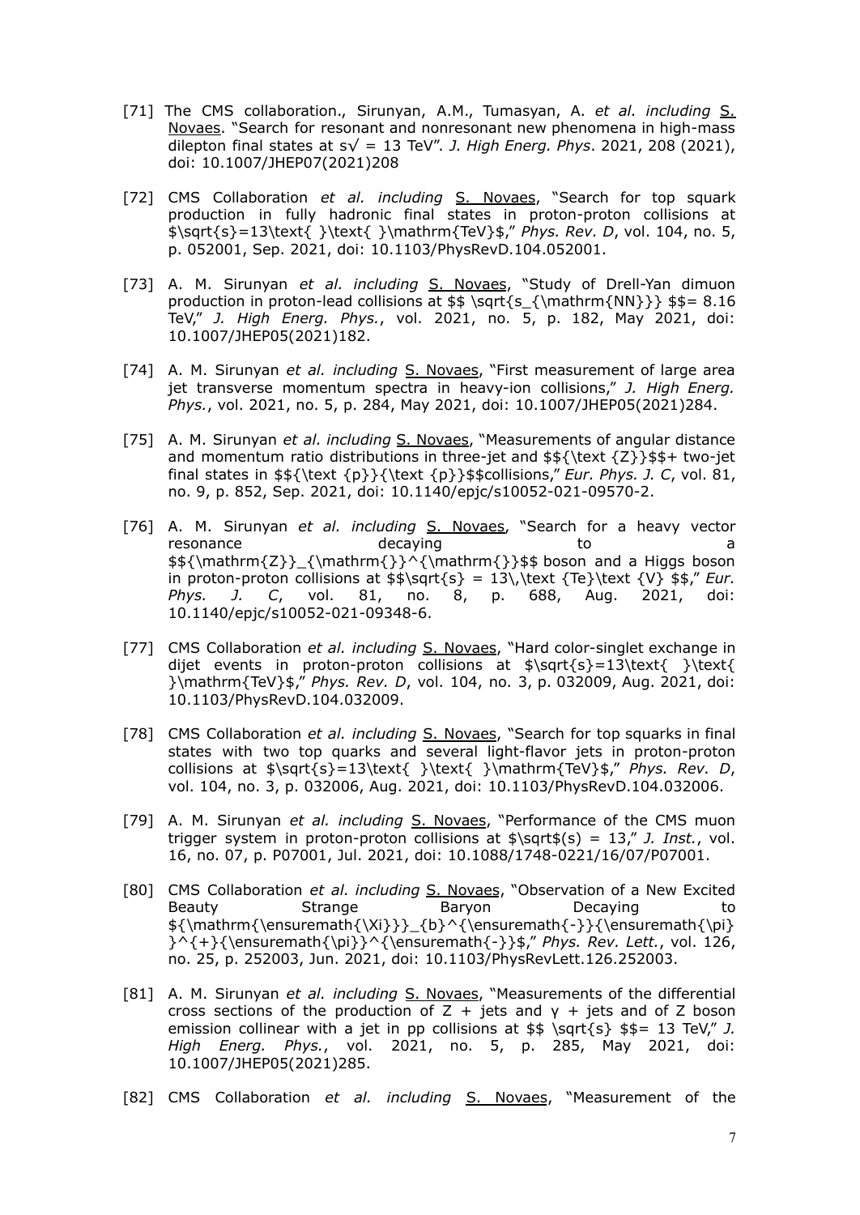[71] The CMS collaboration., Sirunyan, A.M., Tumasyan, A. *et al. including* S. Novaes. "Search for resonant and nonresonant new phenomena in high-mass dilepton final states at s√ = 13 TeV". *J. High Energ. Phys*. 2021, 208 (2021), doi: 10.1007/JHEP07(2021)208

[72] CMS Collaboration *et al. including* S. Novaes, "Search for top squark production in fully hadronic final states in proton-proton collisions at $\sqrt{s}=13\text{ }\text{ }\mathrm{TeV}$," *Phys. Rev. D*, vol. 104, no. 5, p. 052001, Sep. 2021, doi: 10.1103/PhysRevD.104.052001.

[73] A. M. Sirunyan *et al. including* S. Novaes, "Study of Drell-Yan dimuon production in proton-lead collisions at $$ \sqrt{s_{\mathrm{NN}}} $$= 8.16 TeV," *J. High Energ. Phys.*, vol. 2021, no. 5, p. 182, May 2021, doi: 10.1007/JHEP05(2021)182.

[74] A. M. Sirunyan *et al. including* S. Novaes, "First measurement of large area jet transverse momentum spectra in heavy-ion collisions," *J. High Energ. Phys.*, vol. 2021, no. 5, p. 284, May 2021, doi: 10.1007/JHEP05(2021)284.

[75] A. M. Sirunyan *et al. including* S. Novaes, "Measurements of angular distance and momentum ratio distributions in three-jet and $${\text {Z}}$$+ two-jet final states in $${\text {p}}{\text {p}}$$collisions," *Eur. Phys. J. C*, vol. 81, no. 9, p. 852, Sep. 2021, doi: 10.1140/epjc/s10052-021-09570-2.

[76] A. M. Sirunyan *et al. including* S. Novaes, "Search for a heavy vector resonance decaying to a $${\mathrm{Z}}_{\mathrm{}}^{\mathrm{}}$$ boson and a Higgs boson in proton-proton collisions at $$\sqrt{s} = 13\,\text {Te}\text {V} $$," *Eur. Phys. J. C*, vol. 81, no. 8, p. 688, Aug. 2021, doi: 10.1140/epjc/s10052-021-09348-6.

[77] CMS Collaboration *et al. including* S. Novaes, "Hard color-singlet exchange in dijet events in proton-proton collisions at $\sqrt{s}=13\text{ }\text{ }\mathrm{TeV}$," *Phys. Rev. D*, vol. 104, no. 3, p. 032009, Aug. 2021, doi: 10.1103/PhysRevD.104.032009.

[78] CMS Collaboration *et al. including* S. Novaes, "Search for top squarks in final states with two top quarks and several light-flavor jets in proton-proton collisions at $\sqrt{s}=13\text{ }\text{ }\mathrm{TeV}$," *Phys. Rev. D*, vol. 104, no. 3, p. 032006, Aug. 2021, doi: 10.1103/PhysRevD.104.032006.

[79] A. M. Sirunyan *et al. including* S. Novaes, "Performance of the CMS muon trigger system in proton-proton collisions at $\sqrt$(s) = 13," *J. Inst.*, vol. 16, no. 07, p. P07001, Jul. 2021, doi: 10.1088/1748-0221/16/07/P07001.

[80] CMS Collaboration *et al. including* S. Novaes, "Observation of a New Excited Beauty Strange Baryon Decaying to ${\mathrm{\ensuremath{\Xi}}}_{b}^{\ensuremath{-}}{\ensuremath{\pi}}^{+}{\ensuremath{\pi}}^{\ensuremath{-}}$," *Phys. Rev. Lett.*, vol. 126, no. 25, p. 252003, Jun. 2021, doi: 10.1103/PhysRevLett.126.252003.

[81] A. M. Sirunyan *et al. including* S. Novaes, "Measurements of the differential cross sections of the production of Z + jets and γ + jets and of Z boson emission collinear with a jet in pp collisions at $$ \sqrt{s} $$= 13 TeV," *J. High Energ. Phys.*, vol. 2021, no. 5, p. 285, May 2021, doi: 10.1007/JHEP05(2021)285.

[82] CMS Collaboration *et al. including* S. Novaes, "Measurement of the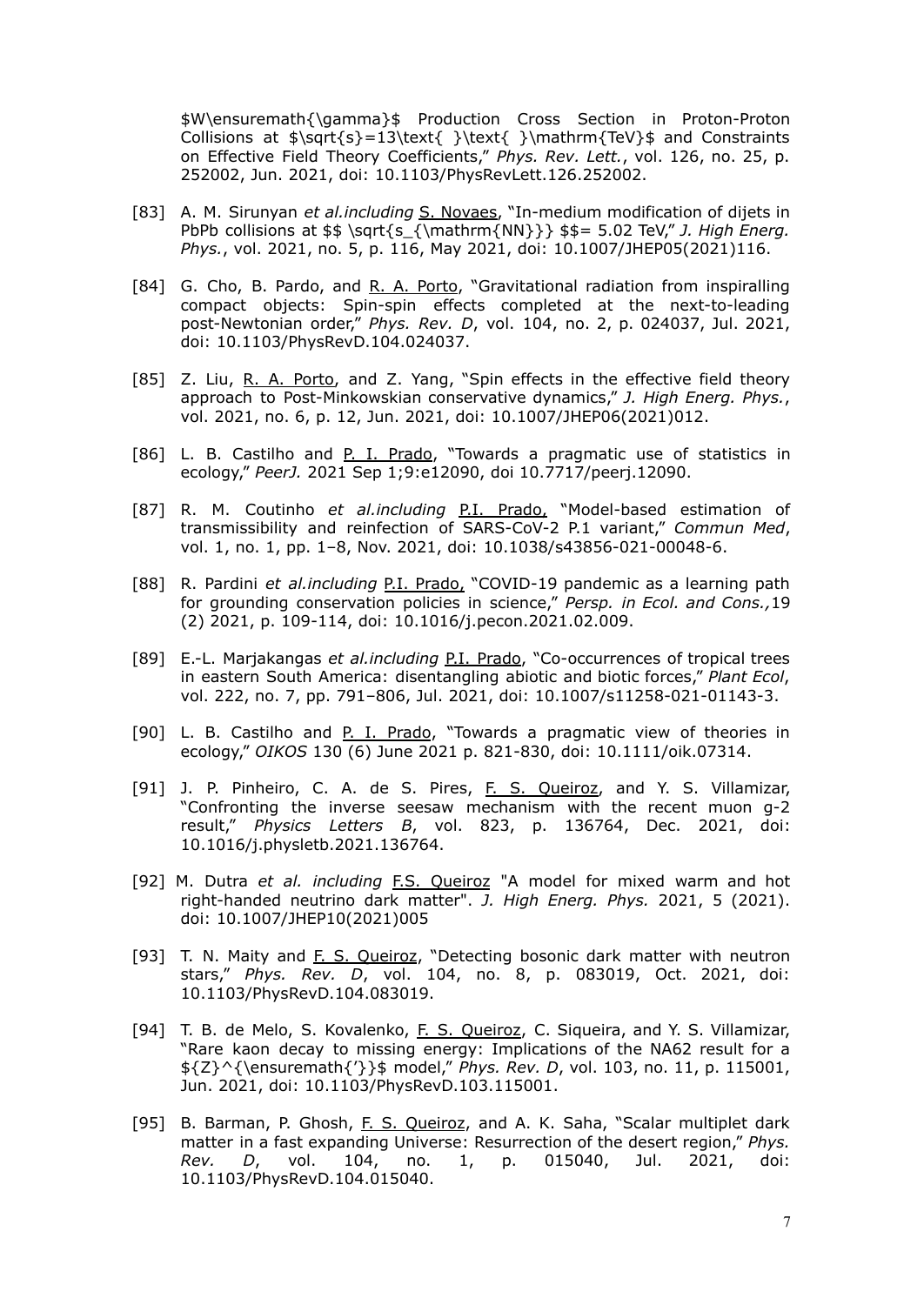$W\ensuremath{\gamma}$ Production Cross Section in Proton-Proton Collisions at $\sqrt{s}=13\text{ }\text{ }\mathrm{TeV}$ and Constraints on Effective Field Theory Coefficients," *Phys. Rev. Lett.*, vol. 126, no. 25, p. 252002, Jun. 2021, doi: 10.1103/PhysRevLett.126.252002.

[83] A. M. Sirunyan *et al.including* S. Novaes, "In-medium modification of dijets in PbPb collisions at $$ \sqrt{s_{\mathrm{NN}}} $$= 5.02 TeV," *J. High Energ. Phys.*, vol. 2021, no. 5, p. 116, May 2021, doi: 10.1007/JHEP05(2021)116.

[84] G. Cho, B. Pardo, and R. A. Porto, "Gravitational radiation from inspiralling compact objects: Spin-spin effects completed at the next-to-leading post-Newtonian order," *Phys. Rev. D*, vol. 104, no. 2, p. 024037, Jul. 2021, doi: 10.1103/PhysRevD.104.024037.

[85] Z. Liu, R. A. Porto, and Z. Yang, "Spin effects in the effective field theory approach to Post-Minkowskian conservative dynamics," *J. High Energ. Phys.*, vol. 2021, no. 6, p. 12, Jun. 2021, doi: 10.1007/JHEP06(2021)012.

[86] L. B. Castilho and P. I. Prado, "Towards a pragmatic use of statistics in ecology," *PeerJ.* 2021 Sep 1;9:e12090, doi 10.7717/peerj.12090.

[87] R. M. Coutinho *et al.including* P.I. Prado, "Model-based estimation of transmissibility and reinfection of SARS-CoV-2 P.1 variant," *Commun Med*, vol. 1, no. 1, pp. 1–8, Nov. 2021, doi: 10.1038/s43856-021-00048-6.

[88] R. Pardini *et al.including* P.I. Prado, "COVID-19 pandemic as a learning path for grounding conservation policies in science," *Persp. in Ecol. and Cons.,*19 (2) 2021, p. 109-114, doi: 10.1016/j.pecon.2021.02.009.

[89] E.-L. Marjakangas *et al.including* P.I. Prado, "Co-occurrences of tropical trees in eastern South America: disentangling abiotic and biotic forces," *Plant Ecol*, vol. 222, no. 7, pp. 791–806, Jul. 2021, doi: 10.1007/s11258-021-01143-3.

[90] L. B. Castilho and P. I. Prado, "Towards a pragmatic view of theories in ecology," *OIKOS* 130 (6) June 2021 p. 821-830, doi: 10.1111/oik.07314.

[91] J. P. Pinheiro, C. A. de S. Pires, F. S. Queiroz, and Y. S. Villamizar, "Confronting the inverse seesaw mechanism with the recent muon g-2 result," *Physics Letters B*, vol. 823, p. 136764, Dec. 2021, doi: 10.1016/j.physletb.2021.136764.

[92] M. Dutra *et al. including* F.S. Queiroz "A model for mixed warm and hot right-handed neutrino dark matter". *J. High Energ. Phys.* 2021, 5 (2021). doi: 10.1007/JHEP10(2021)005

[93] T. N. Maity and F. S. Queiroz, "Detecting bosonic dark matter with neutron stars," *Phys. Rev. D*, vol. 104, no. 8, p. 083019, Oct. 2021, doi: 10.1103/PhysRevD.104.083019.

[94] T. B. de Melo, S. Kovalenko, F. S. Queiroz, C. Siqueira, and Y. S. Villamizar, "Rare kaon decay to missing energy: Implications of the NA62 result for a ${Z}^{\ensuremath{'}}$ model," *Phys. Rev. D*, vol. 103, no. 11, p. 115001, Jun. 2021, doi: 10.1103/PhysRevD.103.115001.

[95] B. Barman, P. Ghosh, F. S. Queiroz, and A. K. Saha, "Scalar multiplet dark matter in a fast expanding Universe: Resurrection of the desert region," *Phys. Rev. D*, vol. 104, no. 1, p. 015040, Jul. 2021, doi: 10.1103/PhysRevD.104.015040.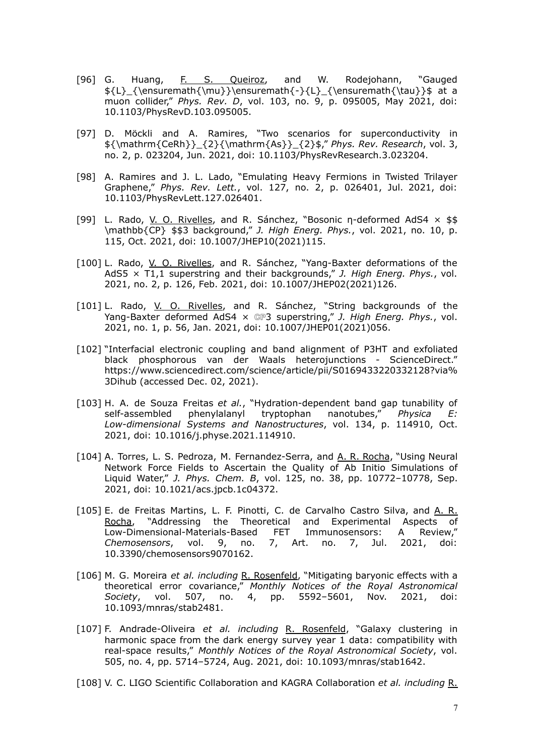[96] G. Huang, F. S. Queiroz, and W. Rodejohann, "Gauged ${L}_{\ensuremath{\mu}}\ensuremath{-}{L}_{\ensuremath{\tau}}$ at a muon collider," *Phys. Rev. D*, vol. 103, no. 9, p. 095005, May 2021, doi: 10.1103/PhysRevD.103.095005.

[97] D. Möckli and A. Ramires, "Two scenarios for superconductivity in ${\mathrm{CeRh}}_{2}{\mathrm{As}}_{2}$," *Phys. Rev. Research*, vol. 3, no. 2, p. 023204, Jun. 2021, doi: 10.1103/PhysRevResearch.3.023204.

[98] A. Ramires and J. L. Lado, "Emulating Heavy Fermions in Twisted Trilayer Graphene," *Phys. Rev. Lett.*, vol. 127, no. 2, p. 026401, Jul. 2021, doi: 10.1103/PhysRevLett.127.026401.

[99] L. Rado, V. O. Rivelles, and R. Sánchez, "Bosonic η-deformed AdS4 × $$ \mathbb{CP} $$3 background," *J. High Energ. Phys.*, vol. 2021, no. 10, p. 115, Oct. 2021, doi: 10.1007/JHEP10(2021)115.

[100] L. Rado, V. O. Rivelles, and R. Sánchez, "Yang-Baxter deformations of the AdS5 × T1,1 superstring and their backgrounds," *J. High Energ. Phys.*, vol. 2021, no. 2, p. 126, Feb. 2021, doi: 10.1007/JHEP02(2021)126.

[101] L. Rado, V. O. Rivelles, and R. Sánchez, "String backgrounds of the Yang-Baxter deformed AdS4 × ℂℙ3 superstring," *J. High Energ. Phys.*, vol. 2021, no. 1, p. 56, Jan. 2021, doi: 10.1007/JHEP01(2021)056.

[102] "Interfacial electronic coupling and band alignment of P3HT and exfoliated black phosphorous van der Waals heterojunctions - ScienceDirect." https://www.sciencedirect.com/science/article/pii/S0169433220332128?via%3Dihub (accessed Dec. 02, 2021).

[103] H. A. de Souza Freitas *et al.*, "Hydration-dependent band gap tunability of self-assembled phenylalanyl tryptophan nanotubes," *Physica E: Low-dimensional Systems and Nanostructures*, vol. 134, p. 114910, Oct. 2021, doi: 10.1016/j.physe.2021.114910.

[104] A. Torres, L. S. Pedroza, M. Fernandez-Serra, and A. R. Rocha, "Using Neural Network Force Fields to Ascertain the Quality of Ab Initio Simulations of Liquid Water," *J. Phys. Chem. B*, vol. 125, no. 38, pp. 10772–10778, Sep. 2021, doi: 10.1021/acs.jpcb.1c04372.

[105] E. de Freitas Martins, L. F. Pinotti, C. de Carvalho Castro Silva, and A. R. Rocha, "Addressing the Theoretical and Experimental Aspects of Low-Dimensional-Materials-Based FET Immunosensors: A Review," *Chemosensors*, vol. 9, no. 7, Art. no. 7, Jul. 2021, doi: 10.3390/chemosensors9070162.

[106] M. G. Moreira *et al. including* R. Rosenfeld, "Mitigating baryonic effects with a theoretical error covariance," *Monthly Notices of the Royal Astronomical Society*, vol. 507, no. 4, pp. 5592–5601, Nov. 2021, doi: 10.1093/mnras/stab2481.

[107] F. Andrade-Oliveira *et al. including* R. Rosenfeld, "Galaxy clustering in harmonic space from the dark energy survey year 1 data: compatibility with real-space results," *Monthly Notices of the Royal Astronomical Society*, vol. 505, no. 4, pp. 5714–5724, Aug. 2021, doi: 10.1093/mnras/stab1642.

[108] V. C. LIGO Scientific Collaboration and KAGRA Collaboration *et al. including* R.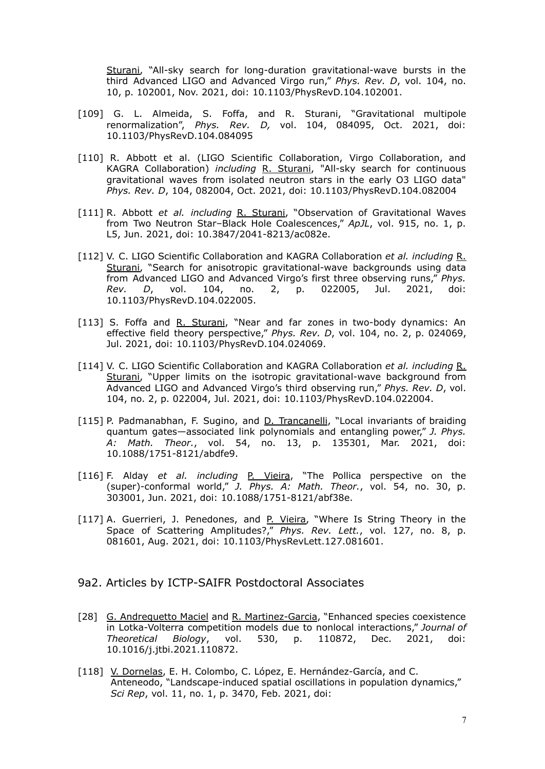Sturani, "All-sky search for long-duration gravitational-wave bursts in the third Advanced LIGO and Advanced Virgo run," *Phys. Rev. D*, vol. 104, no. 10, p. 102001, Nov. 2021, doi: 10.1103/PhysRevD.104.102001.

[109] G. L. Almeida, S. Foffa, and R. Sturani, "Gravitational multipole renormalization", *Phys. Rev. D,* vol. 104, 084095, Oct. 2021, doi: 10.1103/PhysRevD.104.084095

[110] R. Abbott et al. (LIGO Scientific Collaboration, Virgo Collaboration, and KAGRA Collaboration) *including* R. Sturani, "All-sky search for continuous gravitational waves from isolated neutron stars in the early O3 LIGO data" *Phys. Rev. D*, 104, 082004, Oct. 2021, doi: 10.1103/PhysRevD.104.082004

[111] R. Abbott *et al. including* R. Sturani, "Observation of Gravitational Waves from Two Neutron Star–Black Hole Coalescences," *ApJL*, vol. 915, no. 1, p. L5, Jun. 2021, doi: 10.3847/2041-8213/ac082e.

[112] V. C. LIGO Scientific Collaboration and KAGRA Collaboration *et al. including* R. Sturani, "Search for anisotropic gravitational-wave backgrounds using data from Advanced LIGO and Advanced Virgo's first three observing runs," *Phys. Rev. D*, vol. 104, no. 2, p. 022005, Jul. 2021, doi: 10.1103/PhysRevD.104.022005.

[113] S. Foffa and R. Sturani, "Near and far zones in two-body dynamics: An effective field theory perspective," *Phys. Rev. D*, vol. 104, no. 2, p. 024069, Jul. 2021, doi: 10.1103/PhysRevD.104.024069.

[114] V. C. LIGO Scientific Collaboration and KAGRA Collaboration *et al. including* R. Sturani, "Upper limits on the isotropic gravitational-wave background from Advanced LIGO and Advanced Virgo's third observing run," *Phys. Rev. D*, vol. 104, no. 2, p. 022004, Jul. 2021, doi: 10.1103/PhysRevD.104.022004.

[115] P. Padmanabhan, F. Sugino, and D. Trancanelli, "Local invariants of braiding quantum gates—associated link polynomials and entangling power," *J. Phys. A: Math. Theor.*, vol. 54, no. 13, p. 135301, Mar. 2021, doi: 10.1088/1751-8121/abdfe9.

[116] F. Alday *et al. including* P. Vieira, "The Pollica perspective on the (super)-conformal world," *J. Phys. A: Math. Theor.*, vol. 54, no. 30, p. 303001, Jun. 2021, doi: 10.1088/1751-8121/abf38e.

[117] A. Guerrieri, J. Penedones, and P. Vieira, "Where Is String Theory in the Space of Scattering Amplitudes?," *Phys. Rev. Lett.*, vol. 127, no. 8, p. 081601, Aug. 2021, doi: 10.1103/PhysRevLett.127.081601.

## 9a2. Articles by ICTP-SAIFR Postdoctoral Associates

[28] G. Andreguetto Maciel and R. Martinez-Garcia, "Enhanced species coexistence in Lotka-Volterra competition models due to nonlocal interactions," *Journal of Theoretical Biology*, vol. 530, p. 110872, Dec. 2021, doi: 10.1016/j.jtbi.2021.110872.

[118] V. Dornelas, E. H. Colombo, C. López, E. Hernández-García, and C. Anteneodo, "Landscape-induced spatial oscillations in population dynamics," *Sci Rep*, vol. 11, no. 1, p. 3470, Feb. 2021, doi: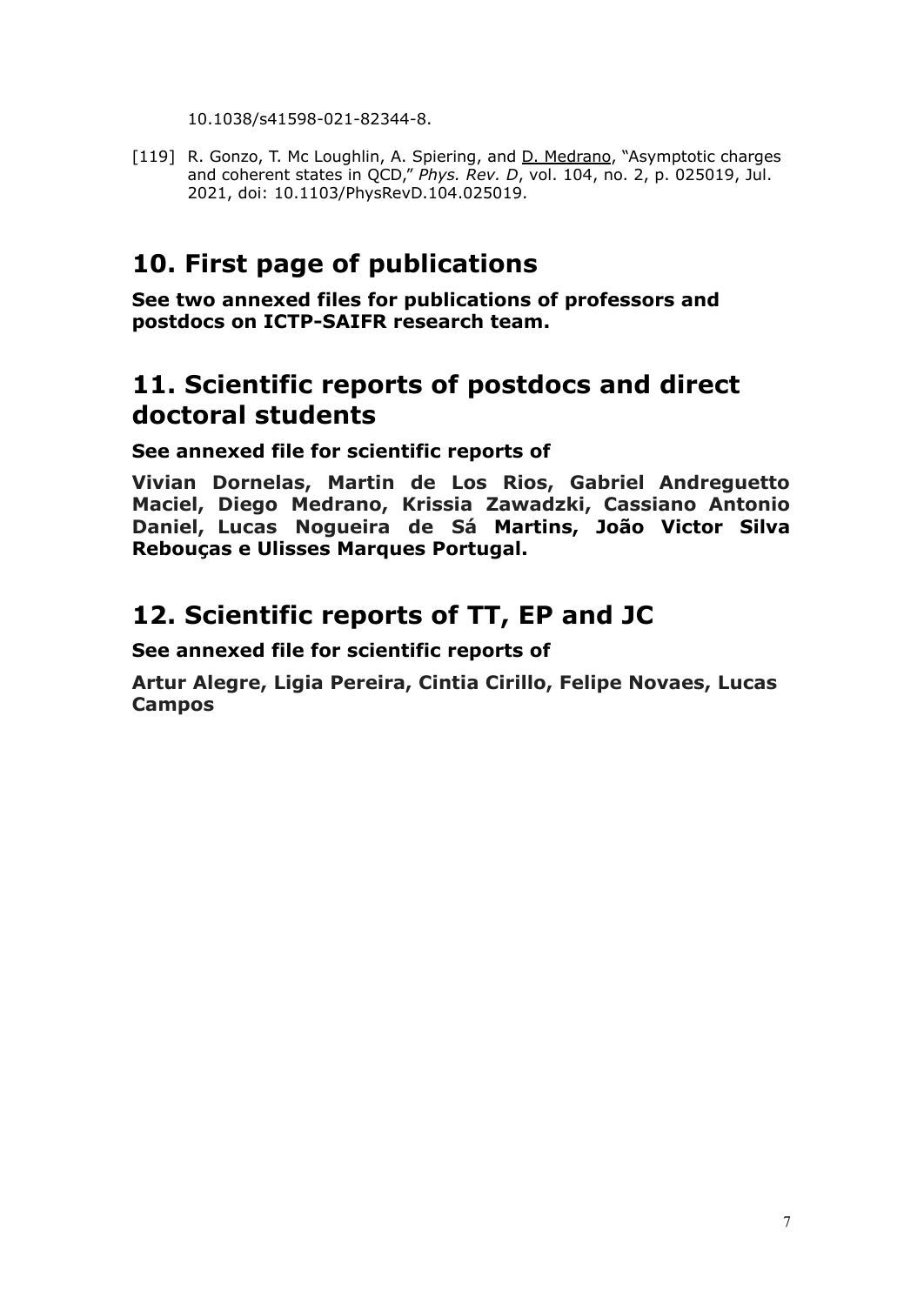10.1038/s41598-021-82344-8.

[119] R. Gonzo, T. Mc Loughlin, A. Spiering, and D. Medrano, "Asymptotic charges and coherent states in QCD," *Phys. Rev. D*, vol. 104, no. 2, p. 025019, Jul. 2021, doi: 10.1103/PhysRevD.104.025019.

## 10. First page of publications

**See two annexed files for publications of professors and postdocs on ICTP-SAIFR research team.**

## 11. Scientific reports of postdocs and direct doctoral students

**See annexed file for scientific reports of**

**Vivian Dornelas, Martin de Los Rios, Gabriel Andreguetto Maciel, Diego Medrano, Krissia Zawadzki, Cassiano Antonio Daniel, Lucas Nogueira de Sá Martins, João Victor Silva Rebouças e Ulisses Marques Portugal.**

## 12. Scientific reports of TT, EP and JC

**See annexed file for scientific reports of**

**Artur Alegre, Ligia Pereira, Cintia Cirillo, Felipe Novaes, Lucas Campos**